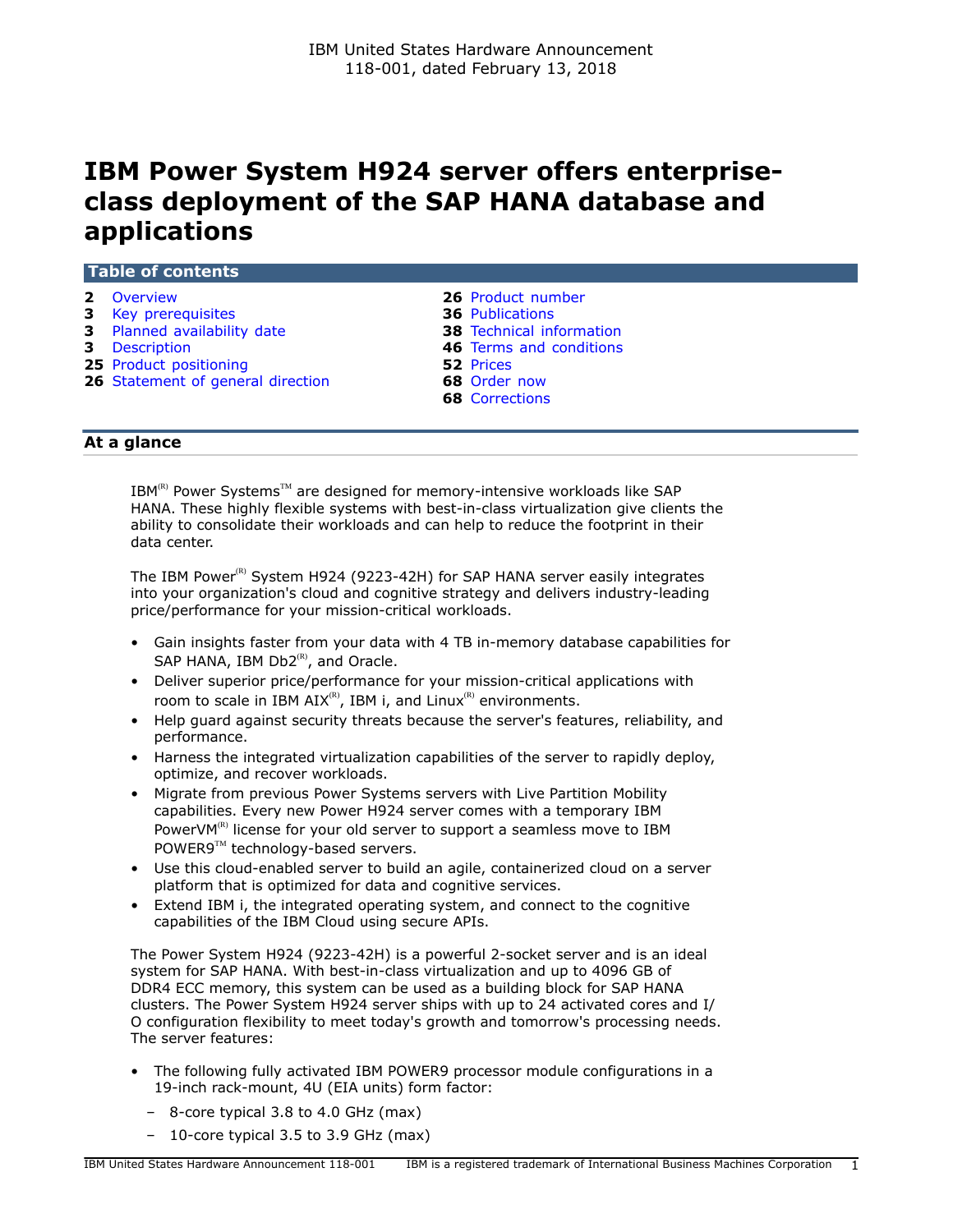IBM United States Hardware Announcement
118-001, dated February 13, 2018

# IBM Power System H924 server offers enterprise-class deployment of the SAP HANA database and applications

## Table of contents

- **2** Overview
- **3** Key prerequisites
- **3** Planned availability date
- **3** Description
- **25** Product positioning
- **26** Statement of general direction
- **26** Product number
- **36** Publications
- **38** Technical information
- **46** Terms and conditions
- **52** Prices
- **68** Order now
- **68** Corrections

## At a glance

IBM(R) Power Systems(TM) are designed for memory-intensive workloads like SAP HANA. These highly flexible systems with best-in-class virtualization give clients the ability to consolidate their workloads and can help to reduce the footprint in their data center.

The IBM Power(R) System H924 (9223-42H) for SAP HANA server easily integrates into your organization's cloud and cognitive strategy and delivers industry-leading price/performance for your mission-critical workloads.

- Gain insights faster from your data with 4 TB in-memory database capabilities for SAP HANA, IBM Db2(R), and Oracle.
- Deliver superior price/performance for your mission-critical applications with room to scale in IBM AIX(R), IBM i, and Linux(R) environments.
- Help guard against security threats because the server's features, reliability, and performance.
- Harness the integrated virtualization capabilities of the server to rapidly deploy, optimize, and recover workloads.
- Migrate from previous Power Systems servers with Live Partition Mobility capabilities. Every new Power H924 server comes with a temporary IBM PowerVM(R) license for your old server to support a seamless move to IBM POWER9(TM) technology-based servers.
- Use this cloud-enabled server to build an agile, containerized cloud on a server platform that is optimized for data and cognitive services.
- Extend IBM i, the integrated operating system, and connect to the cognitive capabilities of the IBM Cloud using secure APIs.

The Power System H924 (9223-42H) is a powerful 2-socket server and is an ideal system for SAP HANA. With best-in-class virtualization and up to 4096 GB of DDR4 ECC memory, this system can be used as a building block for SAP HANA clusters. The Power System H924 server ships with up to 24 activated cores and I/O configuration flexibility to meet today's growth and tomorrow's processing needs. The server features:

- The following fully activated IBM POWER9 processor module configurations in a 19-inch rack-mount, 4U (EIA units) form factor:
  - 8-core typical 3.8 to 4.0 GHz (max)
  - 10-core typical 3.5 to 3.9 GHz (max)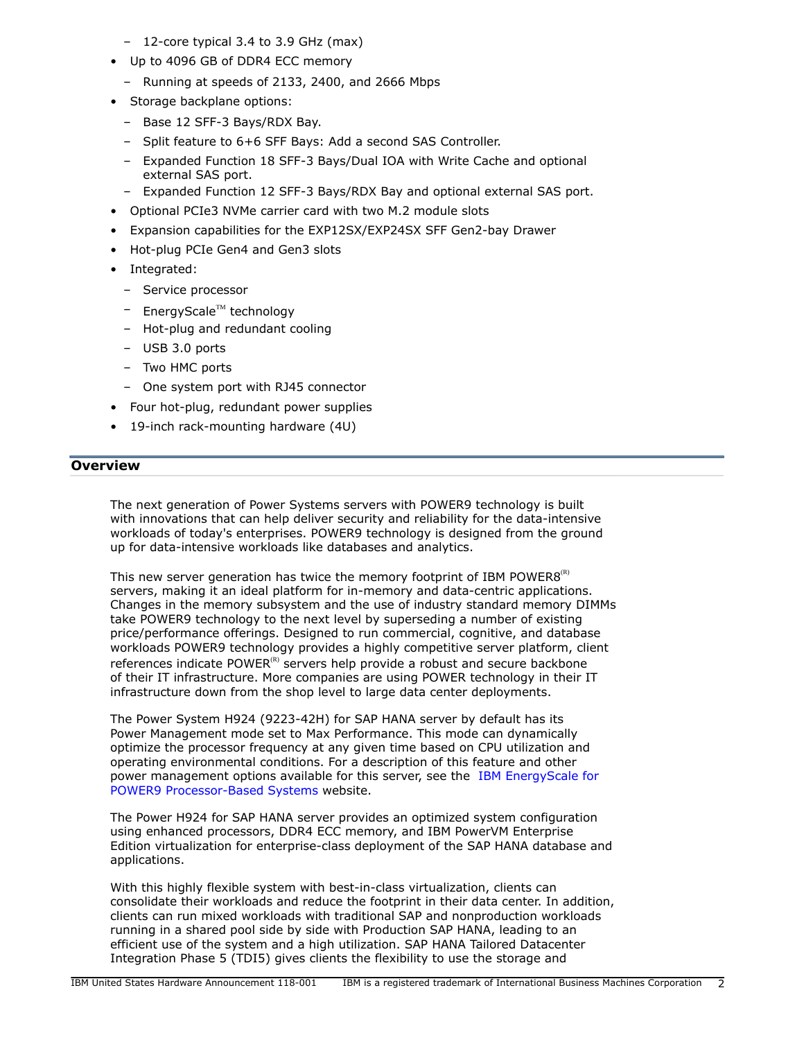- 12-core typical 3.4 to 3.9 GHz (max)
- Up to 4096 GB of DDR4 ECC memory
  - Running at speeds of 2133, 2400, and 2666 Mbps
- Storage backplane options:
  - Base 12 SFF-3 Bays/RDX Bay.
  - Split feature to 6+6 SFF Bays: Add a second SAS Controller.
  - Expanded Function 18 SFF-3 Bays/Dual IOA with Write Cache and optional external SAS port.
  - Expanded Function 12 SFF-3 Bays/RDX Bay and optional external SAS port.
- Optional PCIe3 NVMe carrier card with two M.2 module slots
- Expansion capabilities for the EXP12SX/EXP24SX SFF Gen2-bay Drawer
- Hot-plug PCIe Gen4 and Gen3 slots
- Integrated:
  - Service processor
  - EnergyScale™ technology
  - Hot-plug and redundant cooling
  - USB 3.0 ports
  - Two HMC ports
  - One system port with RJ45 connector
- Four hot-plug, redundant power supplies
- 19-inch rack-mounting hardware (4U)

## Overview

The next generation of Power Systems servers with POWER9 technology is built with innovations that can help deliver security and reliability for the data-intensive workloads of today's enterprises. POWER9 technology is designed from the ground up for data-intensive workloads like databases and analytics.

This new server generation has twice the memory footprint of IBM POWER8(R) servers, making it an ideal platform for in-memory and data-centric applications. Changes in the memory subsystem and the use of industry standard memory DIMMs take POWER9 technology to the next level by superseding a number of existing price/performance offerings. Designed to run commercial, cognitive, and database workloads POWER9 technology provides a highly competitive server platform, client references indicate POWER(R) servers help provide a robust and secure backbone of their IT infrastructure. More companies are using POWER technology in their IT infrastructure down from the shop level to large data center deployments.

The Power System H924 (9223-42H) for SAP HANA server by default has its Power Management mode set to Max Performance. This mode can dynamically optimize the processor frequency at any given time based on CPU utilization and operating environmental conditions. For a description of this feature and other power management options available for this server, see the IBM EnergyScale for POWER9 Processor-Based Systems website.

The Power H924 for SAP HANA server provides an optimized system configuration using enhanced processors, DDR4 ECC memory, and IBM PowerVM Enterprise Edition virtualization for enterprise-class deployment of the SAP HANA database and applications.

With this highly flexible system with best-in-class virtualization, clients can consolidate their workloads and reduce the footprint in their data center. In addition, clients can run mixed workloads with traditional SAP and nonproduction workloads running in a shared pool side by side with Production SAP HANA, leading to an efficient use of the system and a high utilization. SAP HANA Tailored Datacenter Integration Phase 5 (TDI5) gives clients the flexibility to use the storage and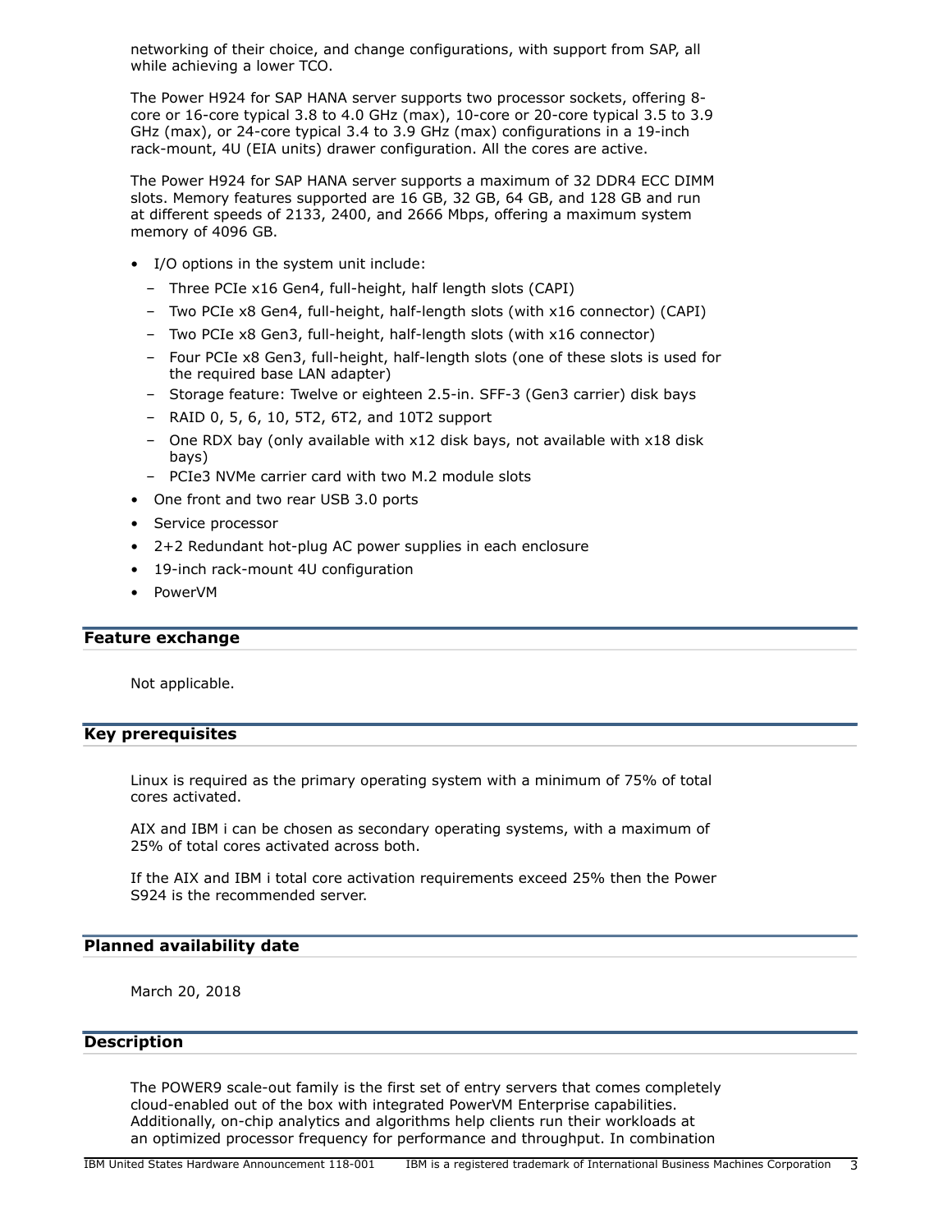networking of their choice, and change configurations, with support from SAP, all while achieving a lower TCO.

The Power H924 for SAP HANA server supports two processor sockets, offering 8-core or 16-core typical 3.8 to 4.0 GHz (max), 10-core or 20-core typical 3.5 to 3.9 GHz (max), or 24-core typical 3.4 to 3.9 GHz (max) configurations in a 19-inch rack-mount, 4U (EIA units) drawer configuration. All the cores are active.

The Power H924 for SAP HANA server supports a maximum of 32 DDR4 ECC DIMM slots. Memory features supported are 16 GB, 32 GB, 64 GB, and 128 GB and run at different speeds of 2133, 2400, and 2666 Mbps, offering a maximum system memory of 4096 GB.

- I/O options in the system unit include:
  - Three PCIe x16 Gen4, full-height, half length slots (CAPI)
  - Two PCIe x8 Gen4, full-height, half-length slots (with x16 connector) (CAPI)
  - Two PCIe x8 Gen3, full-height, half-length slots (with x16 connector)
  - Four PCIe x8 Gen3, full-height, half-length slots (one of these slots is used for the required base LAN adapter)
  - Storage feature: Twelve or eighteen 2.5-in. SFF-3 (Gen3 carrier) disk bays
  - RAID 0, 5, 6, 10, 5T2, 6T2, and 10T2 support
  - One RDX bay (only available with x12 disk bays, not available with x18 disk bays)
  - PCIe3 NVMe carrier card with two M.2 module slots
- One front and two rear USB 3.0 ports
- Service processor
- 2+2 Redundant hot-plug AC power supplies in each enclosure
- 19-inch rack-mount 4U configuration
- PowerVM

## Feature exchange

Not applicable.

## Key prerequisites

Linux is required as the primary operating system with a minimum of 75% of total cores activated.

AIX and IBM i can be chosen as secondary operating systems, with a maximum of 25% of total cores activated across both.

If the AIX and IBM i total core activation requirements exceed 25% then the Power S924 is the recommended server.

## Planned availability date

March 20, 2018

## Description

The POWER9 scale-out family is the first set of entry servers that comes completely cloud-enabled out of the box with integrated PowerVM Enterprise capabilities. Additionally, on-chip analytics and algorithms help clients run their workloads at an optimized processor frequency for performance and throughput. In combination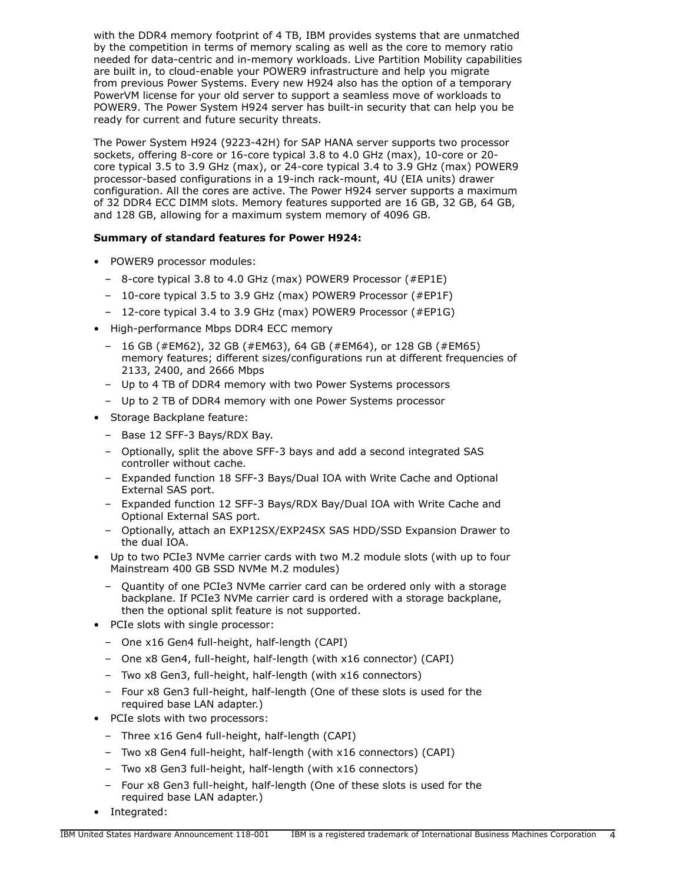with the DDR4 memory footprint of 4 TB, IBM provides systems that are unmatched by the competition in terms of memory scaling as well as the core to memory ratio needed for data-centric and in-memory workloads. Live Partition Mobility capabilities are built in, to cloud-enable your POWER9 infrastructure and help you migrate from previous Power Systems. Every new H924 also has the option of a temporary PowerVM license for your old server to support a seamless move of workloads to POWER9. The Power System H924 server has built-in security that can help you be ready for current and future security threats.

The Power System H924 (9223-42H) for SAP HANA server supports two processor sockets, offering 8-core or 16-core typical 3.8 to 4.0 GHz (max), 10-core or 20-core typical 3.5 to 3.9 GHz (max), or 24-core typical 3.4 to 3.9 GHz (max) POWER9 processor-based configurations in a 19-inch rack-mount, 4U (EIA units) drawer configuration. All the cores are active. The Power H924 server supports a maximum of 32 DDR4 ECC DIMM slots. Memory features supported are 16 GB, 32 GB, 64 GB, and 128 GB, allowing for a maximum system memory of 4096 GB.

**Summary of standard features for Power H924:**

- POWER9 processor modules:
  - 8-core typical 3.8 to 4.0 GHz (max) POWER9 Processor (#EP1E)
  - 10-core typical 3.5 to 3.9 GHz (max) POWER9 Processor (#EP1F)
  - 12-core typical 3.4 to 3.9 GHz (max) POWER9 Processor (#EP1G)
- High-performance Mbps DDR4 ECC memory
  - 16 GB (#EM62), 32 GB (#EM63), 64 GB (#EM64), or 128 GB (#EM65) memory features; different sizes/configurations run at different frequencies of 2133, 2400, and 2666 Mbps
  - Up to 4 TB of DDR4 memory with two Power Systems processors
  - Up to 2 TB of DDR4 memory with one Power Systems processor
- Storage Backplane feature:
  - Base 12 SFF-3 Bays/RDX Bay.
  - Optionally, split the above SFF-3 bays and add a second integrated SAS controller without cache.
  - Expanded function 18 SFF-3 Bays/Dual IOA with Write Cache and Optional External SAS port.
  - Expanded function 12 SFF-3 Bays/RDX Bay/Dual IOA with Write Cache and Optional External SAS port.
  - Optionally, attach an EXP12SX/EXP24SX SAS HDD/SSD Expansion Drawer to the dual IOA.
- Up to two PCIe3 NVMe carrier cards with two M.2 module slots (with up to four Mainstream 400 GB SSD NVMe M.2 modules)
  - Quantity of one PCIe3 NVMe carrier card can be ordered only with a storage backplane. If PCIe3 NVMe carrier card is ordered with a storage backplane, then the optional split feature is not supported.
- PCIe slots with single processor:
  - One x16 Gen4 full-height, half-length (CAPI)
  - One x8 Gen4, full-height, half-length (with x16 connector) (CAPI)
  - Two x8 Gen3, full-height, half-length (with x16 connectors)
  - Four x8 Gen3 full-height, half-length (One of these slots is used for the required base LAN adapter.)
- PCIe slots with two processors:
  - Three x16 Gen4 full-height, half-length (CAPI)
  - Two x8 Gen4 full-height, half-length (with x16 connectors) (CAPI)
  - Two x8 Gen3 full-height, half-length (with x16 connectors)
  - Four x8 Gen3 full-height, half-length (One of these slots is used for the required base LAN adapter.)
- Integrated: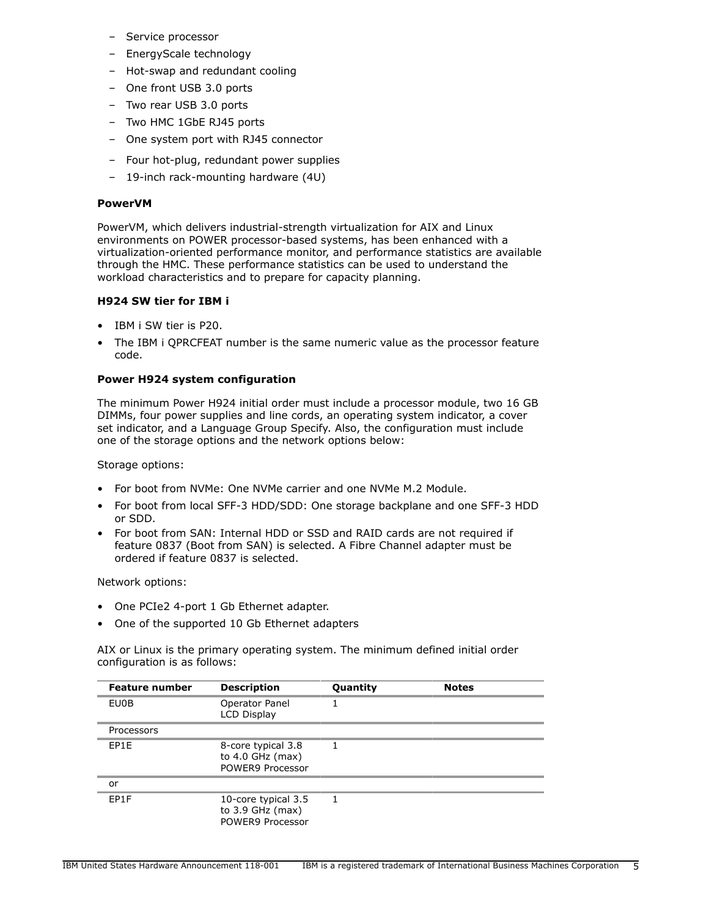- Service processor
- EnergyScale technology
- Hot-swap and redundant cooling
- One front USB 3.0 ports
- Two rear USB 3.0 ports
- Two HMC 1GbE RJ45 ports
- One system port with RJ45 connector
- Four hot-plug, redundant power supplies
- 19-inch rack-mounting hardware (4U)

**PowerVM**

PowerVM, which delivers industrial-strength virtualization for AIX and Linux environments on POWER processor-based systems, has been enhanced with a virtualization-oriented performance monitor, and performance statistics are available through the HMC. These performance statistics can be used to understand the workload characteristics and to prepare for capacity planning.

**H924 SW tier for IBM i**

- IBM i SW tier is P20.
- The IBM i QPRCFEAT number is the same numeric value as the processor feature code.

**Power H924 system configuration**

The minimum Power H924 initial order must include a processor module, two 16 GB DIMMs, four power supplies and line cords, an operating system indicator, a cover set indicator, and a Language Group Specify. Also, the configuration must include one of the storage options and the network options below:

Storage options:

- For boot from NVMe: One NVMe carrier and one NVMe M.2 Module.
- For boot from local SFF-3 HDD/SDD: One storage backplane and one SFF-3 HDD or SDD.
- For boot from SAN: Internal HDD or SSD and RAID cards are not required if feature 0837 (Boot from SAN) is selected. A Fibre Channel adapter must be ordered if feature 0837 is selected.

Network options:

- One PCIe2 4-port 1 Gb Ethernet adapter.
- One of the supported 10 Gb Ethernet adapters

AIX or Linux is the primary operating system. The minimum defined initial order configuration is as follows:

| Feature number | Description | Quantity | Notes |
|---|---|---|---|
| EU0B | Operator Panel LCD Display | 1 | |
| Processors | | | |
| EP1E | 8-core typical 3.8 to 4.0 GHz (max) POWER9 Processor | 1 | |
| or | | | |
| EP1F | 10-core typical 3.5 to 3.9 GHz (max) POWER9 Processor | 1 | |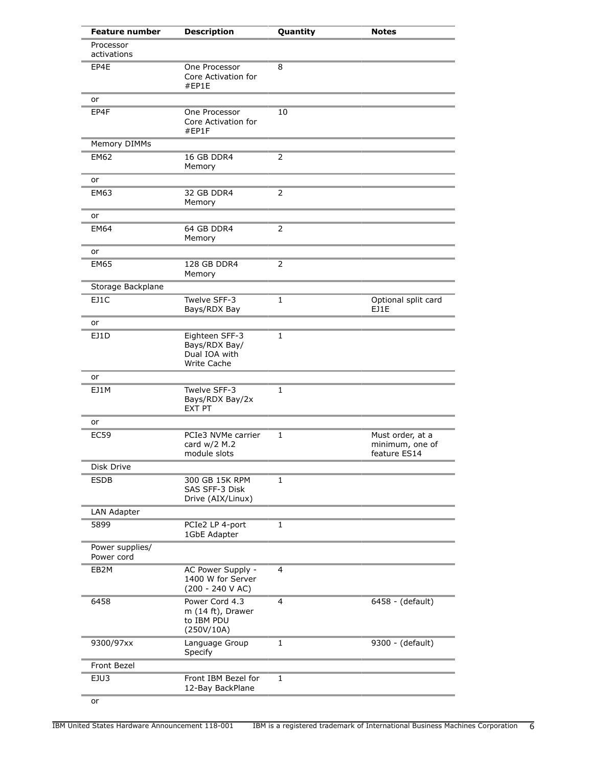| Feature number | Description | Quantity | Notes |
| --- | --- | --- | --- |
| Processor activations | | | |
| EP4E | One Processor Core Activation for #EP1E | 8 | |
| or | | | |
| EP4F | One Processor Core Activation for #EP1F | 10 | |
| Memory DIMMs | | | |
| EM62 | 16 GB DDR4 Memory | 2 | |
| or | | | |
| EM63 | 32 GB DDR4 Memory | 2 | |
| or | | | |
| EM64 | 64 GB DDR4 Memory | 2 | |
| or | | | |
| EM65 | 128 GB DDR4 Memory | 2 | |
| Storage Backplane | | | |
| EJ1C | Twelve SFF-3 Bays/RDX Bay | 1 | Optional split card EJ1E |
| or | | | |
| EJ1D | Eighteen SFF-3 Bays/RDX Bay/ Dual IOA with Write Cache | 1 | |
| or | | | |
| EJ1M | Twelve SFF-3 Bays/RDX Bay/2x EXT PT | 1 | |
| or | | | |
| EC59 | PCIe3 NVMe carrier card w/2 M.2 module slots | 1 | Must order, at a minimum, one of feature ES14 |
| Disk Drive | | | |
| ESDB | 300 GB 15K RPM SAS SFF-3 Disk Drive (AIX/Linux) | 1 | |
| LAN Adapter | | | |
| 5899 | PCIe2 LP 4-port 1GbE Adapter | 1 | |
| Power supplies/ Power cord | | | |
| EB2M | AC Power Supply - 1400 W for Server (200 - 240 V AC) | 4 | |
| 6458 | Power Cord 4.3 m (14 ft), Drawer to IBM PDU (250V/10A) | 4 | 6458 - (default) |
| 9300/97xx | Language Group Specify | 1 | 9300 - (default) |
| Front Bezel | | | |
| EJU3 | Front IBM Bezel for 12-Bay BackPlane | 1 | |
| or | | | |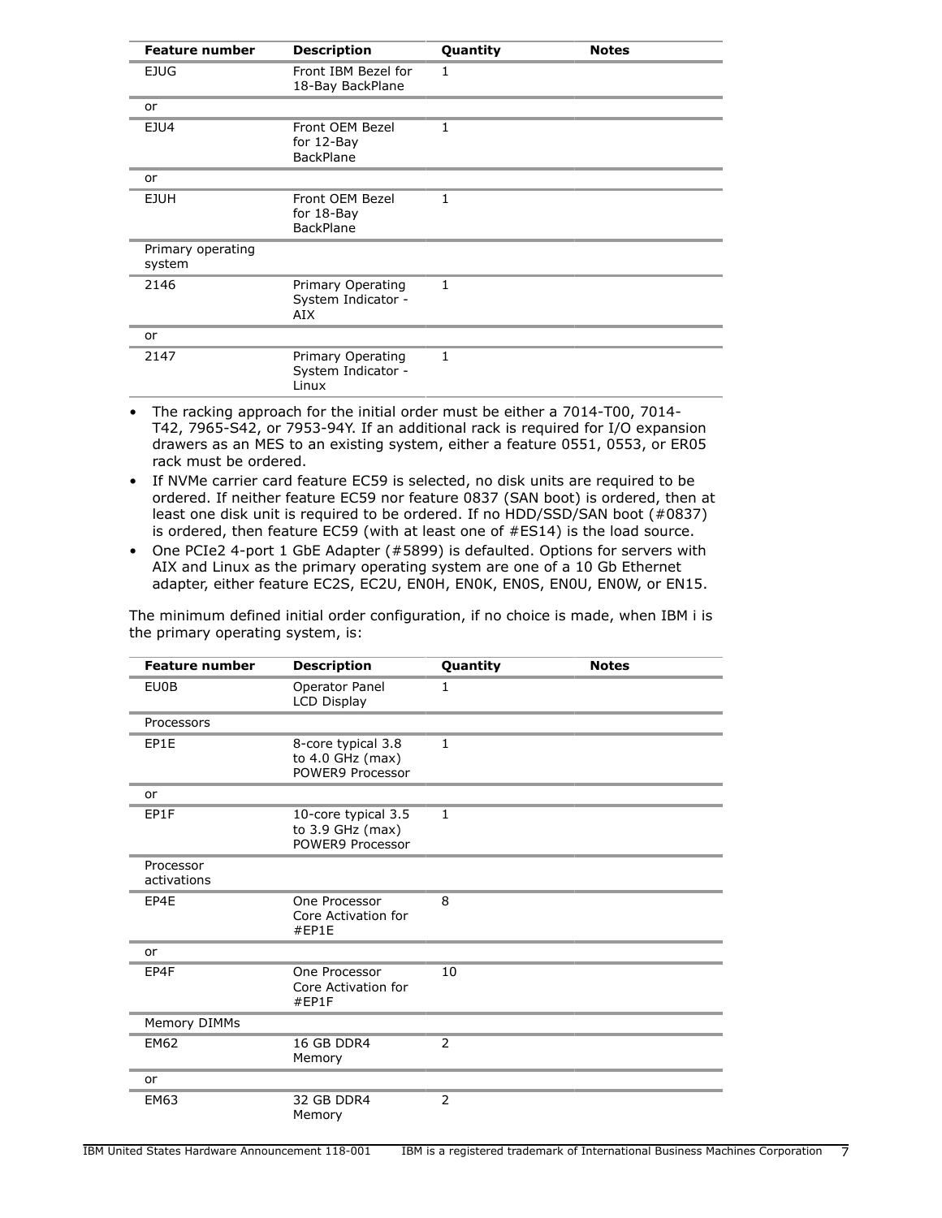| Feature number | Description | Quantity | Notes |
|---|---|---|---|
| EJUG | Front IBM Bezel for 18-Bay BackPlane | 1 | |
| or | | | |
| EJU4 | Front OEM Bezel for 12-Bay BackPlane | 1 | |
| or | | | |
| EJUH | Front OEM Bezel for 18-Bay BackPlane | 1 | |
| Primary operating system | | | |
| 2146 | Primary Operating System Indicator - AIX | 1 | |
| or | | | |
| 2147 | Primary Operating System Indicator - Linux | 1 | |

- The racking approach for the initial order must be either a 7014-T00, 7014-T42, 7965-S42, or 7953-94Y. If an additional rack is required for I/O expansion drawers as an MES to an existing system, either a feature 0551, 0553, or ER05 rack must be ordered.
- If NVMe carrier card feature EC59 is selected, no disk units are required to be ordered. If neither feature EC59 nor feature 0837 (SAN boot) is ordered, then at least one disk unit is required to be ordered. If no HDD/SSD/SAN boot (#0837) is ordered, then feature EC59 (with at least one of #ES14) is the load source.
- One PCIe2 4-port 1 GbE Adapter (#5899) is defaulted. Options for servers with AIX and Linux as the primary operating system are one of a 10 Gb Ethernet adapter, either feature EC2S, EC2U, EN0H, EN0K, EN0S, EN0U, EN0W, or EN15.

The minimum defined initial order configuration, if no choice is made, when IBM i is the primary operating system, is:

| Feature number | Description | Quantity | Notes |
|---|---|---|---|
| EU0B | Operator Panel LCD Display | 1 | |
| Processors | | | |
| EP1E | 8-core typical 3.8 to 4.0 GHz (max) POWER9 Processor | 1 | |
| or | | | |
| EP1F | 10-core typical 3.5 to 3.9 GHz (max) POWER9 Processor | 1 | |
| Processor activations | | | |
| EP4E | One Processor Core Activation for #EP1E | 8 | |
| or | | | |
| EP4F | One Processor Core Activation for #EP1F | 10 | |
| Memory DIMMs | | | |
| EM62 | 16 GB DDR4 Memory | 2 | |
| or | | | |
| EM63 | 32 GB DDR4 Memory | 2 | |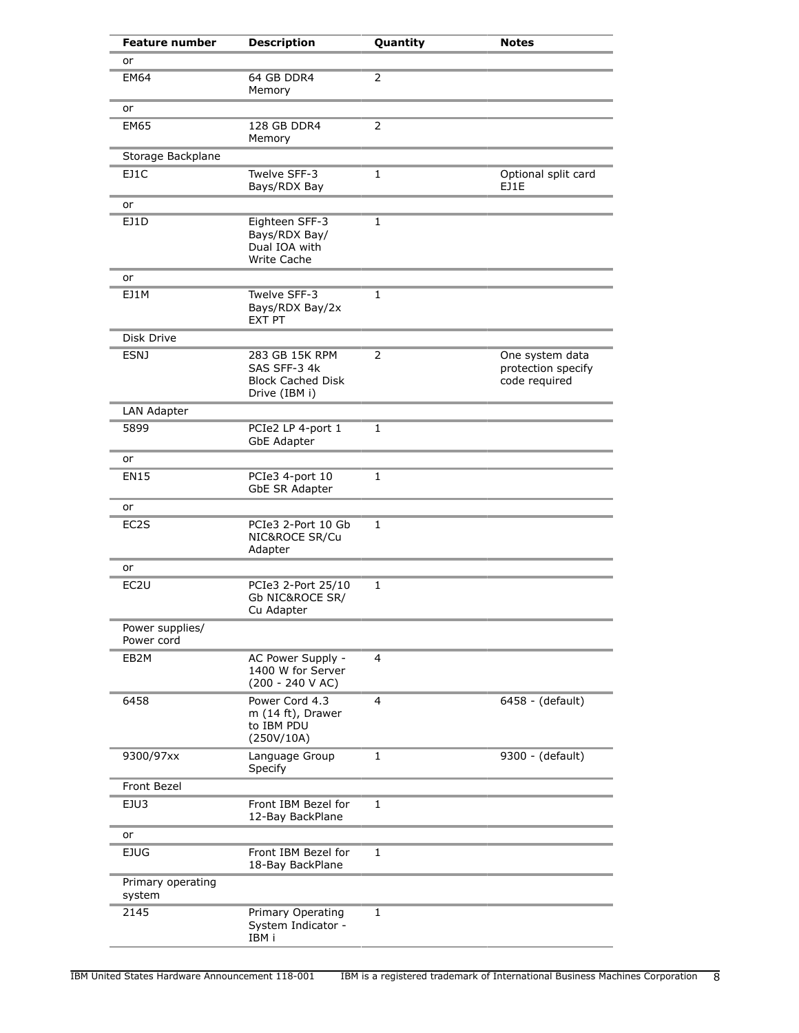| Feature number | Description | Quantity | Notes |
|---|---|---|---|
| or | | | |
| EM64 | 64 GB DDR4 Memory | 2 | |
| or | | | |
| EM65 | 128 GB DDR4 Memory | 2 | |
| Storage Backplane | | | |
| EJ1C | Twelve SFF-3 Bays/RDX Bay | 1 | Optional split card EJ1E |
| or | | | |
| EJ1D | Eighteen SFF-3 Bays/RDX Bay/ Dual IOA with Write Cache | 1 | |
| or | | | |
| EJ1M | Twelve SFF-3 Bays/RDX Bay/2x EXT PT | 1 | |
| Disk Drive | | | |
| ESNJ | 283 GB 15K RPM SAS SFF-3 4k Block Cached Disk Drive (IBM i) | 2 | One system data protection specify code required |
| LAN Adapter | | | |
| 5899 | PCIe2 LP 4-port 1 GbE Adapter | 1 | |
| or | | | |
| EN15 | PCIe3 4-port 10 GbE SR Adapter | 1 | |
| or | | | |
| EC2S | PCIe3 2-Port 10 Gb NIC&ROCE SR/Cu Adapter | 1 | |
| or | | | |
| EC2U | PCIe3 2-Port 25/10 Gb NIC&ROCE SR/ Cu Adapter | 1 | |
| Power supplies/ Power cord | | | |
| EB2M | AC Power Supply - 1400 W for Server (200 - 240 V AC) | 4 | |
| 6458 | Power Cord 4.3 m (14 ft), Drawer to IBM PDU (250V/10A) | 4 | 6458 - (default) |
| 9300/97xx | Language Group Specify | 1 | 9300 - (default) |
| Front Bezel | | | |
| EJU3 | Front IBM Bezel for 12-Bay BackPlane | 1 | |
| or | | | |
| EJUG | Front IBM Bezel for 18-Bay BackPlane | 1 | |
| Primary operating system | | | |
| 2145 | Primary Operating System Indicator - IBM i | 1 | |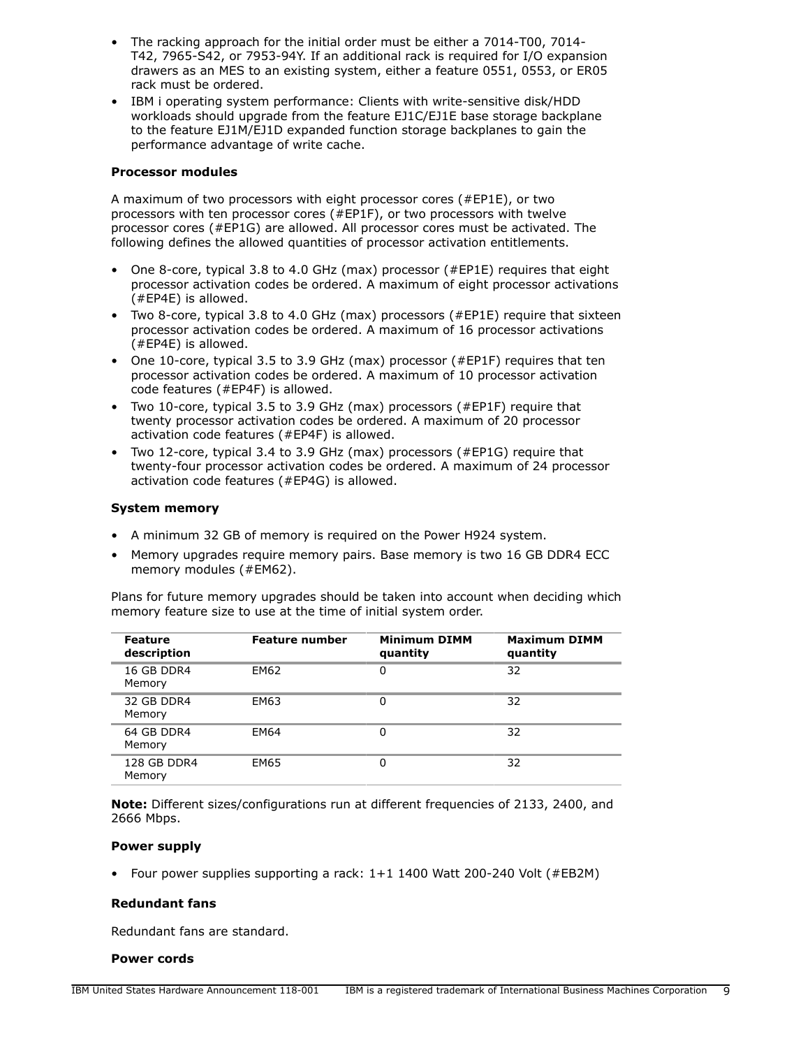- The racking approach for the initial order must be either a 7014-T00, 7014-T42, 7965-S42, or 7953-94Y. If an additional rack is required for I/O expansion drawers as an MES to an existing system, either a feature 0551, 0553, or ER05 rack must be ordered.
- IBM i operating system performance: Clients with write-sensitive disk/HDD workloads should upgrade from the feature EJ1C/EJ1E base storage backplane to the feature EJ1M/EJ1D expanded function storage backplanes to gain the performance advantage of write cache.

**Processor modules**

A maximum of two processors with eight processor cores (#EP1E), or two processors with ten processor cores (#EP1F), or two processors with twelve processor cores (#EP1G) are allowed. All processor cores must be activated. The following defines the allowed quantities of processor activation entitlements.

- One 8-core, typical 3.8 to 4.0 GHz (max) processor (#EP1E) requires that eight processor activation codes be ordered. A maximum of eight processor activations (#EP4E) is allowed.
- Two 8-core, typical 3.8 to 4.0 GHz (max) processors (#EP1E) require that sixteen processor activation codes be ordered. A maximum of 16 processor activations (#EP4E) is allowed.
- One 10-core, typical 3.5 to 3.9 GHz (max) processor (#EP1F) requires that ten processor activation codes be ordered. A maximum of 10 processor activation code features (#EP4F) is allowed.
- Two 10-core, typical 3.5 to 3.9 GHz (max) processors (#EP1F) require that twenty processor activation codes be ordered. A maximum of 20 processor activation code features (#EP4F) is allowed.
- Two 12-core, typical 3.4 to 3.9 GHz (max) processors (#EP1G) require that twenty-four processor activation codes be ordered. A maximum of 24 processor activation code features (#EP4G) is allowed.

**System memory**

- A minimum 32 GB of memory is required on the Power H924 system.
- Memory upgrades require memory pairs. Base memory is two 16 GB DDR4 ECC memory modules (#EM62).

Plans for future memory upgrades should be taken into account when deciding which memory feature size to use at the time of initial system order.

| Feature description | Feature number | Minimum DIMM quantity | Maximum DIMM quantity |
|---|---|---|---|
| 16 GB DDR4 Memory | EM62 | 0 | 32 |
| 32 GB DDR4 Memory | EM63 | 0 | 32 |
| 64 GB DDR4 Memory | EM64 | 0 | 32 |
| 128 GB DDR4 Memory | EM65 | 0 | 32 |

**Note:** Different sizes/configurations run at different frequencies of 2133, 2400, and 2666 Mbps.

**Power supply**

- Four power supplies supporting a rack: 1+1 1400 Watt 200-240 Volt (#EB2M)

**Redundant fans**

Redundant fans are standard.

**Power cords**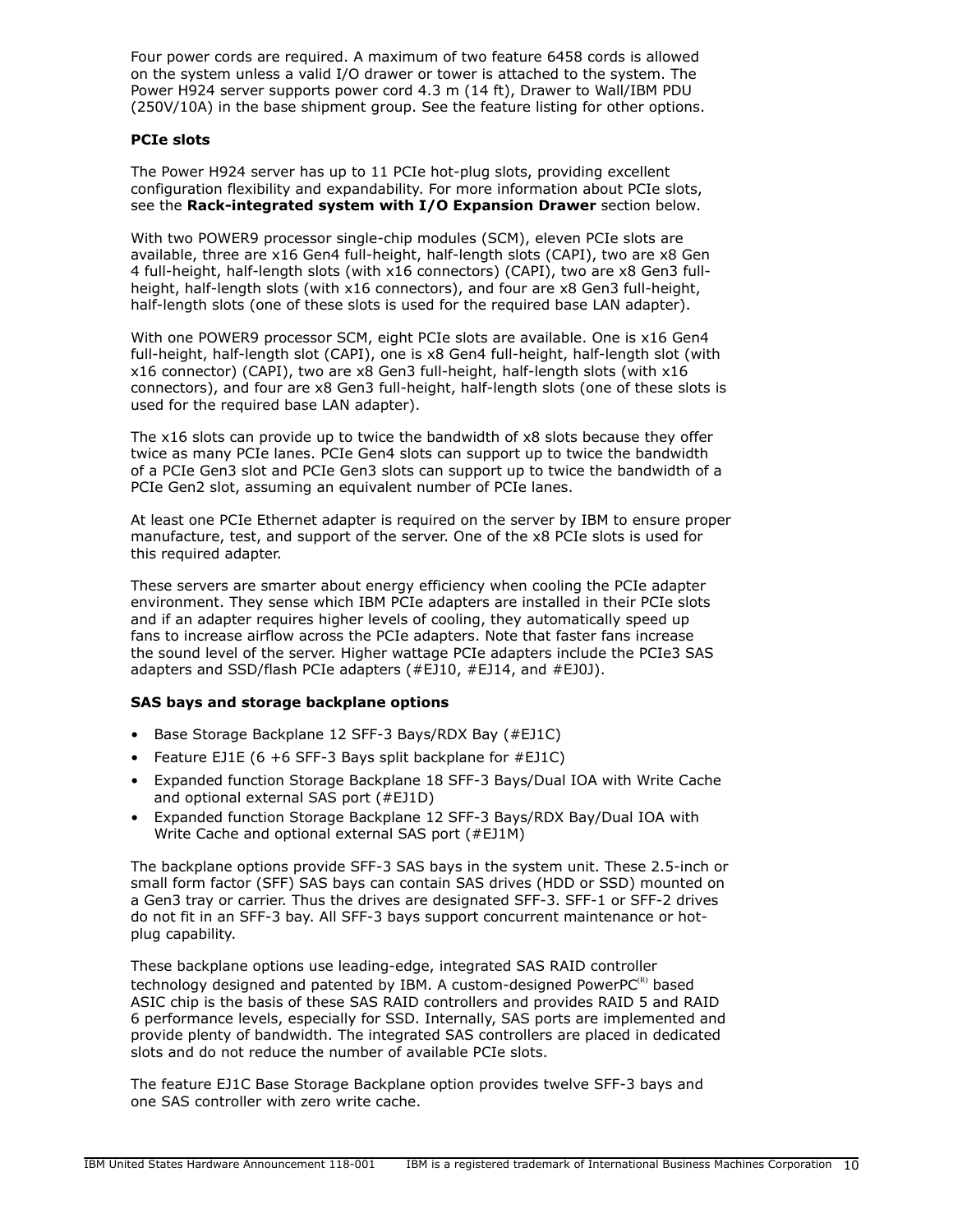Four power cords are required. A maximum of two feature 6458 cords is allowed on the system unless a valid I/O drawer or tower is attached to the system. The Power H924 server supports power cord 4.3 m (14 ft), Drawer to Wall/IBM PDU (250V/10A) in the base shipment group. See the feature listing for other options.

**PCIe slots**

The Power H924 server has up to 11 PCIe hot-plug slots, providing excellent configuration flexibility and expandability. For more information about PCIe slots, see the **Rack-integrated system with I/O Expansion Drawer** section below.

With two POWER9 processor single-chip modules (SCM), eleven PCIe slots are available, three are x16 Gen4 full-height, half-length slots (CAPI), two are x8 Gen 4 full-height, half-length slots (with x16 connectors) (CAPI), two are x8 Gen3 full-height, half-length slots (with x16 connectors), and four are x8 Gen3 full-height, half-length slots (one of these slots is used for the required base LAN adapter).

With one POWER9 processor SCM, eight PCIe slots are available. One is x16 Gen4 full-height, half-length slot (CAPI), one is x8 Gen4 full-height, half-length slot (with x16 connector) (CAPI), two are x8 Gen3 full-height, half-length slots (with x16 connectors), and four are x8 Gen3 full-height, half-length slots (one of these slots is used for the required base LAN adapter).

The x16 slots can provide up to twice the bandwidth of x8 slots because they offer twice as many PCIe lanes. PCIe Gen4 slots can support up to twice the bandwidth of a PCIe Gen3 slot and PCIe Gen3 slots can support up to twice the bandwidth of a PCIe Gen2 slot, assuming an equivalent number of PCIe lanes.

At least one PCIe Ethernet adapter is required on the server by IBM to ensure proper manufacture, test, and support of the server. One of the x8 PCIe slots is used for this required adapter.

These servers are smarter about energy efficiency when cooling the PCIe adapter environment. They sense which IBM PCIe adapters are installed in their PCIe slots and if an adapter requires higher levels of cooling, they automatically speed up fans to increase airflow across the PCIe adapters. Note that faster fans increase the sound level of the server. Higher wattage PCIe adapters include the PCIe3 SAS adapters and SSD/flash PCIe adapters (#EJ10, #EJ14, and #EJ0J).

**SAS bays and storage backplane options**

- Base Storage Backplane 12 SFF-3 Bays/RDX Bay (#EJ1C)
- Feature EJ1E (6 +6 SFF-3 Bays split backplane for #EJ1C)
- Expanded function Storage Backplane 18 SFF-3 Bays/Dual IOA with Write Cache and optional external SAS port (#EJ1D)
- Expanded function Storage Backplane 12 SFF-3 Bays/RDX Bay/Dual IOA with Write Cache and optional external SAS port (#EJ1M)

The backplane options provide SFF-3 SAS bays in the system unit. These 2.5-inch or small form factor (SFF) SAS bays can contain SAS drives (HDD or SSD) mounted on a Gen3 tray or carrier. Thus the drives are designated SFF-3. SFF-1 or SFF-2 drives do not fit in an SFF-3 bay. All SFF-3 bays support concurrent maintenance or hot-plug capability.

These backplane options use leading-edge, integrated SAS RAID controller technology designed and patented by IBM. A custom-designed PowerPC(R) based ASIC chip is the basis of these SAS RAID controllers and provides RAID 5 and RAID 6 performance levels, especially for SSD. Internally, SAS ports are implemented and provide plenty of bandwidth. The integrated SAS controllers are placed in dedicated slots and do not reduce the number of available PCIe slots.

The feature EJ1C Base Storage Backplane option provides twelve SFF-3 bays and one SAS controller with zero write cache.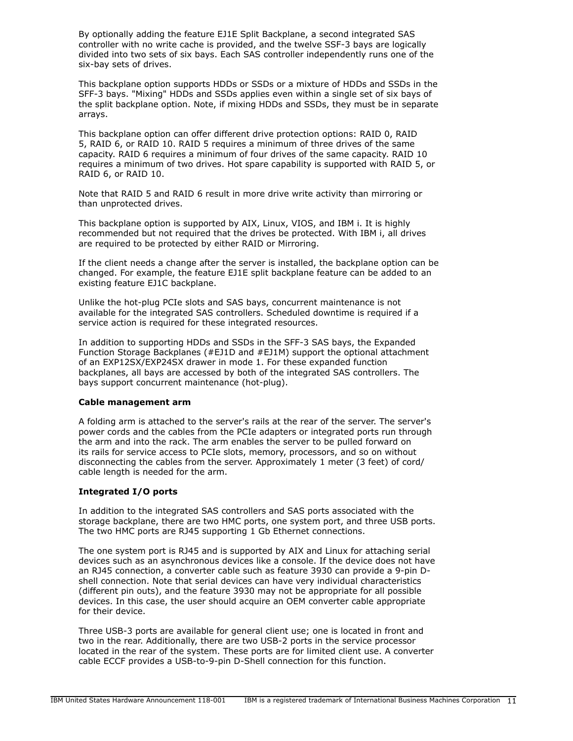By optionally adding the feature EJ1E Split Backplane, a second integrated SAS controller with no write cache is provided, and the twelve SSF-3 bays are logically divided into two sets of six bays. Each SAS controller independently runs one of the six-bay sets of drives.

This backplane option supports HDDs or SSDs or a mixture of HDDs and SSDs in the SFF-3 bays. "Mixing" HDDs and SSDs applies even within a single set of six bays of the split backplane option. Note, if mixing HDDs and SSDs, they must be in separate arrays.

This backplane option can offer different drive protection options: RAID 0, RAID 5, RAID 6, or RAID 10. RAID 5 requires a minimum of three drives of the same capacity. RAID 6 requires a minimum of four drives of the same capacity. RAID 10 requires a minimum of two drives. Hot spare capability is supported with RAID 5, or RAID 6, or RAID 10.

Note that RAID 5 and RAID 6 result in more drive write activity than mirroring or than unprotected drives.

This backplane option is supported by AIX, Linux, VIOS, and IBM i. It is highly recommended but not required that the drives be protected. With IBM i, all drives are required to be protected by either RAID or Mirroring.

If the client needs a change after the server is installed, the backplane option can be changed. For example, the feature EJ1E split backplane feature can be added to an existing feature EJ1C backplane.

Unlike the hot-plug PCIe slots and SAS bays, concurrent maintenance is not available for the integrated SAS controllers. Scheduled downtime is required if a service action is required for these integrated resources.

In addition to supporting HDDs and SSDs in the SFF-3 SAS bays, the Expanded Function Storage Backplanes (#EJ1D and #EJ1M) support the optional attachment of an EXP12SX/EXP24SX drawer in mode 1. For these expanded function backplanes, all bays are accessed by both of the integrated SAS controllers. The bays support concurrent maintenance (hot-plug).

**Cable management arm**

A folding arm is attached to the server's rails at the rear of the server. The server's power cords and the cables from the PCIe adapters or integrated ports run through the arm and into the rack. The arm enables the server to be pulled forward on its rails for service access to PCIe slots, memory, processors, and so on without disconnecting the cables from the server. Approximately 1 meter (3 feet) of cord/cable length is needed for the arm.

**Integrated I/O ports**

In addition to the integrated SAS controllers and SAS ports associated with the storage backplane, there are two HMC ports, one system port, and three USB ports. The two HMC ports are RJ45 supporting 1 Gb Ethernet connections.

The one system port is RJ45 and is supported by AIX and Linux for attaching serial devices such as an asynchronous devices like a console. If the device does not have an RJ45 connection, a converter cable such as feature 3930 can provide a 9-pin D-shell connection. Note that serial devices can have very individual characteristics (different pin outs), and the feature 3930 may not be appropriate for all possible devices. In this case, the user should acquire an OEM converter cable appropriate for their device.

Three USB-3 ports are available for general client use; one is located in front and two in the rear. Additionally, there are two USB-2 ports in the service processor located in the rear of the system. These ports are for limited client use. A converter cable ECCF provides a USB-to-9-pin D-Shell connection for this function.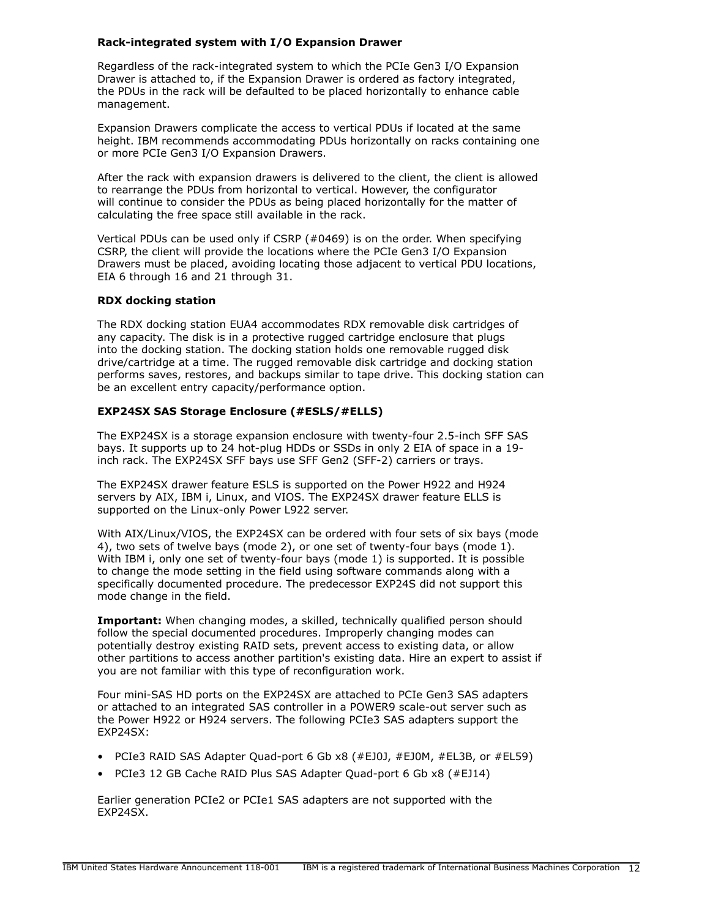**Rack-integrated system with I/O Expansion Drawer**

Regardless of the rack-integrated system to which the PCIe Gen3 I/O Expansion Drawer is attached to, if the Expansion Drawer is ordered as factory integrated, the PDUs in the rack will be defaulted to be placed horizontally to enhance cable management.

Expansion Drawers complicate the access to vertical PDUs if located at the same height. IBM recommends accommodating PDUs horizontally on racks containing one or more PCIe Gen3 I/O Expansion Drawers.

After the rack with expansion drawers is delivered to the client, the client is allowed to rearrange the PDUs from horizontal to vertical. However, the configurator will continue to consider the PDUs as being placed horizontally for the matter of calculating the free space still available in the rack.

Vertical PDUs can be used only if CSRP (#0469) is on the order. When specifying CSRP, the client will provide the locations where the PCIe Gen3 I/O Expansion Drawers must be placed, avoiding locating those adjacent to vertical PDU locations, EIA 6 through 16 and 21 through 31.

**RDX docking station**

The RDX docking station EUA4 accommodates RDX removable disk cartridges of any capacity. The disk is in a protective rugged cartridge enclosure that plugs into the docking station. The docking station holds one removable rugged disk drive/cartridge at a time. The rugged removable disk cartridge and docking station performs saves, restores, and backups similar to tape drive. This docking station can be an excellent entry capacity/performance option.

**EXP24SX SAS Storage Enclosure (#ESLS/#ELLS)**

The EXP24SX is a storage expansion enclosure with twenty-four 2.5-inch SFF SAS bays. It supports up to 24 hot-plug HDDs or SSDs in only 2 EIA of space in a 19-inch rack. The EXP24SX SFF bays use SFF Gen2 (SFF-2) carriers or trays.

The EXP24SX drawer feature ESLS is supported on the Power H922 and H924 servers by AIX, IBM i, Linux, and VIOS. The EXP24SX drawer feature ELLS is supported on the Linux-only Power L922 server.

With AIX/Linux/VIOS, the EXP24SX can be ordered with four sets of six bays (mode 4), two sets of twelve bays (mode 2), or one set of twenty-four bays (mode 1). With IBM i, only one set of twenty-four bays (mode 1) is supported. It is possible to change the mode setting in the field using software commands along with a specifically documented procedure. The predecessor EXP24S did not support this mode change in the field.

**Important:** When changing modes, a skilled, technically qualified person should follow the special documented procedures. Improperly changing modes can potentially destroy existing RAID sets, prevent access to existing data, or allow other partitions to access another partition's existing data. Hire an expert to assist if you are not familiar with this type of reconfiguration work.

Four mini-SAS HD ports on the EXP24SX are attached to PCIe Gen3 SAS adapters or attached to an integrated SAS controller in a POWER9 scale-out server such as the Power H922 or H924 servers. The following PCIe3 SAS adapters support the EXP24SX:

- PCIe3 RAID SAS Adapter Quad-port 6 Gb x8 (#EJ0J, #EJ0M, #EL3B, or #EL59)
- PCIe3 12 GB Cache RAID Plus SAS Adapter Quad-port 6 Gb x8 (#EJ14)

Earlier generation PCIe2 or PCIe1 SAS adapters are not supported with the EXP24SX.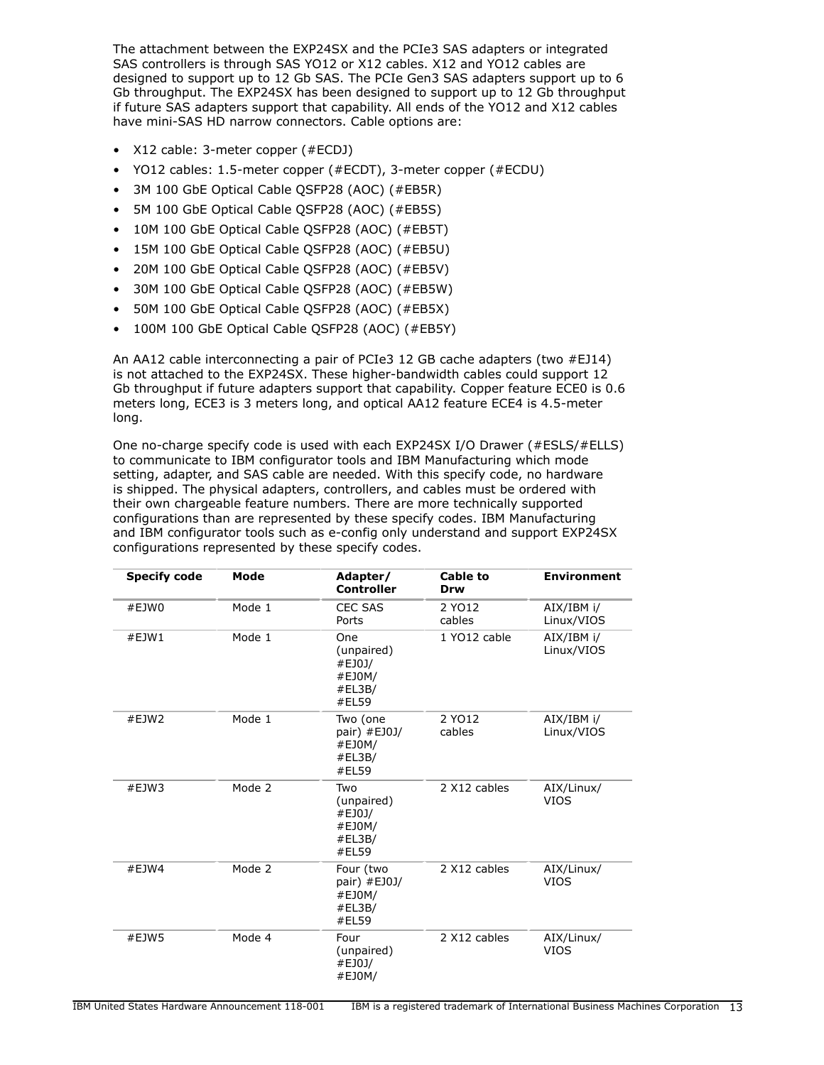The attachment between the EXP24SX and the PCIe3 SAS adapters or integrated SAS controllers is through SAS YO12 or X12 cables. X12 and YO12 cables are designed to support up to 12 Gb SAS. The PCIe Gen3 SAS adapters support up to 6 Gb throughput. The EXP24SX has been designed to support up to 12 Gb throughput if future SAS adapters support that capability. All ends of the YO12 and X12 cables have mini-SAS HD narrow connectors. Cable options are:

- X12 cable: 3-meter copper (#ECDJ)
- YO12 cables: 1.5-meter copper (#ECDT), 3-meter copper (#ECDU)
- 3M 100 GbE Optical Cable QSFP28 (AOC) (#EB5R)
- 5M 100 GbE Optical Cable QSFP28 (AOC) (#EB5S)
- 10M 100 GbE Optical Cable QSFP28 (AOC) (#EB5T)
- 15M 100 GbE Optical Cable QSFP28 (AOC) (#EB5U)
- 20M 100 GbE Optical Cable QSFP28 (AOC) (#EB5V)
- 30M 100 GbE Optical Cable QSFP28 (AOC) (#EB5W)
- 50M 100 GbE Optical Cable QSFP28 (AOC) (#EB5X)
- 100M 100 GbE Optical Cable QSFP28 (AOC) (#EB5Y)

An AA12 cable interconnecting a pair of PCIe3 12 GB cache adapters (two #EJ14) is not attached to the EXP24SX. These higher-bandwidth cables could support 12 Gb throughput if future adapters support that capability. Copper feature ECE0 is 0.6 meters long, ECE3 is 3 meters long, and optical AA12 feature ECE4 is 4.5-meter long.

One no-charge specify code is used with each EXP24SX I/O Drawer (#ESLS/#ELLS) to communicate to IBM configurator tools and IBM Manufacturing which mode setting, adapter, and SAS cable are needed. With this specify code, no hardware is shipped. The physical adapters, controllers, and cables must be ordered with their own chargeable feature numbers. There are more technically supported configurations than are represented by these specify codes. IBM Manufacturing and IBM configurator tools such as e-config only understand and support EXP24SX configurations represented by these specify codes.

| Specify code | Mode | Adapter/ Controller | Cable to Drw | Environment |
|---|---|---|---|---|
| #EJW0 | Mode 1 | CEC SAS Ports | 2 YO12 cables | AIX/IBM i/ Linux/VIOS |
| #EJW1 | Mode 1 | One (unpaired) #EJ0J/ #EJ0M/ #EL3B/ #EL59 | 1 YO12 cable | AIX/IBM i/ Linux/VIOS |
| #EJW2 | Mode 1 | Two (one pair) #EJ0J/ #EJ0M/ #EL3B/ #EL59 | 2 YO12 cables | AIX/IBM i/ Linux/VIOS |
| #EJW3 | Mode 2 | Two (unpaired) #EJ0J/ #EJ0M/ #EL3B/ #EL59 | 2 X12 cables | AIX/Linux/ VIOS |
| #EJW4 | Mode 2 | Four (two pair) #EJ0J/ #EJ0M/ #EL3B/ #EL59 | 2 X12 cables | AIX/Linux/ VIOS |
| #EJW5 | Mode 4 | Four (unpaired) #EJ0J/ #EJ0M/ | 2 X12 cables | AIX/Linux/ VIOS |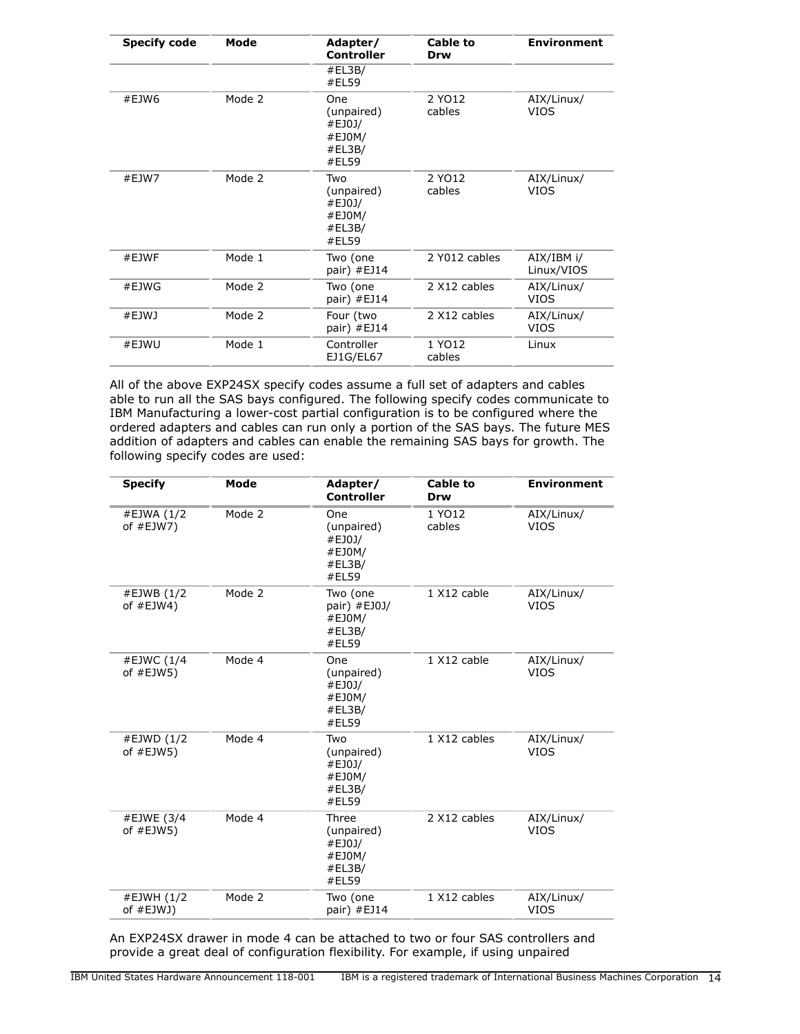| Specify code | Mode | Adapter/ Controller | Cable to Drw | Environment |
|---|---|---|---|---|
| | | #EL3B/ #EL59 | | |
| #EJW6 | Mode 2 | One (unpaired) #EJ0J/ #EJ0M/ #EL3B/ #EL59 | 2 YO12 cables | AIX/Linux/ VIOS |
| #EJW7 | Mode 2 | Two (unpaired) #EJ0J/ #EJ0M/ #EL3B/ #EL59 | 2 YO12 cables | AIX/Linux/ VIOS |
| #EJWF | Mode 1 | Two (one pair) #EJ14 | 2 Y012 cables | AIX/IBM i/ Linux/VIOS |
| #EJWG | Mode 2 | Two (one pair) #EJ14 | 2 X12 cables | AIX/Linux/ VIOS |
| #EJWJ | Mode 2 | Four (two pair) #EJ14 | 2 X12 cables | AIX/Linux/ VIOS |
| #EJWU | Mode 1 | Controller EJ1G/EL67 | 1 YO12 cables | Linux |

All of the above EXP24SX specify codes assume a full set of adapters and cables able to run all the SAS bays configured. The following specify codes communicate to IBM Manufacturing a lower-cost partial configuration is to be configured where the ordered adapters and cables can run only a portion of the SAS bays. The future MES addition of adapters and cables can enable the remaining SAS bays for growth. The following specify codes are used:

| Specify | Mode | Adapter/ Controller | Cable to Drw | Environment |
|---|---|---|---|---|
| #EJWA (1/2 of #EJW7) | Mode 2 | One (unpaired) #EJ0J/ #EJ0M/ #EL3B/ #EL59 | 1 YO12 cables | AIX/Linux/ VIOS |
| #EJWB (1/2 of #EJW4) | Mode 2 | Two (one pair) #EJ0J/ #EJ0M/ #EL3B/ #EL59 | 1 X12 cable | AIX/Linux/ VIOS |
| #EJWC (1/4 of #EJW5) | Mode 4 | One (unpaired) #EJ0J/ #EJ0M/ #EL3B/ #EL59 | 1 X12 cable | AIX/Linux/ VIOS |
| #EJWD (1/2 of #EJW5) | Mode 4 | Two (unpaired) #EJ0J/ #EJ0M/ #EL3B/ #EL59 | 1 X12 cables | AIX/Linux/ VIOS |
| #EJWE (3/4 of #EJW5) | Mode 4 | Three (unpaired) #EJ0J/ #EJ0M/ #EL3B/ #EL59 | 2 X12 cables | AIX/Linux/ VIOS |
| #EJWH (1/2 of #EJWJ) | Mode 2 | Two (one pair) #EJ14 | 1 X12 cables | AIX/Linux/ VIOS |

An EXP24SX drawer in mode 4 can be attached to two or four SAS controllers and provide a great deal of configuration flexibility. For example, if using unpaired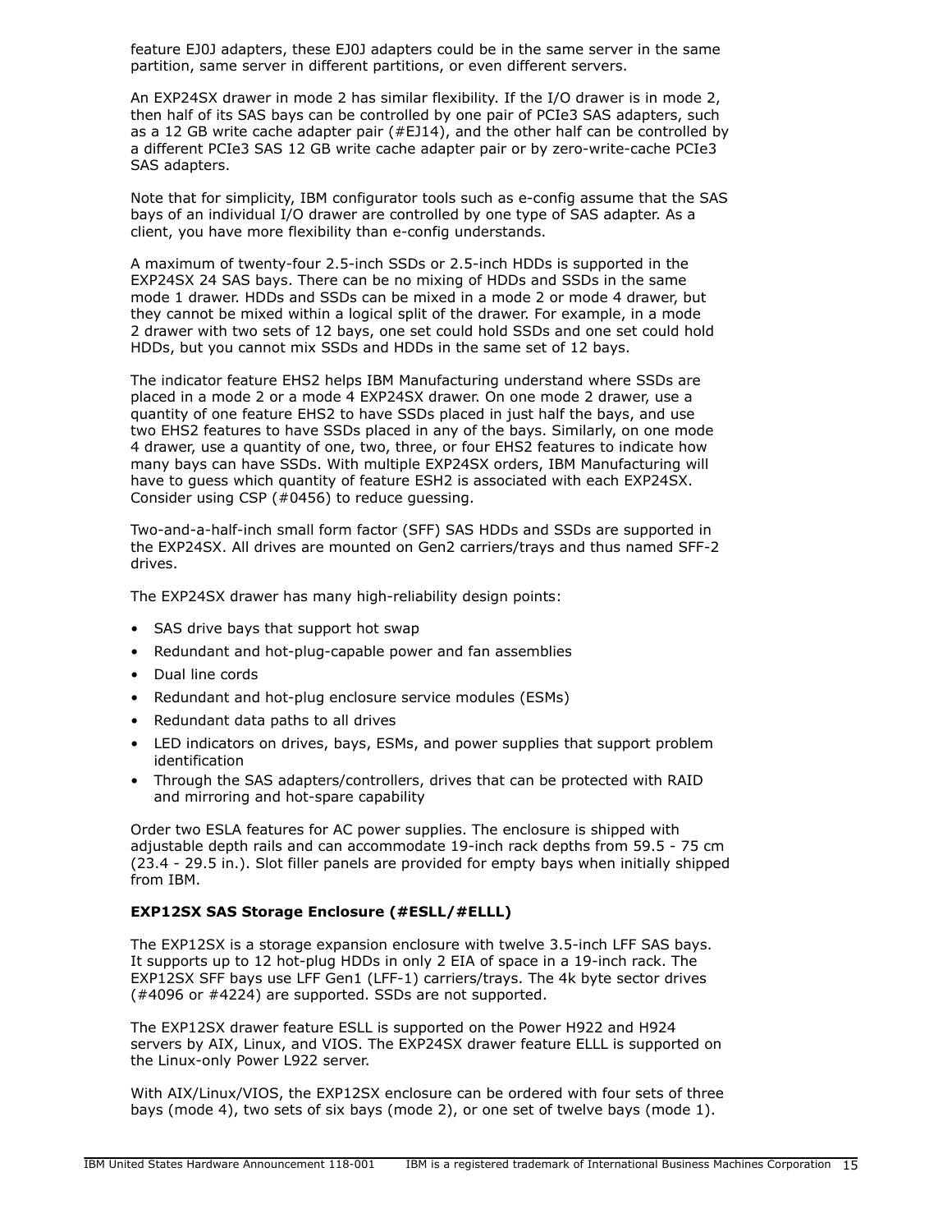feature EJ0J adapters, these EJ0J adapters could be in the same server in the same partition, same server in different partitions, or even different servers.

An EXP24SX drawer in mode 2 has similar flexibility. If the I/O drawer is in mode 2, then half of its SAS bays can be controlled by one pair of PCIe3 SAS adapters, such as a 12 GB write cache adapter pair (#EJ14), and the other half can be controlled by a different PCIe3 SAS 12 GB write cache adapter pair or by zero-write-cache PCIe3 SAS adapters.

Note that for simplicity, IBM configurator tools such as e-config assume that the SAS bays of an individual I/O drawer are controlled by one type of SAS adapter. As a client, you have more flexibility than e-config understands.

A maximum of twenty-four 2.5-inch SSDs or 2.5-inch HDDs is supported in the EXP24SX 24 SAS bays. There can be no mixing of HDDs and SSDs in the same mode 1 drawer. HDDs and SSDs can be mixed in a mode 2 or mode 4 drawer, but they cannot be mixed within a logical split of the drawer. For example, in a mode 2 drawer with two sets of 12 bays, one set could hold SSDs and one set could hold HDDs, but you cannot mix SSDs and HDDs in the same set of 12 bays.

The indicator feature EHS2 helps IBM Manufacturing understand where SSDs are placed in a mode 2 or a mode 4 EXP24SX drawer. On one mode 2 drawer, use a quantity of one feature EHS2 to have SSDs placed in just half the bays, and use two EHS2 features to have SSDs placed in any of the bays. Similarly, on one mode 4 drawer, use a quantity of one, two, three, or four EHS2 features to indicate how many bays can have SSDs. With multiple EXP24SX orders, IBM Manufacturing will have to guess which quantity of feature ESH2 is associated with each EXP24SX. Consider using CSP (#0456) to reduce guessing.

Two-and-a-half-inch small form factor (SFF) SAS HDDs and SSDs are supported in the EXP24SX. All drives are mounted on Gen2 carriers/trays and thus named SFF-2 drives.

The EXP24SX drawer has many high-reliability design points:

- SAS drive bays that support hot swap
- Redundant and hot-plug-capable power and fan assemblies
- Dual line cords
- Redundant and hot-plug enclosure service modules (ESMs)
- Redundant data paths to all drives
- LED indicators on drives, bays, ESMs, and power supplies that support problem identification
- Through the SAS adapters/controllers, drives that can be protected with RAID and mirroring and hot-spare capability

Order two ESLA features for AC power supplies. The enclosure is shipped with adjustable depth rails and can accommodate 19-inch rack depths from 59.5 - 75 cm (23.4 - 29.5 in.). Slot filler panels are provided for empty bays when initially shipped from IBM.

**EXP12SX SAS Storage Enclosure (#ESLL/#ELLL)**

The EXP12SX is a storage expansion enclosure with twelve 3.5-inch LFF SAS bays. It supports up to 12 hot-plug HDDs in only 2 EIA of space in a 19-inch rack. The EXP12SX SFF bays use LFF Gen1 (LFF-1) carriers/trays. The 4k byte sector drives (#4096 or #4224) are supported. SSDs are not supported.

The EXP12SX drawer feature ESLL is supported on the Power H922 and H924 servers by AIX, Linux, and VIOS. The EXP24SX drawer feature ELLL is supported on the Linux-only Power L922 server.

With AIX/Linux/VIOS, the EXP12SX enclosure can be ordered with four sets of three bays (mode 4), two sets of six bays (mode 2), or one set of twelve bays (mode 1).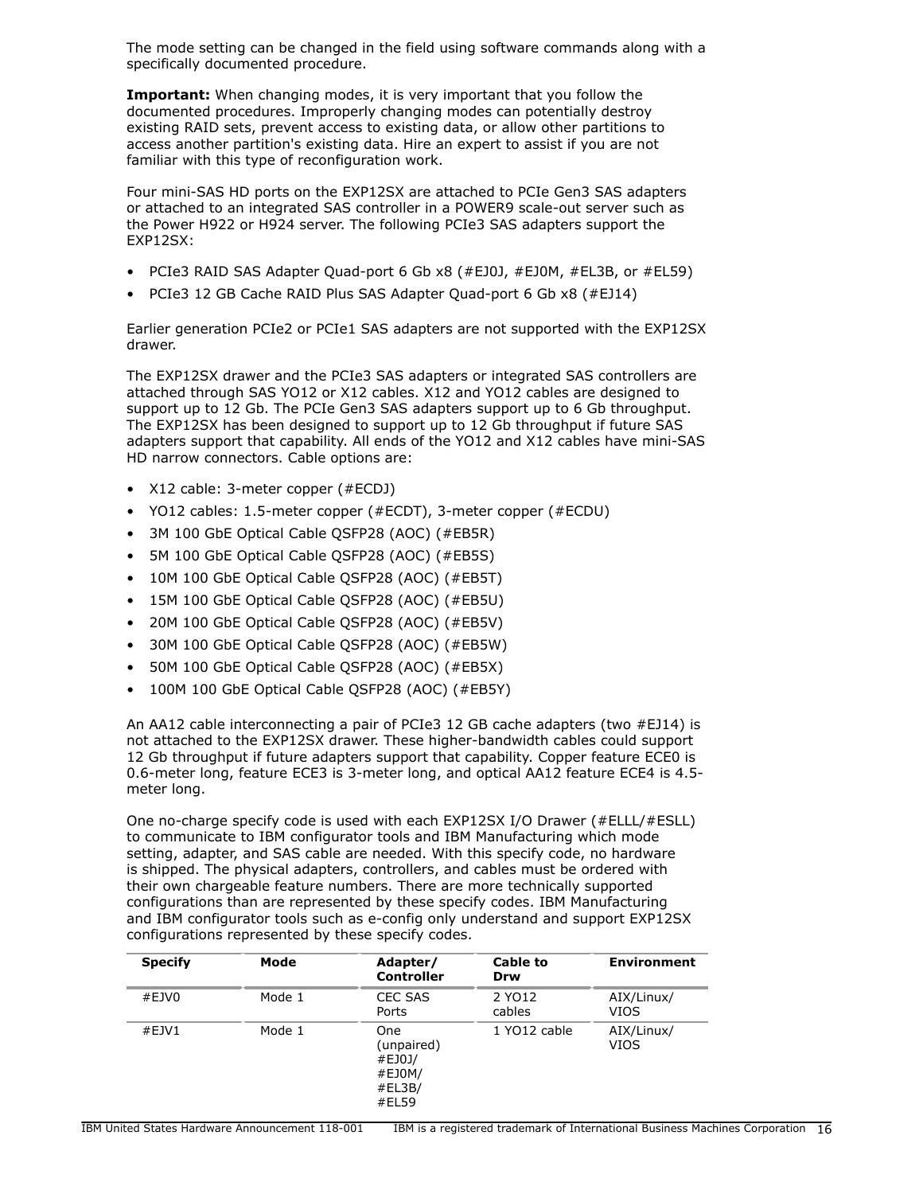The mode setting can be changed in the field using software commands along with a specifically documented procedure.

**Important:** When changing modes, it is very important that you follow the documented procedures. Improperly changing modes can potentially destroy existing RAID sets, prevent access to existing data, or allow other partitions to access another partition's existing data. Hire an expert to assist if you are not familiar with this type of reconfiguration work.

Four mini-SAS HD ports on the EXP12SX are attached to PCIe Gen3 SAS adapters or attached to an integrated SAS controller in a POWER9 scale-out server such as the Power H922 or H924 server. The following PCIe3 SAS adapters support the EXP12SX:

- PCIe3 RAID SAS Adapter Quad-port 6 Gb x8 (#EJ0J, #EJ0M, #EL3B, or #EL59)
- PCIe3 12 GB Cache RAID Plus SAS Adapter Quad-port 6 Gb x8 (#EJ14)

Earlier generation PCIe2 or PCIe1 SAS adapters are not supported with the EXP12SX drawer.

The EXP12SX drawer and the PCIe3 SAS adapters or integrated SAS controllers are attached through SAS YO12 or X12 cables. X12 and YO12 cables are designed to support up to 12 Gb. The PCIe Gen3 SAS adapters support up to 6 Gb throughput. The EXP12SX has been designed to support up to 12 Gb throughput if future SAS adapters support that capability. All ends of the YO12 and X12 cables have mini-SAS HD narrow connectors. Cable options are:

- X12 cable: 3-meter copper (#ECDJ)
- YO12 cables: 1.5-meter copper (#ECDT), 3-meter copper (#ECDU)
- 3M 100 GbE Optical Cable QSFP28 (AOC) (#EB5R)
- 5M 100 GbE Optical Cable QSFP28 (AOC) (#EB5S)
- 10M 100 GbE Optical Cable QSFP28 (AOC) (#EB5T)
- 15M 100 GbE Optical Cable QSFP28 (AOC) (#EB5U)
- 20M 100 GbE Optical Cable QSFP28 (AOC) (#EB5V)
- 30M 100 GbE Optical Cable QSFP28 (AOC) (#EB5W)
- 50M 100 GbE Optical Cable QSFP28 (AOC) (#EB5X)
- 100M 100 GbE Optical Cable QSFP28 (AOC) (#EB5Y)

An AA12 cable interconnecting a pair of PCIe3 12 GB cache adapters (two #EJ14) is not attached to the EXP12SX drawer. These higher-bandwidth cables could support 12 Gb throughput if future adapters support that capability. Copper feature ECE0 is 0.6-meter long, feature ECE3 is 3-meter long, and optical AA12 feature ECE4 is 4.5-meter long.

One no-charge specify code is used with each EXP12SX I/O Drawer (#ELLL/#ESLL) to communicate to IBM configurator tools and IBM Manufacturing which mode setting, adapter, and SAS cable are needed. With this specify code, no hardware is shipped. The physical adapters, controllers, and cables must be ordered with their own chargeable feature numbers. There are more technically supported configurations than are represented by these specify codes. IBM Manufacturing and IBM configurator tools such as e-config only understand and support EXP12SX configurations represented by these specify codes.

| Specify | Mode | Adapter/ Controller | Cable to Drw | Environment |
|---|---|---|---|---|
| #EJV0 | Mode 1 | CEC SAS Ports | 2 YO12 cables | AIX/Linux/ VIOS |
| #EJV1 | Mode 1 | One (unpaired) #EJ0J/ #EJ0M/ #EL3B/ #EL59 | 1 YO12 cable | AIX/Linux/ VIOS |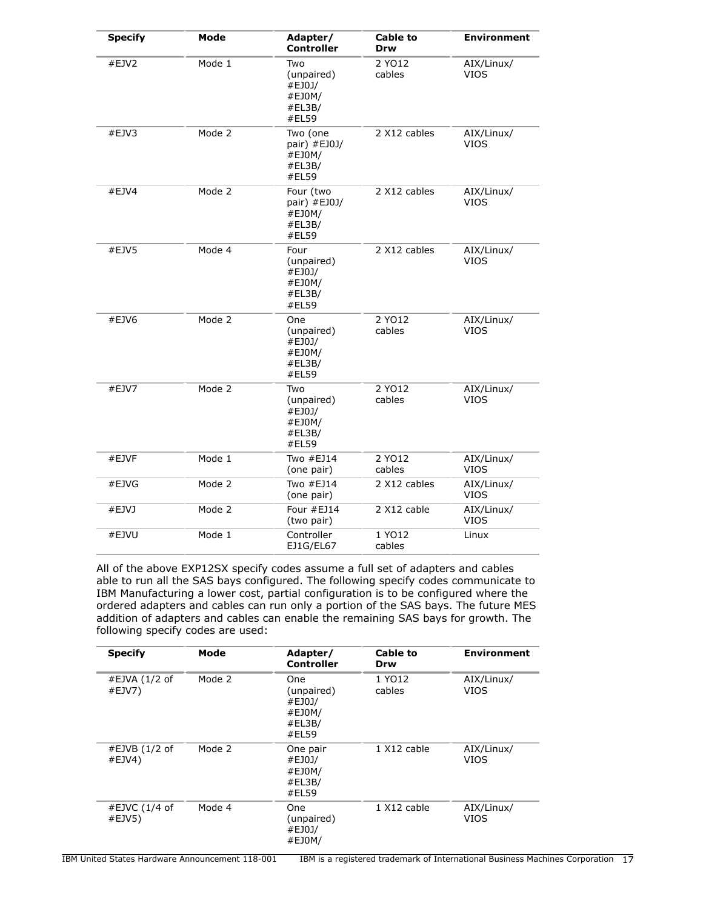| Specify | Mode | Adapter/ Controller | Cable to Drw | Environment |
| --- | --- | --- | --- | --- |
| #EJV2 | Mode 1 | Two (unpaired) #EJ0J/ #EJ0M/ #EL3B/ #EL59 | 2 YO12 cables | AIX/Linux/ VIOS |
| #EJV3 | Mode 2 | Two (one pair) #EJ0J/ #EJ0M/ #EL3B/ #EL59 | 2 X12 cables | AIX/Linux/ VIOS |
| #EJV4 | Mode 2 | Four (two pair) #EJ0J/ #EJ0M/ #EL3B/ #EL59 | 2 X12 cables | AIX/Linux/ VIOS |
| #EJV5 | Mode 4 | Four (unpaired) #EJ0J/ #EJ0M/ #EL3B/ #EL59 | 2 X12 cables | AIX/Linux/ VIOS |
| #EJV6 | Mode 2 | One (unpaired) #EJ0J/ #EJ0M/ #EL3B/ #EL59 | 2 YO12 cables | AIX/Linux/ VIOS |
| #EJV7 | Mode 2 | Two (unpaired) #EJ0J/ #EJ0M/ #EL3B/ #EL59 | 2 YO12 cables | AIX/Linux/ VIOS |
| #EJVF | Mode 1 | Two #EJ14 (one pair) | 2 YO12 cables | AIX/Linux/ VIOS |
| #EJVG | Mode 2 | Two #EJ14 (one pair) | 2 X12 cables | AIX/Linux/ VIOS |
| #EJVJ | Mode 2 | Four #EJ14 (two pair) | 2 X12 cable | AIX/Linux/ VIOS |
| #EJVU | Mode 1 | Controller EJ1G/EL67 | 1 YO12 cables | Linux |

All of the above EXP12SX specify codes assume a full set of adapters and cables able to run all the SAS bays configured. The following specify codes communicate to IBM Manufacturing a lower cost, partial configuration is to be configured where the ordered adapters and cables can run only a portion of the SAS bays. The future MES addition of adapters and cables can enable the remaining SAS bays for growth. The following specify codes are used:

| Specify | Mode | Adapter/ Controller | Cable to Drw | Environment |
| --- | --- | --- | --- | --- |
| #EJVA (1/2 of #EJV7) | Mode 2 | One (unpaired) #EJ0J/ #EJ0M/ #EL3B/ #EL59 | 1 YO12 cables | AIX/Linux/ VIOS |
| #EJVB (1/2 of #EJV4) | Mode 2 | One pair #EJ0J/ #EJ0M/ #EL3B/ #EL59 | 1 X12 cable | AIX/Linux/ VIOS |
| #EJVC (1/4 of #EJV5) | Mode 4 | One (unpaired) #EJ0J/ #EJ0M/ | 1 X12 cable | AIX/Linux/ VIOS |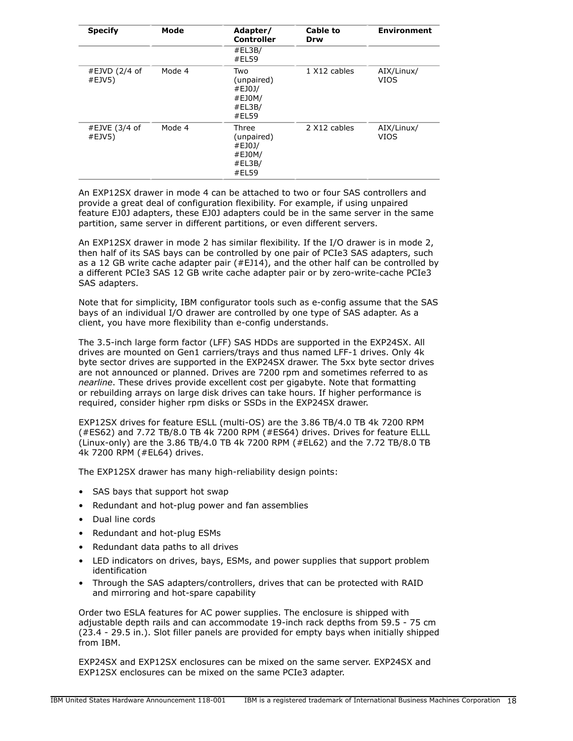| Specify | Mode | Adapter/ Controller | Cable to Drw | Environment |
|---|---|---|---|---|
| | | #EL3B/ #EL59 | | |
| #EJVD (2/4 of #EJV5) | Mode 4 | Two (unpaired) #EJ0J/ #EJ0M/ #EL3B/ #EL59 | 1 X12 cables | AIX/Linux/ VIOS |
| #EJVE (3/4 of #EJV5) | Mode 4 | Three (unpaired) #EJ0J/ #EJ0M/ #EL3B/ #EL59 | 2 X12 cables | AIX/Linux/ VIOS |

An EXP12SX drawer in mode 4 can be attached to two or four SAS controllers and provide a great deal of configuration flexibility. For example, if using unpaired feature EJ0J adapters, these EJ0J adapters could be in the same server in the same partition, same server in different partitions, or even different servers.

An EXP12SX drawer in mode 2 has similar flexibility. If the I/O drawer is in mode 2, then half of its SAS bays can be controlled by one pair of PCIe3 SAS adapters, such as a 12 GB write cache adapter pair (#EJ14), and the other half can be controlled by a different PCIe3 SAS 12 GB write cache adapter pair or by zero-write-cache PCIe3 SAS adapters.

Note that for simplicity, IBM configurator tools such as e-config assume that the SAS bays of an individual I/O drawer are controlled by one type of SAS adapter. As a client, you have more flexibility than e-config understands.

The 3.5-inch large form factor (LFF) SAS HDDs are supported in the EXP24SX. All drives are mounted on Gen1 carriers/trays and thus named LFF-1 drives. Only 4k byte sector drives are supported in the EXP24SX drawer. The 5xx byte sector drives are not announced or planned. Drives are 7200 rpm and sometimes referred to as *nearline*. These drives provide excellent cost per gigabyte. Note that formatting or rebuilding arrays on large disk drives can take hours. If higher performance is required, consider higher rpm disks or SSDs in the EXP24SX drawer.

EXP12SX drives for feature ESLL (multi-OS) are the 3.86 TB/4.0 TB 4k 7200 RPM (#ES62) and 7.72 TB/8.0 TB 4k 7200 RPM (#ES64) drives. Drives for feature ELLL (Linux-only) are the 3.86 TB/4.0 TB 4k 7200 RPM (#EL62) and the 7.72 TB/8.0 TB 4k 7200 RPM (#EL64) drives.

The EXP12SX drawer has many high-reliability design points:

- SAS bays that support hot swap
- Redundant and hot-plug power and fan assemblies
- Dual line cords
- Redundant and hot-plug ESMs
- Redundant data paths to all drives
- LED indicators on drives, bays, ESMs, and power supplies that support problem identification
- Through the SAS adapters/controllers, drives that can be protected with RAID and mirroring and hot-spare capability

Order two ESLA features for AC power supplies. The enclosure is shipped with adjustable depth rails and can accommodate 19-inch rack depths from 59.5 - 75 cm (23.4 - 29.5 in.). Slot filler panels are provided for empty bays when initially shipped from IBM.

EXP24SX and EXP12SX enclosures can be mixed on the same server. EXP24SX and EXP12SX enclosures can be mixed on the same PCIe3 adapter.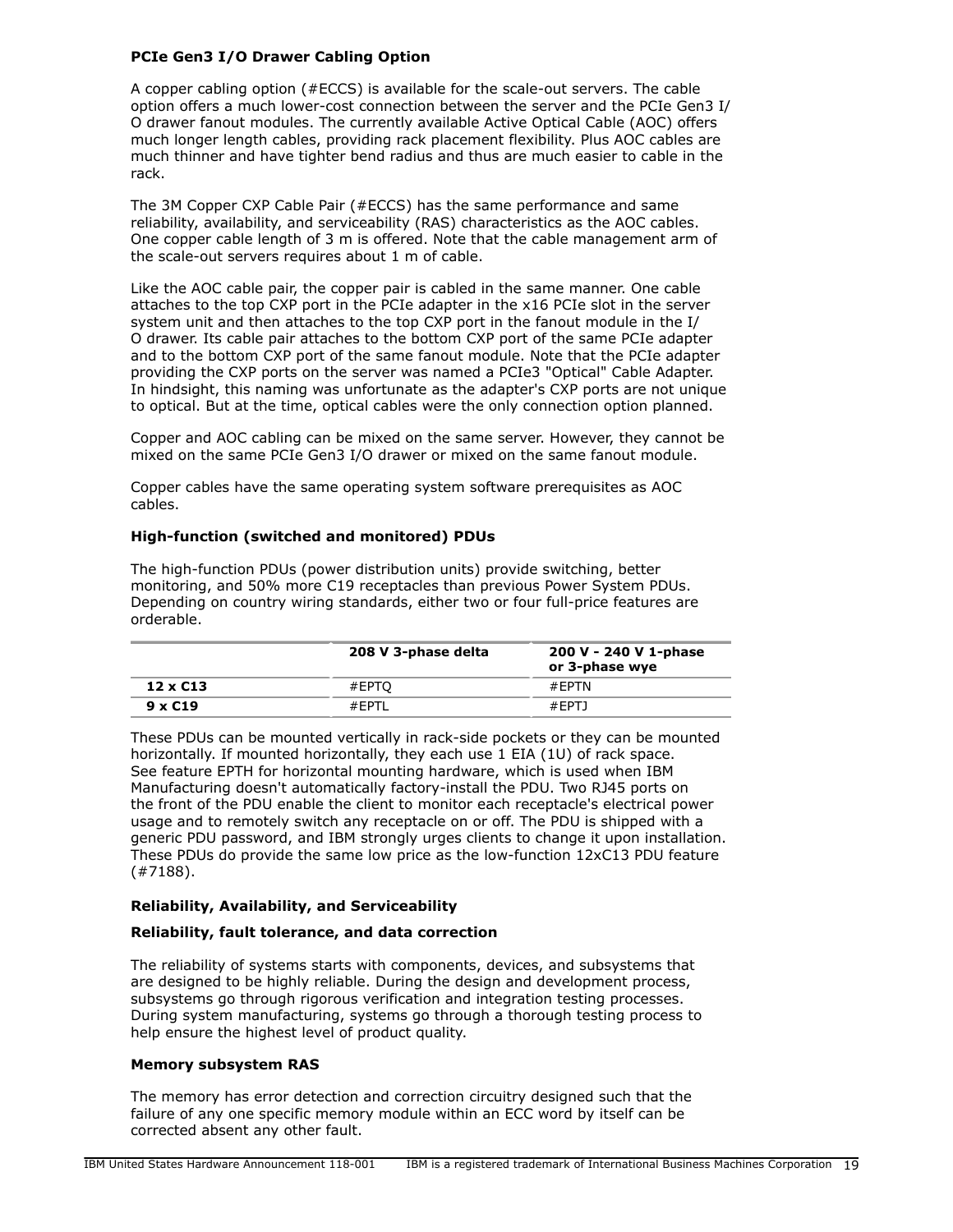### PCIe Gen3 I/O Drawer Cabling Option

A copper cabling option (#ECCS) is available for the scale-out servers. The cable option offers a much lower-cost connection between the server and the PCIe Gen3 I/O drawer fanout modules. The currently available Active Optical Cable (AOC) offers much longer length cables, providing rack placement flexibility. Plus AOC cables are much thinner and have tighter bend radius and thus are much easier to cable in the rack.

The 3M Copper CXP Cable Pair (#ECCS) has the same performance and same reliability, availability, and serviceability (RAS) characteristics as the AOC cables. One copper cable length of 3 m is offered. Note that the cable management arm of the scale-out servers requires about 1 m of cable.

Like the AOC cable pair, the copper pair is cabled in the same manner. One cable attaches to the top CXP port in the PCIe adapter in the x16 PCIe slot in the server system unit and then attaches to the top CXP port in the fanout module in the I/O drawer. Its cable pair attaches to the bottom CXP port of the same PCIe adapter and to the bottom CXP port of the same fanout module. Note that the PCIe adapter providing the CXP ports on the server was named a PCIe3 "Optical" Cable Adapter. In hindsight, this naming was unfortunate as the adapter's CXP ports are not unique to optical. But at the time, optical cables were the only connection option planned.

Copper and AOC cabling can be mixed on the same server. However, they cannot be mixed on the same PCIe Gen3 I/O drawer or mixed on the same fanout module.

Copper cables have the same operating system software prerequisites as AOC cables.

### High-function (switched and monitored) PDUs

The high-function PDUs (power distribution units) provide switching, better monitoring, and 50% more C19 receptacles than previous Power System PDUs. Depending on country wiring standards, either two or four full-price features are orderable.

| | 208 V 3-phase delta | 200 V - 240 V 1-phase or 3-phase wye |
|---|---|---|
| **12 x C13** | #EPTQ | #EPTN |
| **9 x C19** | #EPTL | #EPTJ |

These PDUs can be mounted vertically in rack-side pockets or they can be mounted horizontally. If mounted horizontally, they each use 1 EIA (1U) of rack space. See feature EPTH for horizontal mounting hardware, which is used when IBM Manufacturing doesn't automatically factory-install the PDU. Two RJ45 ports on the front of the PDU enable the client to monitor each receptacle's electrical power usage and to remotely switch any receptacle on or off. The PDU is shipped with a generic PDU password, and IBM strongly urges clients to change it upon installation. These PDUs do provide the same low price as the low-function 12xC13 PDU feature (#7188).

### Reliability, Availability, and Serviceability

### Reliability, fault tolerance, and data correction

The reliability of systems starts with components, devices, and subsystems that are designed to be highly reliable. During the design and development process, subsystems go through rigorous verification and integration testing processes. During system manufacturing, systems go through a thorough testing process to help ensure the highest level of product quality.

### Memory subsystem RAS

The memory has error detection and correction circuitry designed such that the failure of any one specific memory module within an ECC word by itself can be corrected absent any other fault.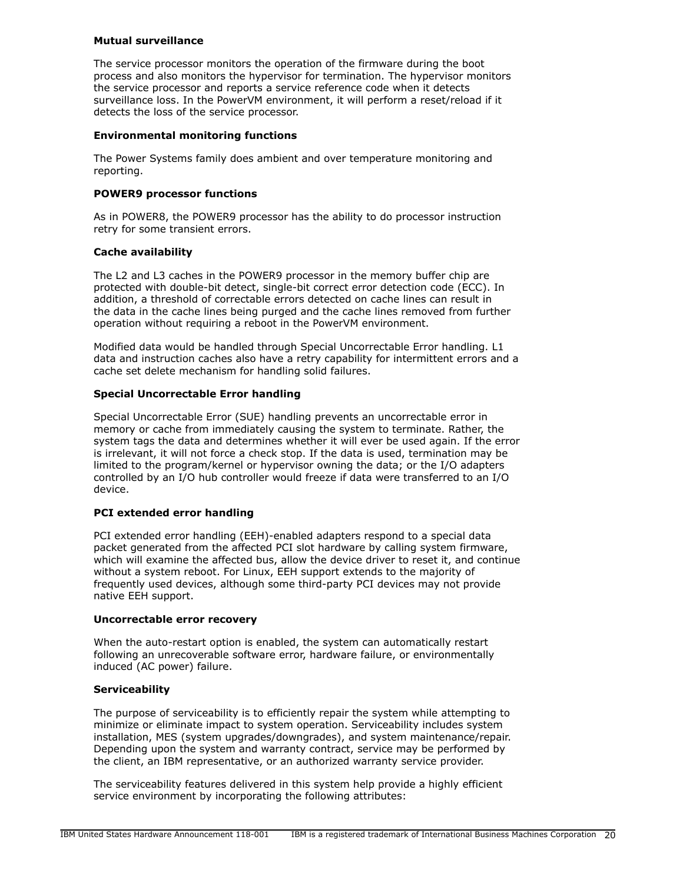**Mutual surveillance**

The service processor monitors the operation of the firmware during the boot process and also monitors the hypervisor for termination. The hypervisor monitors the service processor and reports a service reference code when it detects surveillance loss. In the PowerVM environment, it will perform a reset/reload if it detects the loss of the service processor.

**Environmental monitoring functions**

The Power Systems family does ambient and over temperature monitoring and reporting.

**POWER9 processor functions**

As in POWER8, the POWER9 processor has the ability to do processor instruction retry for some transient errors.

**Cache availability**

The L2 and L3 caches in the POWER9 processor in the memory buffer chip are protected with double-bit detect, single-bit correct error detection code (ECC). In addition, a threshold of correctable errors detected on cache lines can result in the data in the cache lines being purged and the cache lines removed from further operation without requiring a reboot in the PowerVM environment.

Modified data would be handled through Special Uncorrectable Error handling. L1 data and instruction caches also have a retry capability for intermittent errors and a cache set delete mechanism for handling solid failures.

**Special Uncorrectable Error handling**

Special Uncorrectable Error (SUE) handling prevents an uncorrectable error in memory or cache from immediately causing the system to terminate. Rather, the system tags the data and determines whether it will ever be used again. If the error is irrelevant, it will not force a check stop. If the data is used, termination may be limited to the program/kernel or hypervisor owning the data; or the I/O adapters controlled by an I/O hub controller would freeze if data were transferred to an I/O device.

**PCI extended error handling**

PCI extended error handling (EEH)-enabled adapters respond to a special data packet generated from the affected PCI slot hardware by calling system firmware, which will examine the affected bus, allow the device driver to reset it, and continue without a system reboot. For Linux, EEH support extends to the majority of frequently used devices, although some third-party PCI devices may not provide native EEH support.

**Uncorrectable error recovery**

When the auto-restart option is enabled, the system can automatically restart following an unrecoverable software error, hardware failure, or environmentally induced (AC power) failure.

**Serviceability**

The purpose of serviceability is to efficiently repair the system while attempting to minimize or eliminate impact to system operation. Serviceability includes system installation, MES (system upgrades/downgrades), and system maintenance/repair. Depending upon the system and warranty contract, service may be performed by the client, an IBM representative, or an authorized warranty service provider.

The serviceability features delivered in this system help provide a highly efficient service environment by incorporating the following attributes: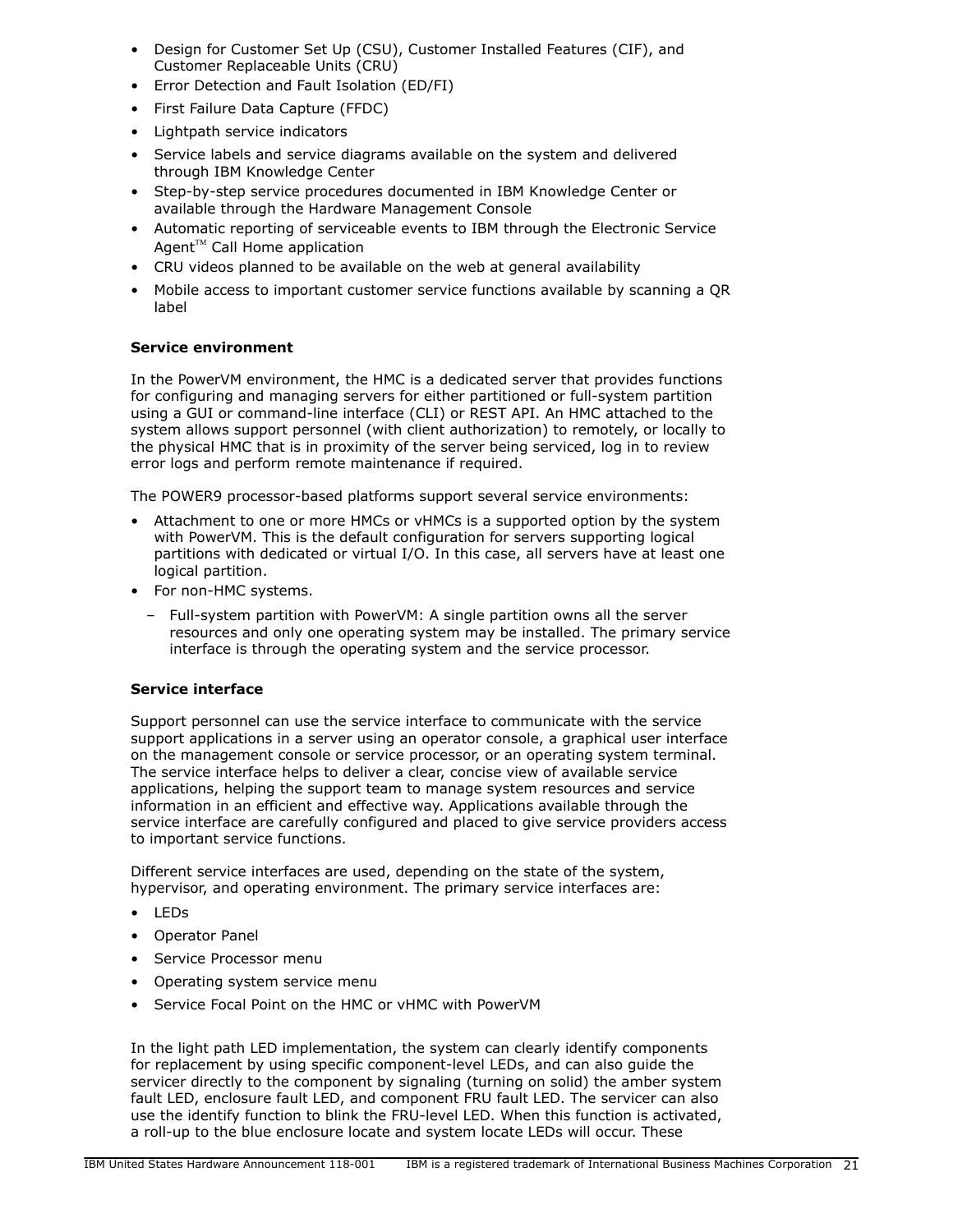- Design for Customer Set Up (CSU), Customer Installed Features (CIF), and Customer Replaceable Units (CRU)
- Error Detection and Fault Isolation (ED/FI)
- First Failure Data Capture (FFDC)
- Lightpath service indicators
- Service labels and service diagrams available on the system and delivered through IBM Knowledge Center
- Step-by-step service procedures documented in IBM Knowledge Center or available through the Hardware Management Console
- Automatic reporting of serviceable events to IBM through the Electronic Service Agent™ Call Home application
- CRU videos planned to be available on the web at general availability
- Mobile access to important customer service functions available by scanning a QR label

**Service environment**

In the PowerVM environment, the HMC is a dedicated server that provides functions for configuring and managing servers for either partitioned or full-system partition using a GUI or command-line interface (CLI) or REST API. An HMC attached to the system allows support personnel (with client authorization) to remotely, or locally to the physical HMC that is in proximity of the server being serviced, log in to review error logs and perform remote maintenance if required.

The POWER9 processor-based platforms support several service environments:

- Attachment to one or more HMCs or vHMCs is a supported option by the system with PowerVM. This is the default configuration for servers supporting logical partitions with dedicated or virtual I/O. In this case, all servers have at least one logical partition.
- For non-HMC systems.
  - Full-system partition with PowerVM: A single partition owns all the server resources and only one operating system may be installed. The primary service interface is through the operating system and the service processor.

**Service interface**

Support personnel can use the service interface to communicate with the service support applications in a server using an operator console, a graphical user interface on the management console or service processor, or an operating system terminal. The service interface helps to deliver a clear, concise view of available service applications, helping the support team to manage system resources and service information in an efficient and effective way. Applications available through the service interface are carefully configured and placed to give service providers access to important service functions.

Different service interfaces are used, depending on the state of the system, hypervisor, and operating environment. The primary service interfaces are:

- LEDs
- Operator Panel
- Service Processor menu
- Operating system service menu
- Service Focal Point on the HMC or vHMC with PowerVM

In the light path LED implementation, the system can clearly identify components for replacement by using specific component-level LEDs, and can also guide the servicer directly to the component by signaling (turning on solid) the amber system fault LED, enclosure fault LED, and component FRU fault LED. The servicer can also use the identify function to blink the FRU-level LED. When this function is activated, a roll-up to the blue enclosure locate and system locate LEDs will occur. These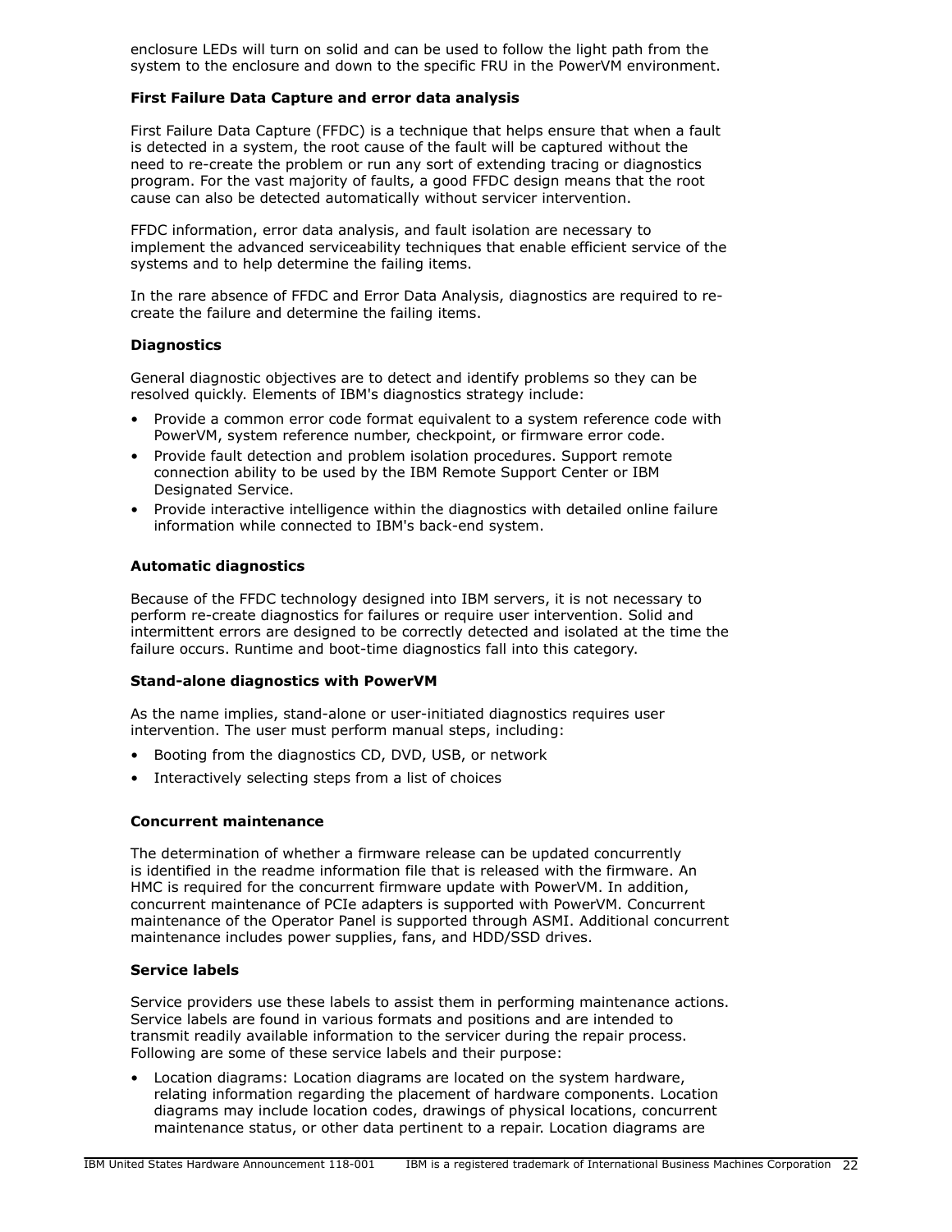enclosure LEDs will turn on solid and can be used to follow the light path from the system to the enclosure and down to the specific FRU in the PowerVM environment.

**First Failure Data Capture and error data analysis**

First Failure Data Capture (FFDC) is a technique that helps ensure that when a fault is detected in a system, the root cause of the fault will be captured without the need to re-create the problem or run any sort of extending tracing or diagnostics program. For the vast majority of faults, a good FFDC design means that the root cause can also be detected automatically without servicer intervention.

FFDC information, error data analysis, and fault isolation are necessary to implement the advanced serviceability techniques that enable efficient service of the systems and to help determine the failing items.

In the rare absence of FFDC and Error Data Analysis, diagnostics are required to re-create the failure and determine the failing items.

**Diagnostics**

General diagnostic objectives are to detect and identify problems so they can be resolved quickly. Elements of IBM's diagnostics strategy include:

- Provide a common error code format equivalent to a system reference code with PowerVM, system reference number, checkpoint, or firmware error code.
- Provide fault detection and problem isolation procedures. Support remote connection ability to be used by the IBM Remote Support Center or IBM Designated Service.
- Provide interactive intelligence within the diagnostics with detailed online failure information while connected to IBM's back-end system.

**Automatic diagnostics**

Because of the FFDC technology designed into IBM servers, it is not necessary to perform re-create diagnostics for failures or require user intervention. Solid and intermittent errors are designed to be correctly detected and isolated at the time the failure occurs. Runtime and boot-time diagnostics fall into this category.

**Stand-alone diagnostics with PowerVM**

As the name implies, stand-alone or user-initiated diagnostics requires user intervention. The user must perform manual steps, including:

- Booting from the diagnostics CD, DVD, USB, or network
- Interactively selecting steps from a list of choices

**Concurrent maintenance**

The determination of whether a firmware release can be updated concurrently is identified in the readme information file that is released with the firmware. An HMC is required for the concurrent firmware update with PowerVM. In addition, concurrent maintenance of PCIe adapters is supported with PowerVM. Concurrent maintenance of the Operator Panel is supported through ASMI. Additional concurrent maintenance includes power supplies, fans, and HDD/SSD drives.

**Service labels**

Service providers use these labels to assist them in performing maintenance actions. Service labels are found in various formats and positions and are intended to transmit readily available information to the servicer during the repair process. Following are some of these service labels and their purpose:

- Location diagrams: Location diagrams are located on the system hardware, relating information regarding the placement of hardware components. Location diagrams may include location codes, drawings of physical locations, concurrent maintenance status, or other data pertinent to a repair. Location diagrams are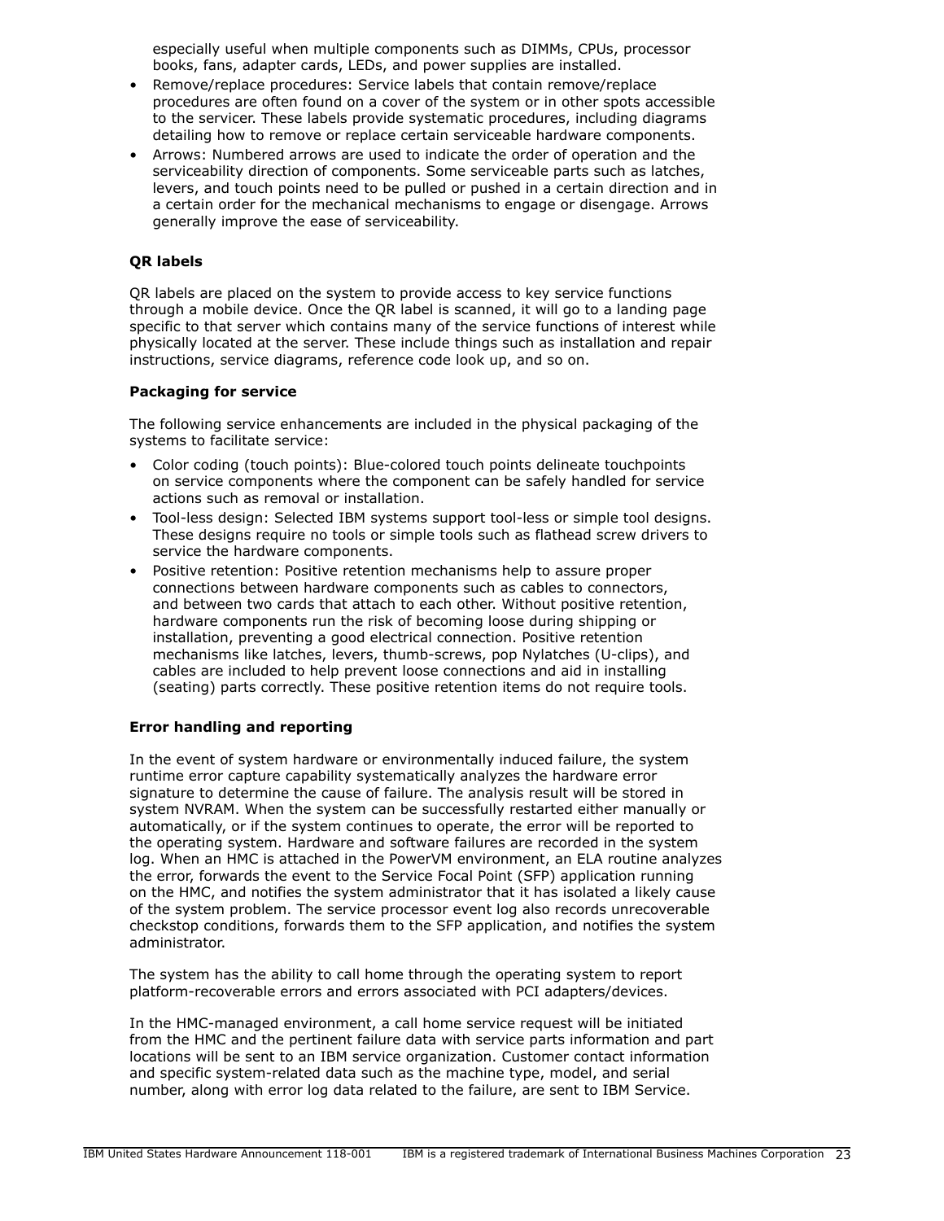especially useful when multiple components such as DIMMs, CPUs, processor books, fans, adapter cards, LEDs, and power supplies are installed.

- Remove/replace procedures: Service labels that contain remove/replace procedures are often found on a cover of the system or in other spots accessible to the servicer. These labels provide systematic procedures, including diagrams detailing how to remove or replace certain serviceable hardware components.
- Arrows: Numbered arrows are used to indicate the order of operation and the serviceability direction of components. Some serviceable parts such as latches, levers, and touch points need to be pulled or pushed in a certain direction and in a certain order for the mechanical mechanisms to engage or disengage. Arrows generally improve the ease of serviceability.

**QR labels**

QR labels are placed on the system to provide access to key service functions through a mobile device. Once the QR label is scanned, it will go to a landing page specific to that server which contains many of the service functions of interest while physically located at the server. These include things such as installation and repair instructions, service diagrams, reference code look up, and so on.

**Packaging for service**

The following service enhancements are included in the physical packaging of the systems to facilitate service:

- Color coding (touch points): Blue-colored touch points delineate touchpoints on service components where the component can be safely handled for service actions such as removal or installation.
- Tool-less design: Selected IBM systems support tool-less or simple tool designs. These designs require no tools or simple tools such as flathead screw drivers to service the hardware components.
- Positive retention: Positive retention mechanisms help to assure proper connections between hardware components such as cables to connectors, and between two cards that attach to each other. Without positive retention, hardware components run the risk of becoming loose during shipping or installation, preventing a good electrical connection. Positive retention mechanisms like latches, levers, thumb-screws, pop Nylatches (U-clips), and cables are included to help prevent loose connections and aid in installing (seating) parts correctly. These positive retention items do not require tools.

**Error handling and reporting**

In the event of system hardware or environmentally induced failure, the system runtime error capture capability systematically analyzes the hardware error signature to determine the cause of failure. The analysis result will be stored in system NVRAM. When the system can be successfully restarted either manually or automatically, or if the system continues to operate, the error will be reported to the operating system. Hardware and software failures are recorded in the system log. When an HMC is attached in the PowerVM environment, an ELA routine analyzes the error, forwards the event to the Service Focal Point (SFP) application running on the HMC, and notifies the system administrator that it has isolated a likely cause of the system problem. The service processor event log also records unrecoverable checkstop conditions, forwards them to the SFP application, and notifies the system administrator.

The system has the ability to call home through the operating system to report platform-recoverable errors and errors associated with PCI adapters/devices.

In the HMC-managed environment, a call home service request will be initiated from the HMC and the pertinent failure data with service parts information and part locations will be sent to an IBM service organization. Customer contact information and specific system-related data such as the machine type, model, and serial number, along with error log data related to the failure, are sent to IBM Service.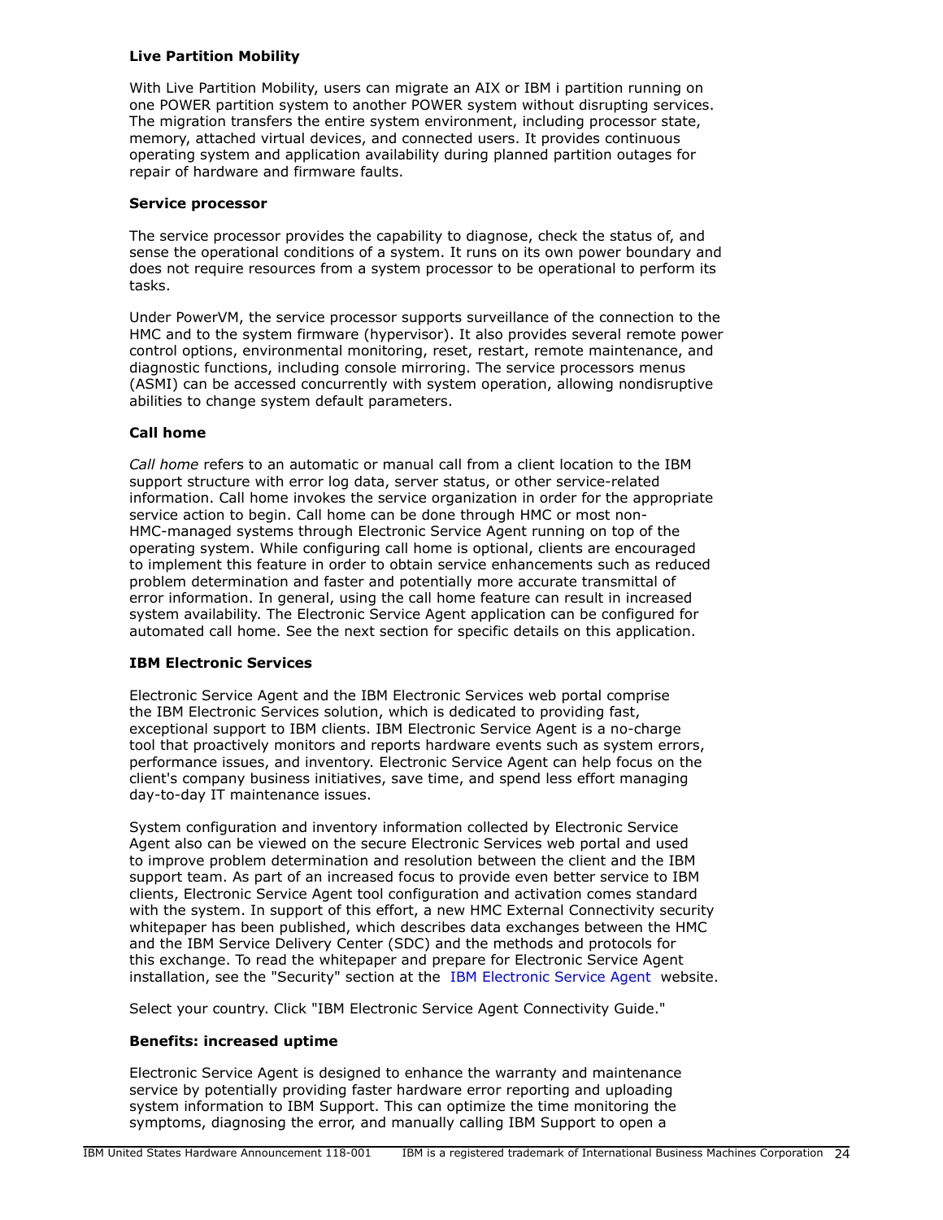**Live Partition Mobility**

With Live Partition Mobility, users can migrate an AIX or IBM i partition running on one POWER partition system to another POWER system without disrupting services. The migration transfers the entire system environment, including processor state, memory, attached virtual devices, and connected users. It provides continuous operating system and application availability during planned partition outages for repair of hardware and firmware faults.

**Service processor**

The service processor provides the capability to diagnose, check the status of, and sense the operational conditions of a system. It runs on its own power boundary and does not require resources from a system processor to be operational to perform its tasks.

Under PowerVM, the service processor supports surveillance of the connection to the HMC and to the system firmware (hypervisor). It also provides several remote power control options, environmental monitoring, reset, restart, remote maintenance, and diagnostic functions, including console mirroring. The service processors menus (ASMI) can be accessed concurrently with system operation, allowing nondisruptive abilities to change system default parameters.

**Call home**

*Call home* refers to an automatic or manual call from a client location to the IBM support structure with error log data, server status, or other service-related information. Call home invokes the service organization in order for the appropriate service action to begin. Call home can be done through HMC or most non-HMC-managed systems through Electronic Service Agent running on top of the operating system. While configuring call home is optional, clients are encouraged to implement this feature in order to obtain service enhancements such as reduced problem determination and faster and potentially more accurate transmittal of error information. In general, using the call home feature can result in increased system availability. The Electronic Service Agent application can be configured for automated call home. See the next section for specific details on this application.

**IBM Electronic Services**

Electronic Service Agent and the IBM Electronic Services web portal comprise the IBM Electronic Services solution, which is dedicated to providing fast, exceptional support to IBM clients. IBM Electronic Service Agent is a no-charge tool that proactively monitors and reports hardware events such as system errors, performance issues, and inventory. Electronic Service Agent can help focus on the client's company business initiatives, save time, and spend less effort managing day-to-day IT maintenance issues.

System configuration and inventory information collected by Electronic Service Agent also can be viewed on the secure Electronic Services web portal and used to improve problem determination and resolution between the client and the IBM support team. As part of an increased focus to provide even better service to IBM clients, Electronic Service Agent tool configuration and activation comes standard with the system. In support of this effort, a new HMC External Connectivity security whitepaper has been published, which describes data exchanges between the HMC and the IBM Service Delivery Center (SDC) and the methods and protocols for this exchange. To read the whitepaper and prepare for Electronic Service Agent installation, see the "Security" section at the IBM Electronic Service Agent website.

Select your country. Click "IBM Electronic Service Agent Connectivity Guide."

**Benefits: increased uptime**

Electronic Service Agent is designed to enhance the warranty and maintenance service by potentially providing faster hardware error reporting and uploading system information to IBM Support. This can optimize the time monitoring the symptoms, diagnosing the error, and manually calling IBM Support to open a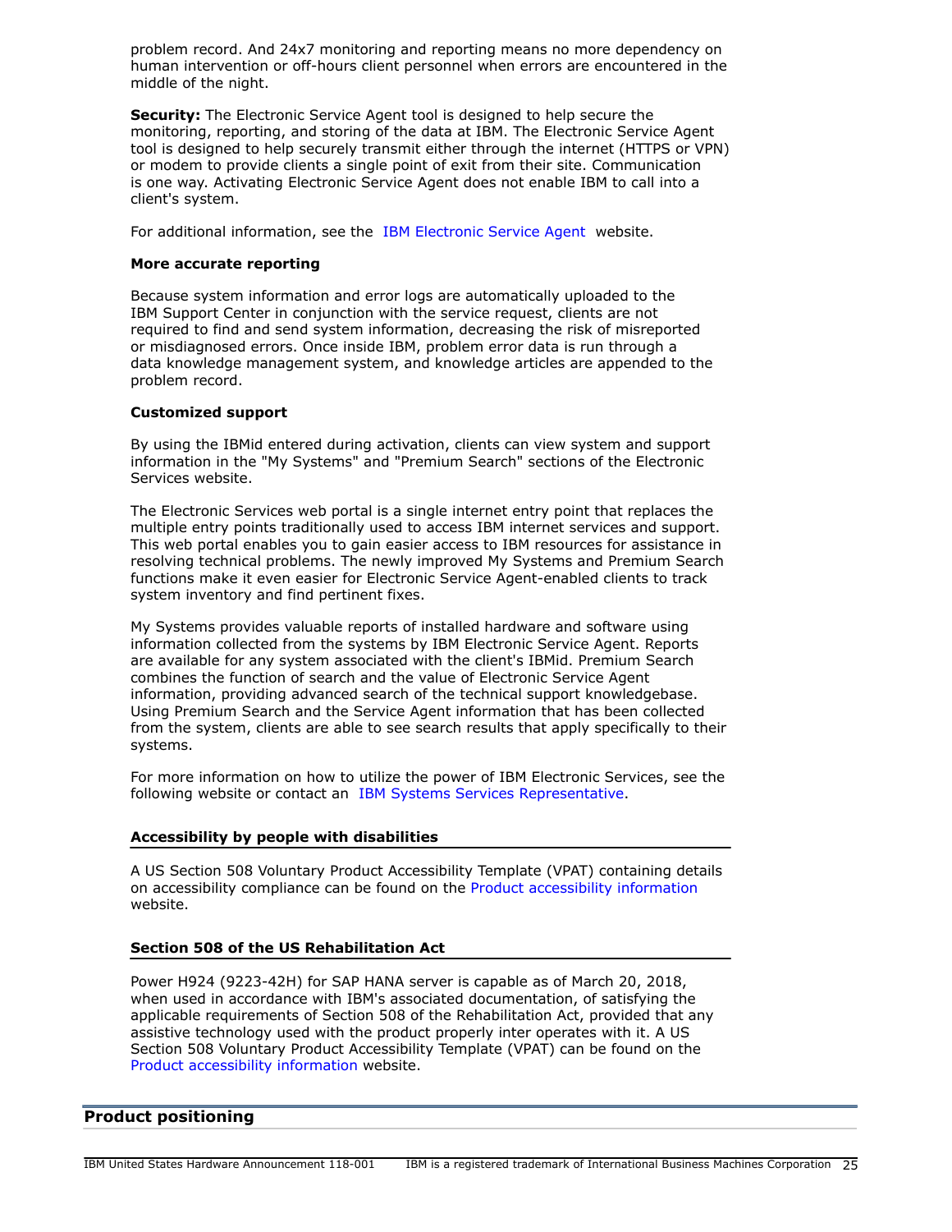problem record. And 24x7 monitoring and reporting means no more dependency on human intervention or off-hours client personnel when errors are encountered in the middle of the night.

**Security:** The Electronic Service Agent tool is designed to help secure the monitoring, reporting, and storing of the data at IBM. The Electronic Service Agent tool is designed to help securely transmit either through the internet (HTTPS or VPN) or modem to provide clients a single point of exit from their site. Communication is one way. Activating Electronic Service Agent does not enable IBM to call into a client's system.

For additional information, see the IBM Electronic Service Agent website.

**More accurate reporting**

Because system information and error logs are automatically uploaded to the IBM Support Center in conjunction with the service request, clients are not required to find and send system information, decreasing the risk of misreported or misdiagnosed errors. Once inside IBM, problem error data is run through a data knowledge management system, and knowledge articles are appended to the problem record.

**Customized support**

By using the IBMid entered during activation, clients can view system and support information in the "My Systems" and "Premium Search" sections of the Electronic Services website.

The Electronic Services web portal is a single internet entry point that replaces the multiple entry points traditionally used to access IBM internet services and support. This web portal enables you to gain easier access to IBM resources for assistance in resolving technical problems. The newly improved My Systems and Premium Search functions make it even easier for Electronic Service Agent-enabled clients to track system inventory and find pertinent fixes.

My Systems provides valuable reports of installed hardware and software using information collected from the systems by IBM Electronic Service Agent. Reports are available for any system associated with the client's IBMid. Premium Search combines the function of search and the value of Electronic Service Agent information, providing advanced search of the technical support knowledgebase. Using Premium Search and the Service Agent information that has been collected from the system, clients are able to see search results that apply specifically to their systems.

For more information on how to utilize the power of IBM Electronic Services, see the following website or contact an IBM Systems Services Representative.

### Accessibility by people with disabilities

A US Section 508 Voluntary Product Accessibility Template (VPAT) containing details on accessibility compliance can be found on the Product accessibility information website.

### Section 508 of the US Rehabilitation Act

Power H924 (9223-42H) for SAP HANA server is capable as of March 20, 2018, when used in accordance with IBM's associated documentation, of satisfying the applicable requirements of Section 508 of the Rehabilitation Act, provided that any assistive technology used with the product properly inter operates with it. A US Section 508 Voluntary Product Accessibility Template (VPAT) can be found on the Product accessibility information website.

## Product positioning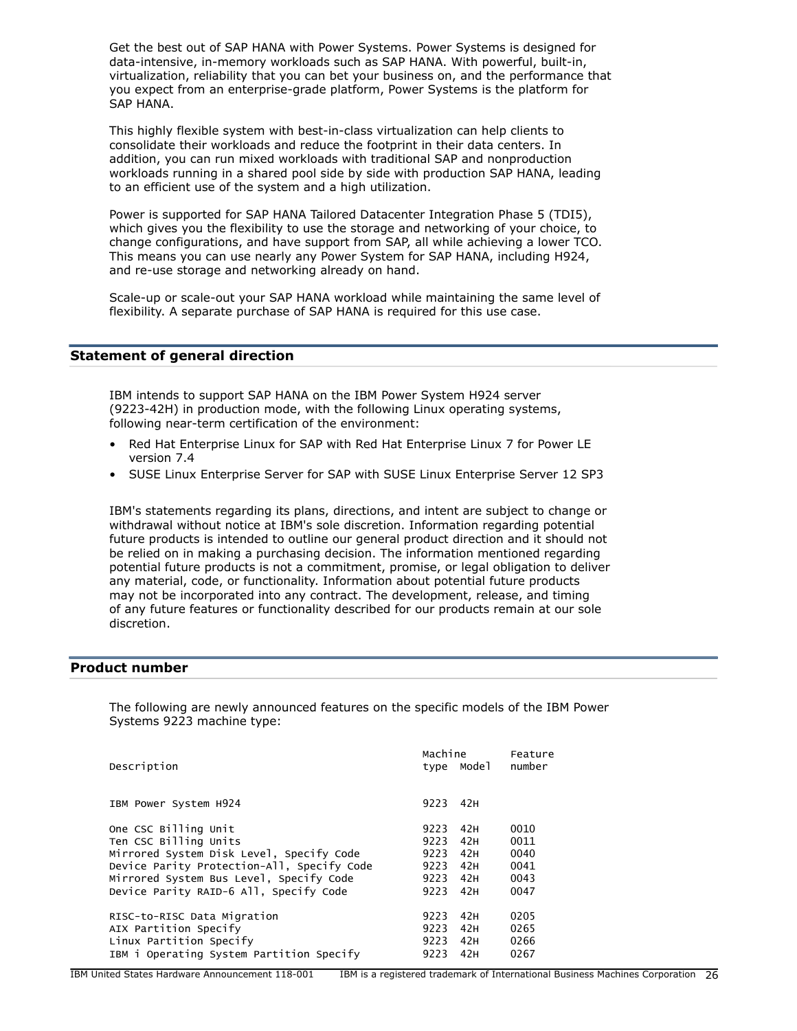Get the best out of SAP HANA with Power Systems. Power Systems is designed for data-intensive, in-memory workloads such as SAP HANA. With powerful, built-in, virtualization, reliability that you can bet your business on, and the performance that you expect from an enterprise-grade platform, Power Systems is the platform for SAP HANA.

This highly flexible system with best-in-class virtualization can help clients to consolidate their workloads and reduce the footprint in their data centers. In addition, you can run mixed workloads with traditional SAP and nonproduction workloads running in a shared pool side by side with production SAP HANA, leading to an efficient use of the system and a high utilization.

Power is supported for SAP HANA Tailored Datacenter Integration Phase 5 (TDI5), which gives you the flexibility to use the storage and networking of your choice, to change configurations, and have support from SAP, all while achieving a lower TCO. This means you can use nearly any Power System for SAP HANA, including H924, and re-use storage and networking already on hand.

Scale-up or scale-out your SAP HANA workload while maintaining the same level of flexibility. A separate purchase of SAP HANA is required for this use case.

## Statement of general direction

IBM intends to support SAP HANA on the IBM Power System H924 server (9223-42H) in production mode, with the following Linux operating systems, following near-term certification of the environment:

- Red Hat Enterprise Linux for SAP with Red Hat Enterprise Linux 7 for Power LE version 7.4
- SUSE Linux Enterprise Server for SAP with SUSE Linux Enterprise Server 12 SP3

IBM's statements regarding its plans, directions, and intent are subject to change or withdrawal without notice at IBM's sole discretion. Information regarding potential future products is intended to outline our general product direction and it should not be relied on in making a purchasing decision. The information mentioned regarding potential future products is not a commitment, promise, or legal obligation to deliver any material, code, or functionality. Information about potential future products may not be incorporated into any contract. The development, release, and timing of any future features or functionality described for our products remain at our sole discretion.

## Product number

The following are newly announced features on the specific models of the IBM Power Systems 9223 machine type:

| Description | Machine type | Model | Feature number |
|---|---|---|---|
| IBM Power System H924 | 9223 | 42H | |
| One CSC Billing Unit | 9223 | 42H | 0010 |
| Ten CSC Billing Units | 9223 | 42H | 0011 |
| Mirrored System Disk Level, Specify Code | 9223 | 42H | 0040 |
| Device Parity Protection-All, Specify Code | 9223 | 42H | 0041 |
| Mirrored System Bus Level, Specify Code | 9223 | 42H | 0043 |
| Device Parity RAID-6 All, Specify Code | 9223 | 42H | 0047 |
| RISC-to-RISC Data Migration | 9223 | 42H | 0205 |
| AIX Partition Specify | 9223 | 42H | 0265 |
| Linux Partition Specify | 9223 | 42H | 0266 |
| IBM i Operating System Partition Specify | 9223 | 42H | 0267 |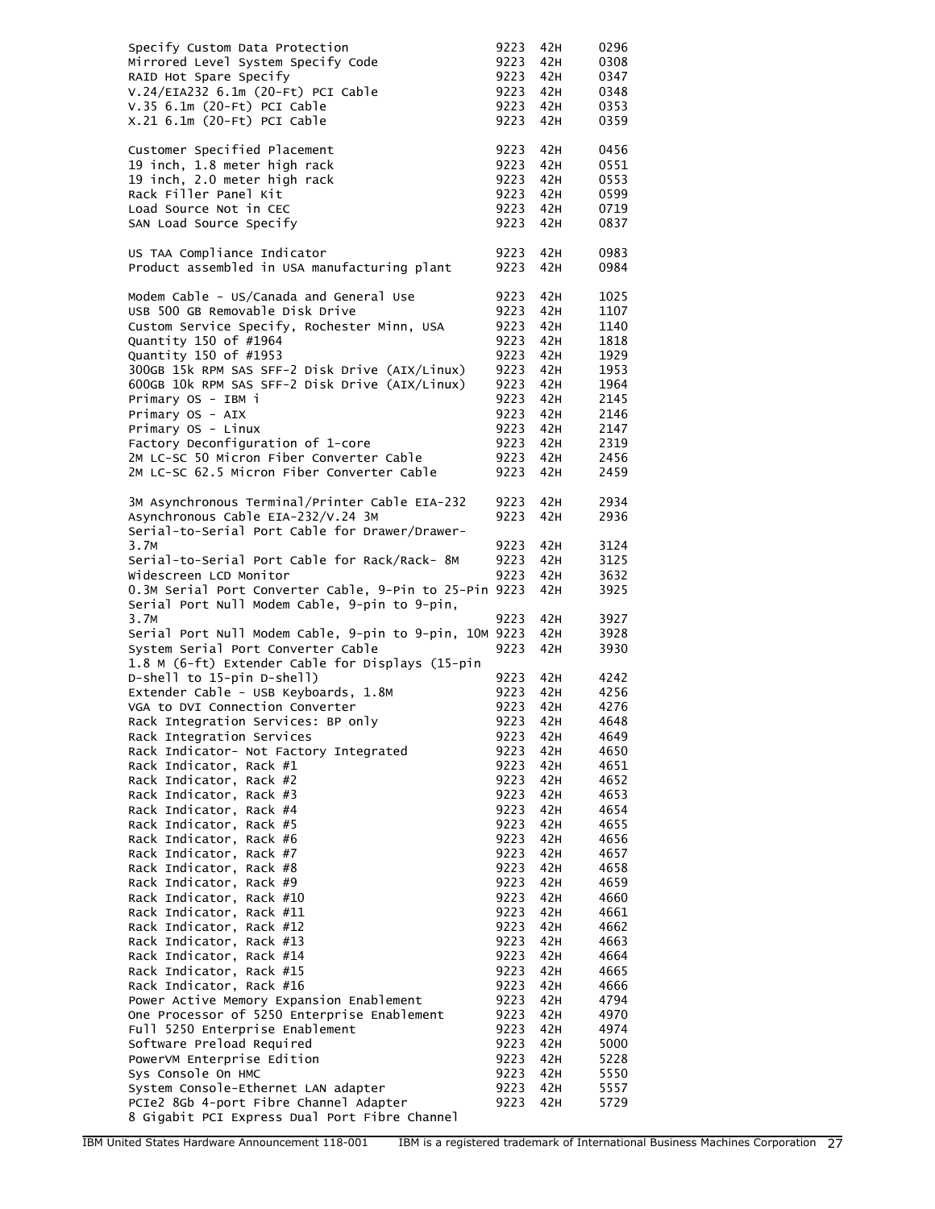| | | | |
|---|---|---|---|
| Specify Custom Data Protection | 9223 | 42H | 0296 |
| Mirrored Level System Specify Code | 9223 | 42H | 0308 |
| RAID Hot Spare Specify | 9223 | 42H | 0347 |
| V.24/EIA232 6.1m (20-Ft) PCI Cable | 9223 | 42H | 0348 |
| V.35 6.1m (20-Ft) PCI Cable | 9223 | 42H | 0353 |
| X.21 6.1m (20-Ft) PCI Cable | 9223 | 42H | 0359 |
| Customer Specified Placement | 9223 | 42H | 0456 |
| 19 inch, 1.8 meter high rack | 9223 | 42H | 0551 |
| 19 inch, 2.0 meter high rack | 9223 | 42H | 0553 |
| Rack Filler Panel Kit | 9223 | 42H | 0599 |
| Load Source Not in CEC | 9223 | 42H | 0719 |
| SAN Load Source Specify | 9223 | 42H | 0837 |
| US TAA Compliance Indicator | 9223 | 42H | 0983 |
| Product assembled in USA manufacturing plant | 9223 | 42H | 0984 |
| Modem Cable - US/Canada and General Use | 9223 | 42H | 1025 |
| USB 500 GB Removable Disk Drive | 9223 | 42H | 1107 |
| Custom Service Specify, Rochester Minn, USA | 9223 | 42H | 1140 |
| Quantity 150 of #1964 | 9223 | 42H | 1818 |
| Quantity 150 of #1953 | 9223 | 42H | 1929 |
| 300GB 15k RPM SAS SFF-2 Disk Drive (AIX/Linux) | 9223 | 42H | 1953 |
| 600GB 10k RPM SAS SFF-2 Disk Drive (AIX/Linux) | 9223 | 42H | 1964 |
| Primary OS - IBM i | 9223 | 42H | 2145 |
| Primary OS - AIX | 9223 | 42H | 2146 |
| Primary OS - Linux | 9223 | 42H | 2147 |
| Factory Deconfiguration of 1-core | 9223 | 42H | 2319 |
| 2M LC-SC 50 Micron Fiber Converter Cable | 9223 | 42H | 2456 |
| 2M LC-SC 62.5 Micron Fiber Converter Cable | 9223 | 42H | 2459 |
| 3M Asynchronous Terminal/Printer Cable EIA-232 | 9223 | 42H | 2934 |
| Asynchronous Cable EIA-232/V.24 3M | 9223 | 42H | 2936 |
| Serial-to-Serial Port Cable for Drawer/Drawer-3.7M | 9223 | 42H | 3124 |
| Serial-to-Serial Port Cable for Rack/Rack- 8M | 9223 | 42H | 3125 |
| Widescreen LCD Monitor | 9223 | 42H | 3632 |
| 0.3M Serial Port Converter Cable, 9-Pin to 25-Pin | 9223 | 42H | 3925 |
| Serial Port Null Modem Cable, 9-pin to 9-pin, 3.7M | 9223 | 42H | 3927 |
| Serial Port Null Modem Cable, 9-pin to 9-pin, 10M | 9223 | 42H | 3928 |
| System Serial Port Converter Cable | 9223 | 42H | 3930 |
| 1.8 M (6-ft) Extender Cable for Displays (15-pin D-shell to 15-pin D-shell) | 9223 | 42H | 4242 |
| Extender Cable - USB Keyboards, 1.8M | 9223 | 42H | 4256 |
| VGA to DVI Connection Converter | 9223 | 42H | 4276 |
| Rack Integration Services: BP only | 9223 | 42H | 4648 |
| Rack Integration Services | 9223 | 42H | 4649 |
| Rack Indicator- Not Factory Integrated | 9223 | 42H | 4650 |
| Rack Indicator, Rack #1 | 9223 | 42H | 4651 |
| Rack Indicator, Rack #2 | 9223 | 42H | 4652 |
| Rack Indicator, Rack #3 | 9223 | 42H | 4653 |
| Rack Indicator, Rack #4 | 9223 | 42H | 4654 |
| Rack Indicator, Rack #5 | 9223 | 42H | 4655 |
| Rack Indicator, Rack #6 | 9223 | 42H | 4656 |
| Rack Indicator, Rack #7 | 9223 | 42H | 4657 |
| Rack Indicator, Rack #8 | 9223 | 42H | 4658 |
| Rack Indicator, Rack #9 | 9223 | 42H | 4659 |
| Rack Indicator, Rack #10 | 9223 | 42H | 4660 |
| Rack Indicator, Rack #11 | 9223 | 42H | 4661 |
| Rack Indicator, Rack #12 | 9223 | 42H | 4662 |
| Rack Indicator, Rack #13 | 9223 | 42H | 4663 |
| Rack Indicator, Rack #14 | 9223 | 42H | 4664 |
| Rack Indicator, Rack #15 | 9223 | 42H | 4665 |
| Rack Indicator, Rack #16 | 9223 | 42H | 4666 |
| Power Active Memory Expansion Enablement | 9223 | 42H | 4794 |
| One Processor of 5250 Enterprise Enablement | 9223 | 42H | 4970 |
| Full 5250 Enterprise Enablement | 9223 | 42H | 4974 |
| Software Preload Required | 9223 | 42H | 5000 |
| PowerVM Enterprise Edition | 9223 | 42H | 5228 |
| Sys Console On HMC | 9223 | 42H | 5550 |
| System Console-Ethernet LAN adapter | 9223 | 42H | 5557 |
| PCIe2 8Gb 4-port Fibre Channel Adapter | 9223 | 42H | 5729 |
| 8 Gigabit PCI Express Dual Port Fibre Channel | | | |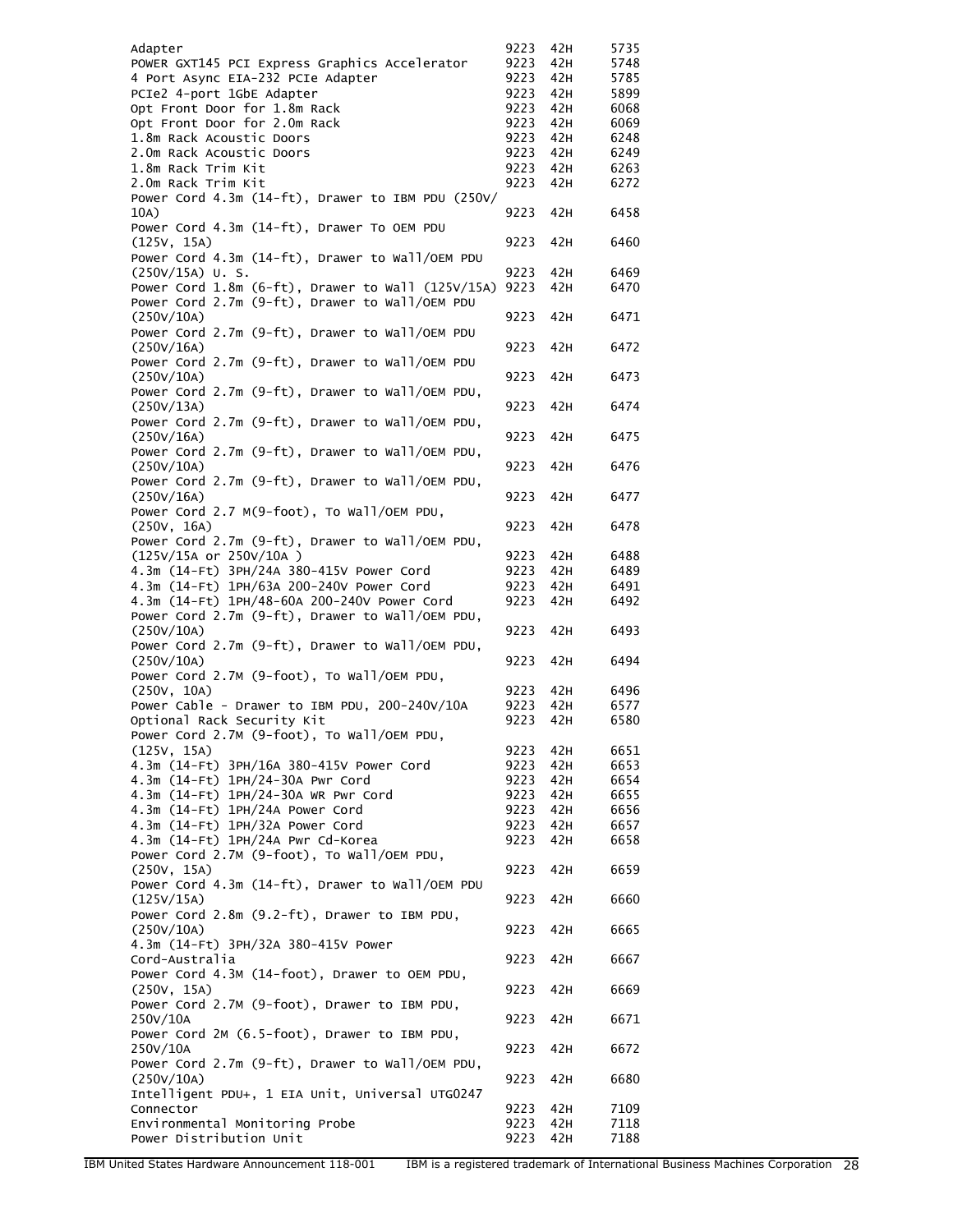| | | | |
|---|---|---|---|
| Adapter | 9223 | 42H | 5735 |
| POWER GXT145 PCI Express Graphics Accelerator | 9223 | 42H | 5748 |
| 4 Port Async EIA-232 PCIe Adapter | 9223 | 42H | 5785 |
| PCIe2 4-port 1GbE Adapter | 9223 | 42H | 5899 |
| Opt Front Door for 1.8m Rack | 9223 | 42H | 6068 |
| Opt Front Door for 2.0m Rack | 9223 | 42H | 6069 |
| 1.8m Rack Acoustic Doors | 9223 | 42H | 6248 |
| 2.0m Rack Acoustic Doors | 9223 | 42H | 6249 |
| 1.8m Rack Trim Kit | 9223 | 42H | 6263 |
| 2.0m Rack Trim Kit | 9223 | 42H | 6272 |
| Power Cord 4.3m (14-ft), Drawer to IBM PDU (250V/10A) | 9223 | 42H | 6458 |
| Power Cord 4.3m (14-ft), Drawer To OEM PDU (125V, 15A) | 9223 | 42H | 6460 |
| Power Cord 4.3m (14-ft), Drawer to Wall/OEM PDU (250V/15A) U. S. | 9223 | 42H | 6469 |
| Power Cord 1.8m (6-ft), Drawer to Wall (125V/15A) | 9223 | 42H | 6470 |
| Power Cord 2.7m (9-ft), Drawer to Wall/OEM PDU (250V/10A) | 9223 | 42H | 6471 |
| Power Cord 2.7m (9-ft), Drawer to Wall/OEM PDU (250V/16A) | 9223 | 42H | 6472 |
| Power Cord 2.7m (9-ft), Drawer to Wall/OEM PDU (250V/10A) | 9223 | 42H | 6473 |
| Power Cord 2.7m (9-ft), Drawer to Wall/OEM PDU, (250V/13A) | 9223 | 42H | 6474 |
| Power Cord 2.7m (9-ft), Drawer to Wall/OEM PDU, (250V/16A) | 9223 | 42H | 6475 |
| Power Cord 2.7m (9-ft), Drawer to Wall/OEM PDU, (250V/10A) | 9223 | 42H | 6476 |
| Power Cord 2.7m (9-ft), Drawer to Wall/OEM PDU, (250V/16A) | 9223 | 42H | 6477 |
| Power Cord 2.7 M(9-foot), To Wall/OEM PDU, (250V, 16A) | 9223 | 42H | 6478 |
| Power Cord 2.7m (9-ft), Drawer to Wall/OEM PDU, (125V/15A or 250V/10A ) | 9223 | 42H | 6488 |
| 4.3m (14-Ft) 3PH/24A 380-415V Power Cord | 9223 | 42H | 6489 |
| 4.3m (14-Ft) 1PH/63A 200-240V Power Cord | 9223 | 42H | 6491 |
| 4.3m (14-Ft) 1PH/48-60A 200-240V Power Cord | 9223 | 42H | 6492 |
| Power Cord 2.7m (9-ft), Drawer to Wall/OEM PDU, (250V/10A) | 9223 | 42H | 6493 |
| Power Cord 2.7m (9-ft), Drawer to Wall/OEM PDU, (250V/10A) | 9223 | 42H | 6494 |
| Power Cord 2.7M (9-foot), To Wall/OEM PDU, (250V, 10A) | 9223 | 42H | 6496 |
| Power Cable - Drawer to IBM PDU, 200-240V/10A | 9223 | 42H | 6577 |
| Optional Rack Security Kit | 9223 | 42H | 6580 |
| Power Cord 2.7M (9-foot), To Wall/OEM PDU, (125V, 15A) | 9223 | 42H | 6651 |
| 4.3m (14-Ft) 3PH/16A 380-415V Power Cord | 9223 | 42H | 6653 |
| 4.3m (14-Ft) 1PH/24-30A Pwr Cord | 9223 | 42H | 6654 |
| 4.3m (14-Ft) 1PH/24-30A WR Pwr Cord | 9223 | 42H | 6655 |
| 4.3m (14-Ft) 1PH/24A Power Cord | 9223 | 42H | 6656 |
| 4.3m (14-Ft) 1PH/32A Power Cord | 9223 | 42H | 6657 |
| 4.3m (14-Ft) 1PH/24A Pwr Cd-Korea | 9223 | 42H | 6658 |
| Power Cord 2.7M (9-foot), To Wall/OEM PDU, (250V, 15A) | 9223 | 42H | 6659 |
| Power Cord 4.3m (14-ft), Drawer to Wall/OEM PDU (125V/15A) | 9223 | 42H | 6660 |
| Power Cord 2.8m (9.2-ft), Drawer to IBM PDU, (250V/10A) | 9223 | 42H | 6665 |
| 4.3m (14-Ft) 3PH/32A 380-415V Power Cord-Australia | 9223 | 42H | 6667 |
| Power Cord 4.3M (14-foot), Drawer to OEM PDU, (250V, 15A) | 9223 | 42H | 6669 |
| Power Cord 2.7M (9-foot), Drawer to IBM PDU, 250V/10A | 9223 | 42H | 6671 |
| Power Cord 2M (6.5-foot), Drawer to IBM PDU, 250V/10A | 9223 | 42H | 6672 |
| Power Cord 2.7m (9-ft), Drawer to Wall/OEM PDU, (250V/10A) | 9223 | 42H | 6680 |
| Intelligent PDU+, 1 EIA Unit, Universal UTG0247 Connector | 9223 | 42H | 7109 |
| Environmental Monitoring Probe | 9223 | 42H | 7118 |
| Power Distribution Unit | 9223 | 42H | 7188 |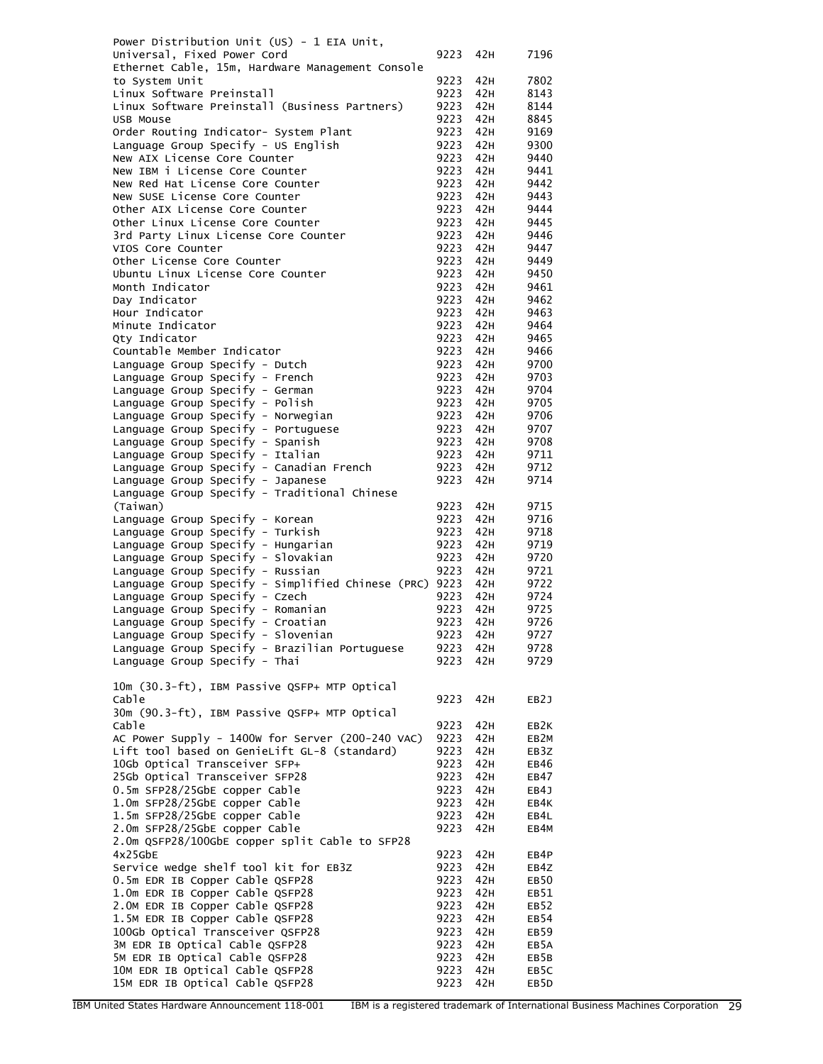| Description | Machine type | Model | Feature |
|---|---|---|---|
| Power Distribution Unit (US) - 1 EIA Unit, Universal, Fixed Power Cord | 9223 | 42H | 7196 |
| Ethernet Cable, 15m, Hardware Management Console to System Unit | 9223 | 42H | 7802 |
| Linux Software Preinstall | 9223 | 42H | 8143 |
| Linux Software Preinstall (Business Partners) | 9223 | 42H | 8144 |
| USB Mouse | 9223 | 42H | 8845 |
| Order Routing Indicator- System Plant | 9223 | 42H | 9169 |
| Language Group Specify - US English | 9223 | 42H | 9300 |
| New AIX License Core Counter | 9223 | 42H | 9440 |
| New IBM i License Core Counter | 9223 | 42H | 9441 |
| New Red Hat License Core Counter | 9223 | 42H | 9442 |
| New SUSE License Core Counter | 9223 | 42H | 9443 |
| Other AIX License Core Counter | 9223 | 42H | 9444 |
| Other Linux License Core Counter | 9223 | 42H | 9445 |
| 3rd Party Linux License Core Counter | 9223 | 42H | 9446 |
| VIOS Core Counter | 9223 | 42H | 9447 |
| Other License Core Counter | 9223 | 42H | 9449 |
| Ubuntu Linux License Core Counter | 9223 | 42H | 9450 |
| Month Indicator | 9223 | 42H | 9461 |
| Day Indicator | 9223 | 42H | 9462 |
| Hour Indicator | 9223 | 42H | 9463 |
| Minute Indicator | 9223 | 42H | 9464 |
| Qty Indicator | 9223 | 42H | 9465 |
| Countable Member Indicator | 9223 | 42H | 9466 |
| Language Group Specify - Dutch | 9223 | 42H | 9700 |
| Language Group Specify - French | 9223 | 42H | 9703 |
| Language Group Specify - German | 9223 | 42H | 9704 |
| Language Group Specify - Polish | 9223 | 42H | 9705 |
| Language Group Specify - Norwegian | 9223 | 42H | 9706 |
| Language Group Specify - Portuguese | 9223 | 42H | 9707 |
| Language Group Specify - Spanish | 9223 | 42H | 9708 |
| Language Group Specify - Italian | 9223 | 42H | 9711 |
| Language Group Specify - Canadian French | 9223 | 42H | 9712 |
| Language Group Specify - Japanese | 9223 | 42H | 9714 |
| Language Group Specify - Traditional Chinese (Taiwan) | 9223 | 42H | 9715 |
| Language Group Specify - Korean | 9223 | 42H | 9716 |
| Language Group Specify - Turkish | 9223 | 42H | 9718 |
| Language Group Specify - Hungarian | 9223 | 42H | 9719 |
| Language Group Specify - Slovakian | 9223 | 42H | 9720 |
| Language Group Specify - Russian | 9223 | 42H | 9721 |
| Language Group Specify - Simplified Chinese (PRC) | 9223 | 42H | 9722 |
| Language Group Specify - Czech | 9223 | 42H | 9724 |
| Language Group Specify - Romanian | 9223 | 42H | 9725 |
| Language Group Specify - Croatian | 9223 | 42H | 9726 |
| Language Group Specify - Slovenian | 9223 | 42H | 9727 |
| Language Group Specify - Brazilian Portuguese | 9223 | 42H | 9728 |
| Language Group Specify - Thai | 9223 | 42H | 9729 |
| 10m (30.3-ft), IBM Passive QSFP+ MTP Optical Cable | 9223 | 42H | EB2J |
| 30m (90.3-ft), IBM Passive QSFP+ MTP Optical Cable | 9223 | 42H | EB2K |
| AC Power Supply - 1400W for Server (200-240 VAC) | 9223 | 42H | EB2M |
| Lift tool based on GenieLift GL-8 (standard) | 9223 | 42H | EB3Z |
| 10Gb Optical Transceiver SFP+ | 9223 | 42H | EB46 |
| 25Gb Optical Transceiver SFP28 | 9223 | 42H | EB47 |
| 0.5m SFP28/25GbE copper Cable | 9223 | 42H | EB4J |
| 1.0m SFP28/25GbE copper Cable | 9223 | 42H | EB4K |
| 1.5m SFP28/25GbE copper Cable | 9223 | 42H | EB4L |
| 2.0m SFP28/25GbE copper Cable | 9223 | 42H | EB4M |
| 2.0m QSFP28/100GbE copper split Cable to SFP28 4x25GbE | 9223 | 42H | EB4P |
| Service wedge shelf tool kit for EB3Z | 9223 | 42H | EB4Z |
| 0.5m EDR IB Copper Cable QSFP28 | 9223 | 42H | EB50 |
| 1.0m EDR IB Copper Cable QSFP28 | 9223 | 42H | EB51 |
| 2.0M EDR IB Copper Cable QSFP28 | 9223 | 42H | EB52 |
| 1.5M EDR IB Copper Cable QSFP28 | 9223 | 42H | EB54 |
| 100Gb Optical Transceiver QSFP28 | 9223 | 42H | EB59 |
| 3M EDR IB Optical Cable QSFP28 | 9223 | 42H | EB5A |
| 5M EDR IB Optical Cable QSFP28 | 9223 | 42H | EB5B |
| 10M EDR IB Optical Cable QSFP28 | 9223 | 42H | EB5C |
| 15M EDR IB Optical Cable QSFP28 | 9223 | 42H | EB5D |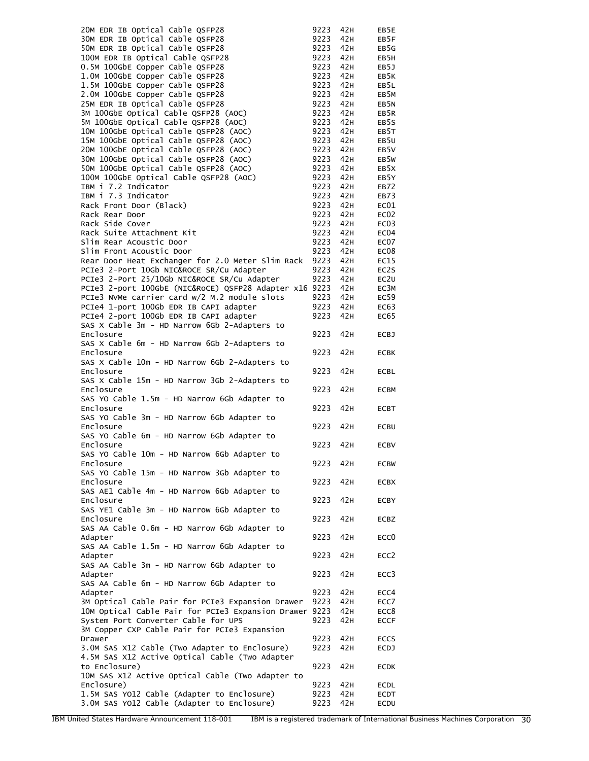| | | | |
|---|---|---|---|
| 20M EDR IB Optical Cable QSFP28 | 9223 | 42H | EB5E |
| 30M EDR IB Optical Cable QSFP28 | 9223 | 42H | EB5F |
| 50M EDR IB Optical Cable QSFP28 | 9223 | 42H | EB5G |
| 100M EDR IB Optical Cable QSFP28 | 9223 | 42H | EB5H |
| 0.5M 100GbE Copper Cable QSFP28 | 9223 | 42H | EB5J |
| 1.0M 100GbE Copper Cable QSFP28 | 9223 | 42H | EB5K |
| 1.5M 100GbE Copper Cable QSFP28 | 9223 | 42H | EB5L |
| 2.0M 100GbE Copper Cable QSFP28 | 9223 | 42H | EB5M |
| 25M EDR IB Optical Cable QSFP28 | 9223 | 42H | EB5N |
| 3M 100GbE Optical Cable QSFP28 (AOC) | 9223 | 42H | EB5R |
| 5M 100GbE Optical Cable QSFP28 (AOC) | 9223 | 42H | EB5S |
| 10M 100GbE Optical Cable QSFP28 (AOC) | 9223 | 42H | EB5T |
| 15M 100GbE Optical Cable QSFP28 (AOC) | 9223 | 42H | EB5U |
| 20M 100GbE Optical Cable QSFP28 (AOC) | 9223 | 42H | EB5V |
| 30M 100GbE Optical Cable QSFP28 (AOC) | 9223 | 42H | EB5W |
| 50M 100GbE Optical Cable QSFP28 (AOC) | 9223 | 42H | EB5X |
| 100M 100GbE Optical Cable QSFP28 (AOC) | 9223 | 42H | EB5Y |
| IBM i 7.2 Indicator | 9223 | 42H | EB72 |
| IBM i 7.3 Indicator | 9223 | 42H | EB73 |
| Rack Front Door (Black) | 9223 | 42H | EC01 |
| Rack Rear Door | 9223 | 42H | EC02 |
| Rack Side Cover | 9223 | 42H | EC03 |
| Rack Suite Attachment Kit | 9223 | 42H | EC04 |
| Slim Rear Acoustic Door | 9223 | 42H | EC07 |
| Slim Front Acoustic Door | 9223 | 42H | EC08 |
| Rear Door Heat Exchanger for 2.0 Meter Slim Rack | 9223 | 42H | EC15 |
| PCIe3 2-Port 10Gb NIC&ROCE SR/Cu Adapter | 9223 | 42H | EC2S |
| PCIe3 2-Port 25/10Gb NIC&ROCE SR/Cu Adapter | 9223 | 42H | EC2U |
| PCIe3 2-port 100GbE (NIC&RoCE) QSFP28 Adapter x16 | 9223 | 42H | EC3M |
| PCIe3 NVMe carrier card w/2 M.2 module slots | 9223 | 42H | EC59 |
| PCIe4 1-port 100Gb EDR IB CAPI adapter | 9223 | 42H | EC63 |
| PCIe4 2-port 100Gb EDR IB CAPI adapter | 9223 | 42H | EC65 |
| SAS X Cable 3m - HD Narrow 6Gb 2-Adapters to Enclosure | 9223 | 42H | ECBJ |
| SAS X Cable 6m - HD Narrow 6Gb 2-Adapters to Enclosure | 9223 | 42H | ECBK |
| SAS X Cable 10m - HD Narrow 6Gb 2-Adapters to Enclosure | 9223 | 42H | ECBL |
| SAS X Cable 15m - HD Narrow 3Gb 2-Adapters to Enclosure | 9223 | 42H | ECBM |
| SAS YO Cable 1.5m - HD Narrow 6Gb Adapter to Enclosure | 9223 | 42H | ECBT |
| SAS YO Cable 3m - HD Narrow 6Gb Adapter to Enclosure | 9223 | 42H | ECBU |
| SAS YO Cable 6m - HD Narrow 6Gb Adapter to Enclosure | 9223 | 42H | ECBV |
| SAS YO Cable 10m - HD Narrow 6Gb Adapter to Enclosure | 9223 | 42H | ECBW |
| SAS YO Cable 15m - HD Narrow 3Gb Adapter to Enclosure | 9223 | 42H | ECBX |
| SAS AE1 Cable 4m - HD Narrow 6Gb Adapter to Enclosure | 9223 | 42H | ECBY |
| SAS YE1 Cable 3m - HD Narrow 6Gb Adapter to Enclosure | 9223 | 42H | ECBZ |
| SAS AA Cable 0.6m - HD Narrow 6Gb Adapter to Adapter | 9223 | 42H | ECC0 |
| SAS AA Cable 1.5m - HD Narrow 6Gb Adapter to Adapter | 9223 | 42H | ECC2 |
| SAS AA Cable 3m - HD Narrow 6Gb Adapter to Adapter | 9223 | 42H | ECC3 |
| SAS AA Cable 6m - HD Narrow 6Gb Adapter to Adapter | 9223 | 42H | ECC4 |
| 3M Optical Cable Pair for PCIe3 Expansion Drawer | 9223 | 42H | ECC7 |
| 10M Optical Cable Pair for PCIe3 Expansion Drawer | 9223 | 42H | ECC8 |
| System Port Converter Cable for UPS | 9223 | 42H | ECCF |
| 3M Copper CXP Cable Pair for PCIe3 Expansion Drawer | 9223 | 42H | ECCS |
| 3.0M SAS X12 Cable (Two Adapter to Enclosure) | 9223 | 42H | ECDJ |
| 4.5M SAS X12 Active Optical Cable (Two Adapter to Enclosure) | 9223 | 42H | ECDK |
| 10M SAS X12 Active Optical Cable (Two Adapter to Enclosure) | 9223 | 42H | ECDL |
| 1.5M SAS YO12 Cable (Adapter to Enclosure) | 9223 | 42H | ECDT |
| 3.0M SAS YO12 Cable (Adapter to Enclosure) | 9223 | 42H | ECDU |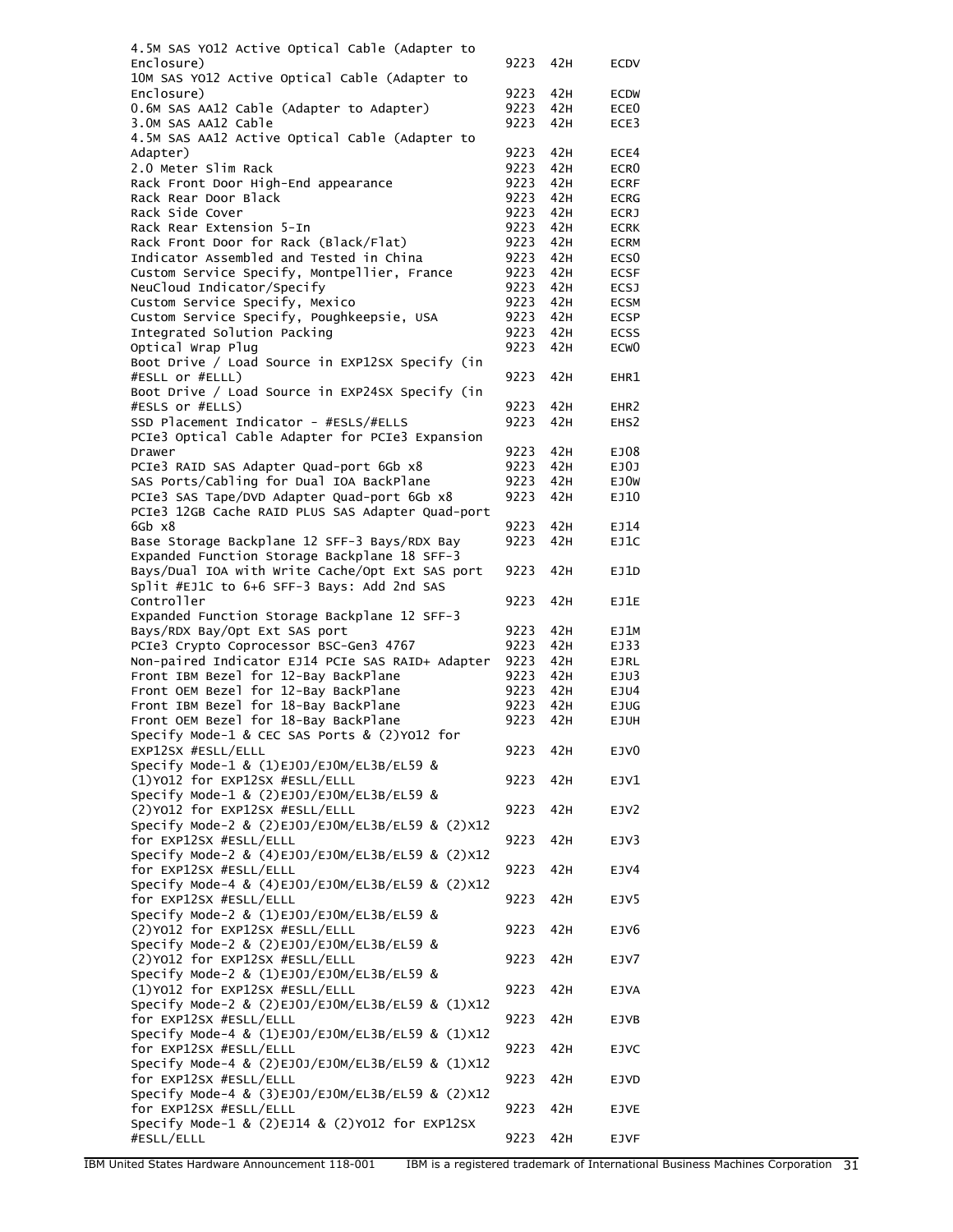| Description | Machine type | Model | Feature |
|---|---|---|---|
| 4.5M SAS YO12 Active Optical Cable (Adapter to Enclosure) | 9223 | 42H | ECDV |
| 10M SAS YO12 Active Optical Cable (Adapter to Enclosure) | 9223 | 42H | ECDW |
| 0.6M SAS AA12 Cable (Adapter to Adapter) | 9223 | 42H | ECE0 |
| 3.0M SAS AA12 Cable | 9223 | 42H | ECE3 |
| 4.5M SAS AA12 Active Optical Cable (Adapter to Adapter) | 9223 | 42H | ECE4 |
| 2.0 Meter Slim Rack | 9223 | 42H | ECR0 |
| Rack Front Door High-End appearance | 9223 | 42H | ECRF |
| Rack Rear Door Black | 9223 | 42H | ECRG |
| Rack Side Cover | 9223 | 42H | ECRJ |
| Rack Rear Extension 5-In | 9223 | 42H | ECRK |
| Rack Front Door for Rack (Black/Flat) | 9223 | 42H | ECRM |
| Indicator Assembled and Tested in China | 9223 | 42H | ECS0 |
| Custom Service Specify, Montpellier, France | 9223 | 42H | ECSF |
| NeuCloud Indicator/Specify | 9223 | 42H | ECSJ |
| Custom Service Specify, Mexico | 9223 | 42H | ECSM |
| Custom Service Specify, Poughkeepsie, USA | 9223 | 42H | ECSP |
| Integrated Solution Packing | 9223 | 42H | ECSS |
| Optical Wrap Plug | 9223 | 42H | ECW0 |
| Boot Drive / Load Source in EXP12SX Specify (in #ESLL or #ELLL) | 9223 | 42H | EHR1 |
| Boot Drive / Load Source in EXP24SX Specify (in #ESLS or #ELLS) | 9223 | 42H | EHR2 |
| SSD Placement Indicator - #ESLS/#ELLS | 9223 | 42H | EHS2 |
| PCIe3 Optical Cable Adapter for PCIe3 Expansion Drawer | 9223 | 42H | EJ08 |
| PCIe3 RAID SAS Adapter Quad-port 6Gb x8 | 9223 | 42H | EJ0J |
| SAS Ports/Cabling for Dual IOA BackPlane | 9223 | 42H | EJ0W |
| PCIe3 SAS Tape/DVD Adapter Quad-port 6Gb x8 | 9223 | 42H | EJ10 |
| PCIe3 12GB Cache RAID PLUS SAS Adapter Quad-port 6Gb x8 | 9223 | 42H | EJ14 |
| Base Storage Backplane 12 SFF-3 Bays/RDX Bay | 9223 | 42H | EJ1C |
| Expanded Function Storage Backplane 18 SFF-3 Bays/Dual IOA with Write Cache/Opt Ext SAS port | 9223 | 42H | EJ1D |
| Split #EJ1C to 6+6 SFF-3 Bays: Add 2nd SAS Controller | 9223 | 42H | EJ1E |
| Expanded Function Storage Backplane 12 SFF-3 Bays/RDX Bay/Opt Ext SAS port | 9223 | 42H | EJ1M |
| PCIe3 Crypto Coprocessor BSC-Gen3 4767 | 9223 | 42H | EJ33 |
| Non-paired Indicator EJ14 PCIe SAS RAID+ Adapter | 9223 | 42H | EJRL |
| Front IBM Bezel for 12-Bay BackPlane | 9223 | 42H | EJU3 |
| Front OEM Bezel for 12-Bay BackPlane | 9223 | 42H | EJU4 |
| Front IBM Bezel for 18-Bay BackPlane | 9223 | 42H | EJUG |
| Front OEM Bezel for 18-Bay BackPlane | 9223 | 42H | EJUH |
| Specify Mode-1 & CEC SAS Ports & (2)YO12 for EXP12SX #ESLL/ELLL | 9223 | 42H | EJV0 |
| Specify Mode-1 & (1)EJ0J/EJ0M/EL3B/EL59 & (1)YO12 for EXP12SX #ESLL/ELLL | 9223 | 42H | EJV1 |
| Specify Mode-1 & (2)EJ0J/EJ0M/EL3B/EL59 & (2)YO12 for EXP12SX #ESLL/ELLL | 9223 | 42H | EJV2 |
| Specify Mode-2 & (2)EJ0J/EJ0M/EL3B/EL59 & (2)X12 for EXP12SX #ESLL/ELLL | 9223 | 42H | EJV3 |
| Specify Mode-2 & (4)EJ0J/EJ0M/EL3B/EL59 & (2)X12 for EXP12SX #ESLL/ELLL | 9223 | 42H | EJV4 |
| Specify Mode-4 & (4)EJ0J/EJ0M/EL3B/EL59 & (2)X12 for EXP12SX #ESLL/ELLL | 9223 | 42H | EJV5 |
| Specify Mode-2 & (1)EJ0J/EJ0M/EL3B/EL59 & (2)YO12 for EXP12SX #ESLL/ELLL | 9223 | 42H | EJV6 |
| Specify Mode-2 & (2)EJ0J/EJ0M/EL3B/EL59 & (2)YO12 for EXP12SX #ESLL/ELLL | 9223 | 42H | EJV7 |
| Specify Mode-2 & (1)EJ0J/EJ0M/EL3B/EL59 & (1)YO12 for EXP12SX #ESLL/ELLL | 9223 | 42H | EJVA |
| Specify Mode-2 & (2)EJ0J/EJ0M/EL3B/EL59 & (1)X12 for EXP12SX #ESLL/ELLL | 9223 | 42H | EJVB |
| Specify Mode-4 & (1)EJ0J/EJ0M/EL3B/EL59 & (1)X12 for EXP12SX #ESLL/ELLL | 9223 | 42H | EJVC |
| Specify Mode-4 & (2)EJ0J/EJ0M/EL3B/EL59 & (1)X12 for EXP12SX #ESLL/ELLL | 9223 | 42H | EJVD |
| Specify Mode-4 & (3)EJ0J/EJ0M/EL3B/EL59 & (2)X12 for EXP12SX #ESLL/ELLL | 9223 | 42H | EJVE |
| Specify Mode-1 & (2)EJ14 & (2)YO12 for EXP12SX #ESLL/ELLL | 9223 | 42H | EJVF |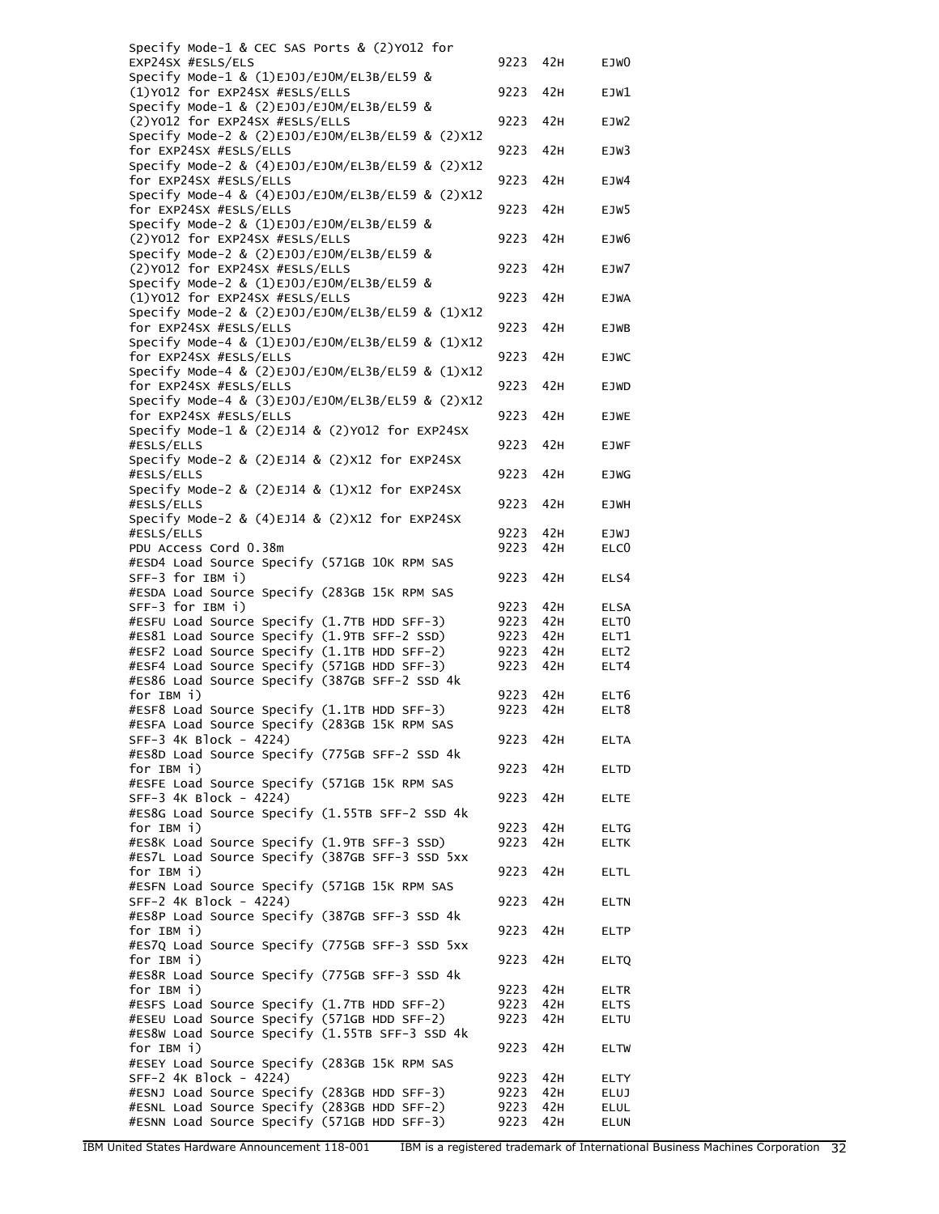| | | | |
|---|---|---|---|
| Specify Mode-1 & CEC SAS Ports & (2)YO12 for EXP24SX #ESLS/ELS | 9223 | 42H | EJW0 |
| Specify Mode-1 & (1)EJ0J/EJ0M/EL3B/EL59 & (1)YO12 for EXP24SX #ESLS/ELLS | 9223 | 42H | EJW1 |
| Specify Mode-1 & (2)EJ0J/EJ0M/EL3B/EL59 & (2)YO12 for EXP24SX #ESLS/ELLS | 9223 | 42H | EJW2 |
| Specify Mode-2 & (2)EJ0J/EJ0M/EL3B/EL59 & (2)X12 for EXP24SX #ESLS/ELLS | 9223 | 42H | EJW3 |
| Specify Mode-2 & (4)EJ0J/EJ0M/EL3B/EL59 & (2)X12 for EXP24SX #ESLS/ELLS | 9223 | 42H | EJW4 |
| Specify Mode-4 & (4)EJ0J/EJ0M/EL3B/EL59 & (2)X12 for EXP24SX #ESLS/ELLS | 9223 | 42H | EJW5 |
| Specify Mode-2 & (1)EJ0J/EJ0M/EL3B/EL59 & (2)YO12 for EXP24SX #ESLS/ELLS | 9223 | 42H | EJW6 |
| Specify Mode-2 & (2)EJ0J/EJ0M/EL3B/EL59 & (2)YO12 for EXP24SX #ESLS/ELLS | 9223 | 42H | EJW7 |
| Specify Mode-2 & (1)EJ0J/EJ0M/EL3B/EL59 & (1)YO12 for EXP24SX #ESLS/ELLS | 9223 | 42H | EJWA |
| Specify Mode-2 & (2)EJ0J/EJ0M/EL3B/EL59 & (1)X12 for EXP24SX #ESLS/ELLS | 9223 | 42H | EJWB |
| Specify Mode-4 & (1)EJ0J/EJ0M/EL3B/EL59 & (1)X12 for EXP24SX #ESLS/ELLS | 9223 | 42H | EJWC |
| Specify Mode-4 & (2)EJ0J/EJ0M/EL3B/EL59 & (1)X12 for EXP24SX #ESLS/ELLS | 9223 | 42H | EJWD |
| Specify Mode-4 & (3)EJ0J/EJ0M/EL3B/EL59 & (2)X12 for EXP24SX #ESLS/ELLS | 9223 | 42H | EJWE |
| Specify Mode-1 & (2)EJ14 & (2)YO12 for EXP24SX #ESLS/ELLS | 9223 | 42H | EJWF |
| Specify Mode-2 & (2)EJ14 & (2)X12 for EXP24SX #ESLS/ELLS | 9223 | 42H | EJWG |
| Specify Mode-2 & (2)EJ14 & (1)X12 for EXP24SX #ESLS/ELLS | 9223 | 42H | EJWH |
| Specify Mode-2 & (4)EJ14 & (2)X12 for EXP24SX #ESLS/ELLS | 9223 | 42H | EJWJ |
| PDU Access Cord 0.38m | 9223 | 42H | ELC0 |
| #ESD4 Load Source Specify (571GB 10K RPM SAS SFF-3 for IBM i) | 9223 | 42H | ELS4 |
| #ESDA Load Source Specify (283GB 15K RPM SAS SFF-3 for IBM i) | 9223 | 42H | ELSA |
| #ESFU Load Source Specify (1.7TB HDD SFF-3) | 9223 | 42H | ELT0 |
| #ES81 Load Source Specify (1.9TB SFF-2 SSD) | 9223 | 42H | ELT1 |
| #ESF2 Load Source Specify (1.1TB HDD SFF-2) | 9223 | 42H | ELT2 |
| #ESF4 Load Source Specify (571GB HDD SFF-3) | 9223 | 42H | ELT4 |
| #ES86 Load Source Specify (387GB SFF-2 SSD 4k for IBM i) | 9223 | 42H | ELT6 |
| #ESF8 Load Source Specify (1.1TB HDD SFF-3) | 9223 | 42H | ELT8 |
| #ESFA Load Source Specify (283GB 15K RPM SAS SFF-3 4K Block - 4224) | 9223 | 42H | ELTA |
| #ES8D Load Source Specify (775GB SFF-2 SSD 4k for IBM i) | 9223 | 42H | ELTD |
| #ESFE Load Source Specify (571GB 15K RPM SAS SFF-3 4K Block - 4224) | 9223 | 42H | ELTE |
| #ES8G Load Source Specify (1.55TB SFF-2 SSD 4k for IBM i) | 9223 | 42H | ELTG |
| #ES8K Load Source Specify (1.9TB SFF-3 SSD) | 9223 | 42H | ELTK |
| #ES7L Load Source Specify (387GB SFF-3 SSD 5xx for IBM i) | 9223 | 42H | ELTL |
| #ESFN Load Source Specify (571GB 15K RPM SAS SFF-2 4K Block - 4224) | 9223 | 42H | ELTN |
| #ES8P Load Source Specify (387GB SFF-3 SSD 4k for IBM i) | 9223 | 42H | ELTP |
| #ES7Q Load Source Specify (775GB SFF-3 SSD 5xx for IBM i) | 9223 | 42H | ELTQ |
| #ES8R Load Source Specify (775GB SFF-3 SSD 4k for IBM i) | 9223 | 42H | ELTR |
| #ESFS Load Source Specify (1.7TB HDD SFF-2) | 9223 | 42H | ELTS |
| #ESEU Load Source Specify (571GB HDD SFF-2) | 9223 | 42H | ELTU |
| #ES8W Load Source Specify (1.55TB SFF-3 SSD 4k for IBM i) | 9223 | 42H | ELTW |
| #ESEY Load Source Specify (283GB 15K RPM SAS SFF-2 4K Block - 4224) | 9223 | 42H | ELTY |
| #ESNJ Load Source Specify (283GB HDD SFF-3) | 9223 | 42H | ELUJ |
| #ESNL Load Source Specify (283GB HDD SFF-2) | 9223 | 42H | ELUL |
| #ESNN Load Source Specify (571GB HDD SFF-3) | 9223 | 42H | ELUN |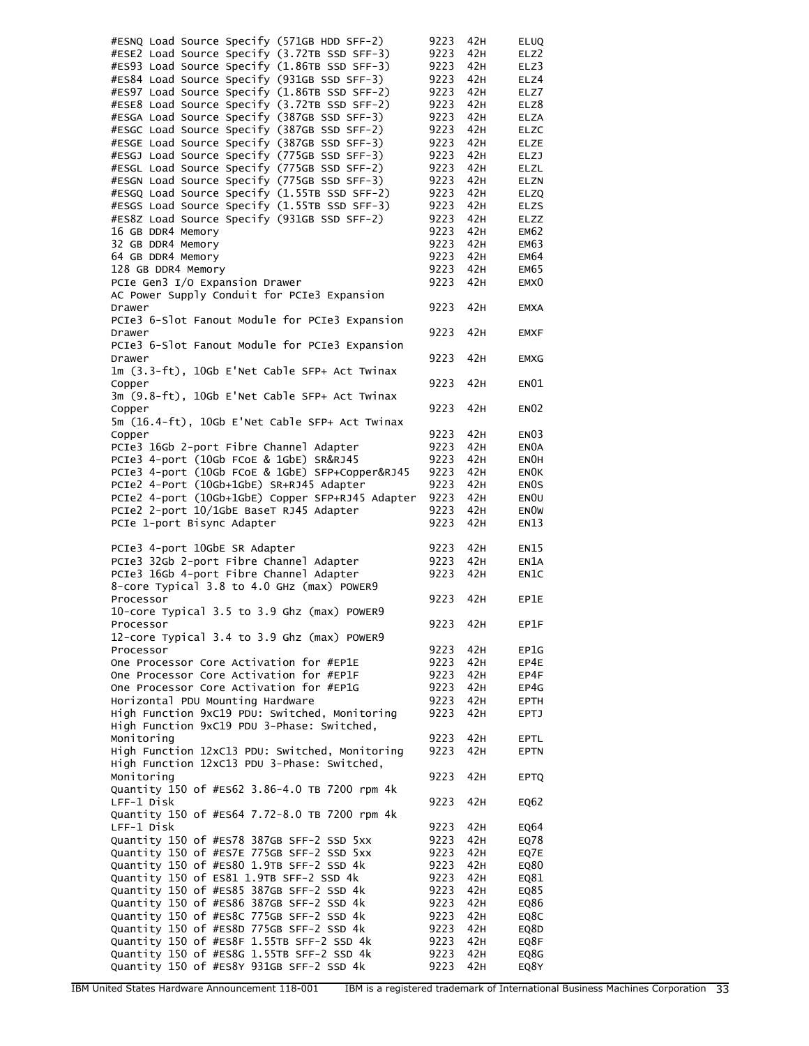| Description | Machine type | Model | Feature |
|---|---|---|---|
| #ESNQ Load Source Specify (571GB HDD SFF-2) | 9223 | 42H | ELUQ |
| #ESE2 Load Source Specify (3.72TB SSD SFF-3) | 9223 | 42H | ELZ2 |
| #ES93 Load Source Specify (1.86TB SSD SFF-3) | 9223 | 42H | ELZ3 |
| #ES84 Load Source Specify (931GB SSD SFF-3) | 9223 | 42H | ELZ4 |
| #ES97 Load Source Specify (1.86TB SSD SFF-2) | 9223 | 42H | ELZ7 |
| #ESE8 Load Source Specify (3.72TB SSD SFF-2) | 9223 | 42H | ELZ8 |
| #ESGA Load Source Specify (387GB SSD SFF-3) | 9223 | 42H | ELZA |
| #ESGC Load Source Specify (387GB SSD SFF-2) | 9223 | 42H | ELZC |
| #ESGE Load Source Specify (387GB SSD SFF-3) | 9223 | 42H | ELZE |
| #ESGJ Load Source Specify (775GB SSD SFF-3) | 9223 | 42H | ELZJ |
| #ESGL Load Source Specify (775GB SSD SFF-2) | 9223 | 42H | ELZL |
| #ESGN Load Source Specify (775GB SSD SFF-3) | 9223 | 42H | ELZN |
| #ESGQ Load Source Specify (1.55TB SSD SFF-2) | 9223 | 42H | ELZQ |
| #ESGS Load Source Specify (1.55TB SSD SFF-3) | 9223 | 42H | ELZS |
| #ES8Z Load Source Specify (931GB SSD SFF-2) | 9223 | 42H | ELZZ |
| 16 GB DDR4 Memory | 9223 | 42H | EM62 |
| 32 GB DDR4 Memory | 9223 | 42H | EM63 |
| 64 GB DDR4 Memory | 9223 | 42H | EM64 |
| 128 GB DDR4 Memory | 9223 | 42H | EM65 |
| PCIe Gen3 I/O Expansion Drawer | 9223 | 42H | EMX0 |
| AC Power Supply Conduit for PCIe3 Expansion Drawer | 9223 | 42H | EMXA |
| PCIe3 6-Slot Fanout Module for PCIe3 Expansion Drawer | 9223 | 42H | EMXF |
| PCIe3 6-Slot Fanout Module for PCIe3 Expansion Drawer | 9223 | 42H | EMXG |
| 1m (3.3-ft), 10Gb E'Net Cable SFP+ Act Twinax Copper | 9223 | 42H | EN01 |
| 3m (9.8-ft), 10Gb E'Net Cable SFP+ Act Twinax Copper | 9223 | 42H | EN02 |
| 5m (16.4-ft), 10Gb E'Net Cable SFP+ Act Twinax Copper | 9223 | 42H | EN03 |
| PCIe3 16Gb 2-port Fibre Channel Adapter | 9223 | 42H | EN0A |
| PCIe3 4-port (10Gb FCoE & 1GbE) SR&RJ45 | 9223 | 42H | EN0H |
| PCIe3 4-port (10Gb FCoE & 1GbE) SFP+Copper&RJ45 | 9223 | 42H | EN0K |
| PCIe2 4-Port (10Gb+1GbE) SR+RJ45 Adapter | 9223 | 42H | EN0S |
| PCIe2 4-port (10Gb+1GbE) Copper SFP+RJ45 Adapter | 9223 | 42H | EN0U |
| PCIe2 2-port 10/1GbE BaseT RJ45 Adapter | 9223 | 42H | EN0W |
| PCIe 1-port Bisync Adapter | 9223 | 42H | EN13 |
| PCIe3 4-port 10GbE SR Adapter | 9223 | 42H | EN15 |
| PCIe3 32Gb 2-port Fibre Channel Adapter | 9223 | 42H | EN1A |
| PCIe3 16Gb 4-port Fibre Channel Adapter | 9223 | 42H | EN1C |
| 8-core Typical 3.8 to 4.0 GHz (max) POWER9 Processor | 9223 | 42H | EP1E |
| 10-core Typical 3.5 to 3.9 Ghz (max) POWER9 Processor | 9223 | 42H | EP1F |
| 12-core Typical 3.4 to 3.9 Ghz (max) POWER9 Processor | 9223 | 42H | EP1G |
| One Processor Core Activation for #EP1E | 9223 | 42H | EP4E |
| One Processor Core Activation for #EP1F | 9223 | 42H | EP4F |
| One Processor Core Activation for #EP1G | 9223 | 42H | EP4G |
| Horizontal PDU Mounting Hardware | 9223 | 42H | EPTH |
| High Function 9xC19 PDU: Switched, Monitoring | 9223 | 42H | EPTJ |
| High Function 9xC19 PDU 3-Phase: Switched, Monitoring | 9223 | 42H | EPTL |
| High Function 12xC13 PDU: Switched, Monitoring | 9223 | 42H | EPTN |
| High Function 12xC13 PDU 3-Phase: Switched, Monitoring | 9223 | 42H | EPTQ |
| Quantity 150 of #ES62 3.86-4.0 TB 7200 rpm 4k LFF-1 Disk | 9223 | 42H | EQ62 |
| Quantity 150 of #ES64 7.72-8.0 TB 7200 rpm 4k LFF-1 Disk | 9223 | 42H | EQ64 |
| Quantity 150 of #ES78 387GB SFF-2 SSD 5xx | 9223 | 42H | EQ78 |
| Quantity 150 of #ES7E 775GB SFF-2 SSD 5xx | 9223 | 42H | EQ7E |
| Quantity 150 of #ES80 1.9TB SFF-2 SSD 4k | 9223 | 42H | EQ80 |
| Quantity 150 of ES81 1.9TB SFF-2 SSD 4k | 9223 | 42H | EQ81 |
| Quantity 150 of #ES85 387GB SFF-2 SSD 4k | 9223 | 42H | EQ85 |
| Quantity 150 of #ES86 387GB SFF-2 SSD 4k | 9223 | 42H | EQ86 |
| Quantity 150 of #ES8C 775GB SFF-2 SSD 4k | 9223 | 42H | EQ8C |
| Quantity 150 of #ES8D 775GB SFF-2 SSD 4k | 9223 | 42H | EQ8D |
| Quantity 150 of #ES8F 1.55TB SFF-2 SSD 4k | 9223 | 42H | EQ8F |
| Quantity 150 of #ES8G 1.55TB SFF-2 SSD 4k | 9223 | 42H | EQ8G |
| Quantity 150 of #ES8Y 931GB SFF-2 SSD 4k | 9223 | 42H | EQ8Y |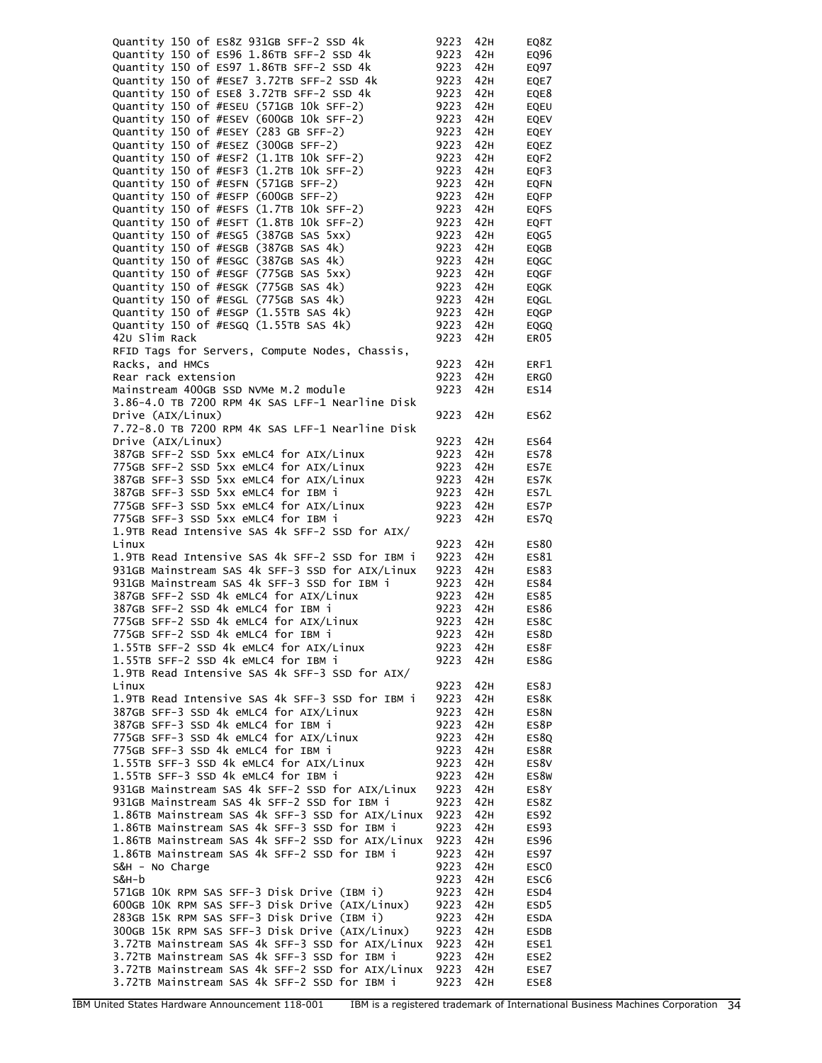| | | | |
|---|---|---|---|
| Quantity 150 of ES8Z 931GB SFF-2 SSD 4k | 9223 | 42H | EQ8Z |
| Quantity 150 of ES96 1.86TB SFF-2 SSD 4k | 9223 | 42H | EQ96 |
| Quantity 150 of ES97 1.86TB SFF-2 SSD 4k | 9223 | 42H | EQ97 |
| Quantity 150 of #ESE7 3.72TB SFF-2 SSD 4k | 9223 | 42H | EQE7 |
| Quantity 150 of ESE8 3.72TB SFF-2 SSD 4k | 9223 | 42H | EQE8 |
| Quantity 150 of #ESEU (571GB 10k SFF-2) | 9223 | 42H | EQEU |
| Quantity 150 of #ESEV (600GB 10k SFF-2) | 9223 | 42H | EQEV |
| Quantity 150 of #ESEY (283 GB SFF-2) | 9223 | 42H | EQEY |
| Quantity 150 of #ESEZ (300GB SFF-2) | 9223 | 42H | EQEZ |
| Quantity 150 of #ESF2 (1.1TB 10k SFF-2) | 9223 | 42H | EQF2 |
| Quantity 150 of #ESF3 (1.2TB 10k SFF-2) | 9223 | 42H | EQF3 |
| Quantity 150 of #ESFN (571GB SFF-2) | 9223 | 42H | EQFN |
| Quantity 150 of #ESFP (600GB SFF-2) | 9223 | 42H | EQFP |
| Quantity 150 of #ESFS (1.7TB 10k SFF-2) | 9223 | 42H | EQFS |
| Quantity 150 of #ESFT (1.8TB 10k SFF-2) | 9223 | 42H | EQFT |
| Quantity 150 of #ESG5 (387GB SAS 5xx) | 9223 | 42H | EQG5 |
| Quantity 150 of #ESGB (387GB SAS 4k) | 9223 | 42H | EQGB |
| Quantity 150 of #ESGC (387GB SAS 4k) | 9223 | 42H | EQGC |
| Quantity 150 of #ESGF (775GB SAS 5xx) | 9223 | 42H | EQGF |
| Quantity 150 of #ESGK (775GB SAS 4k) | 9223 | 42H | EQGK |
| Quantity 150 of #ESGL (775GB SAS 4k) | 9223 | 42H | EQGL |
| Quantity 150 of #ESGP (1.55TB SAS 4k) | 9223 | 42H | EQGP |
| Quantity 150 of #ESGQ (1.55TB SAS 4k) | 9223 | 42H | EQGQ |
| 42U Slim Rack | 9223 | 42H | ER05 |
| RFID Tags for Servers, Compute Nodes, Chassis, Racks, and HMCs | 9223 | 42H | ERF1 |
| Rear rack extension | 9223 | 42H | ERG0 |
| Mainstream 400GB SSD NVMe M.2 module | 9223 | 42H | ES14 |
| 3.86-4.0 TB 7200 RPM 4K SAS LFF-1 Nearline Disk Drive (AIX/Linux) | 9223 | 42H | ES62 |
| 7.72-8.0 TB 7200 RPM 4K SAS LFF-1 Nearline Disk Drive (AIX/Linux) | 9223 | 42H | ES64 |
| 387GB SFF-2 SSD 5xx eMLC4 for AIX/Linux | 9223 | 42H | ES78 |
| 775GB SFF-2 SSD 5xx eMLC4 for AIX/Linux | 9223 | 42H | ES7E |
| 387GB SFF-3 SSD 5xx eMLC4 for AIX/Linux | 9223 | 42H | ES7K |
| 387GB SFF-3 SSD 5xx eMLC4 for IBM i | 9223 | 42H | ES7L |
| 775GB SFF-3 SSD 5xx eMLC4 for AIX/Linux | 9223 | 42H | ES7P |
| 775GB SFF-3 SSD 5xx eMLC4 for IBM i | 9223 | 42H | ES7Q |
| 1.9TB Read Intensive SAS 4k SFF-2 SSD for AIX/Linux | 9223 | 42H | ES80 |
| 1.9TB Read Intensive SAS 4k SFF-2 SSD for IBM i | 9223 | 42H | ES81 |
| 931GB Mainstream SAS 4k SFF-3 SSD for AIX/Linux | 9223 | 42H | ES83 |
| 931GB Mainstream SAS 4k SFF-3 SSD for IBM i | 9223 | 42H | ES84 |
| 387GB SFF-2 SSD 4k eMLC4 for AIX/Linux | 9223 | 42H | ES85 |
| 387GB SFF-2 SSD 4k eMLC4 for IBM i | 9223 | 42H | ES86 |
| 775GB SFF-2 SSD 4k eMLC4 for AIX/Linux | 9223 | 42H | ES8C |
| 775GB SFF-2 SSD 4k eMLC4 for IBM i | 9223 | 42H | ES8D |
| 1.55TB SFF-2 SSD 4k eMLC4 for AIX/Linux | 9223 | 42H | ES8F |
| 1.55TB SFF-2 SSD 4k eMLC4 for IBM i | 9223 | 42H | ES8G |
| 1.9TB Read Intensive SAS 4k SFF-3 SSD for AIX/Linux | 9223 | 42H | ES8J |
| 1.9TB Read Intensive SAS 4k SFF-3 SSD for IBM i | 9223 | 42H | ES8K |
| 387GB SFF-3 SSD 4k eMLC4 for AIX/Linux | 9223 | 42H | ES8N |
| 387GB SFF-3 SSD 4k eMLC4 for IBM i | 9223 | 42H | ES8P |
| 775GB SFF-3 SSD 4k eMLC4 for AIX/Linux | 9223 | 42H | ES8Q |
| 775GB SFF-3 SSD 4k eMLC4 for IBM i | 9223 | 42H | ES8R |
| 1.55TB SFF-3 SSD 4k eMLC4 for AIX/Linux | 9223 | 42H | ES8V |
| 1.55TB SFF-3 SSD 4k eMLC4 for IBM i | 9223 | 42H | ES8W |
| 931GB Mainstream SAS 4k SFF-2 SSD for AIX/Linux | 9223 | 42H | ES8Y |
| 931GB Mainstream SAS 4k SFF-2 SSD for IBM i | 9223 | 42H | ES8Z |
| 1.86TB Mainstream SAS 4k SFF-3 SSD for AIX/Linux | 9223 | 42H | ES92 |
| 1.86TB Mainstream SAS 4k SFF-3 SSD for IBM i | 9223 | 42H | ES93 |
| 1.86TB Mainstream SAS 4k SFF-2 SSD for AIX/Linux | 9223 | 42H | ES96 |
| 1.86TB Mainstream SAS 4k SFF-2 SSD for IBM i | 9223 | 42H | ES97 |
| S&H - No Charge | 9223 | 42H | ESC0 |
| S&H-b | 9223 | 42H | ESC6 |
| 571GB 10K RPM SAS SFF-3 Disk Drive (IBM i) | 9223 | 42H | ESD4 |
| 600GB 10K RPM SAS SFF-3 Disk Drive (AIX/Linux) | 9223 | 42H | ESD5 |
| 283GB 15K RPM SAS SFF-3 Disk Drive (IBM i) | 9223 | 42H | ESDA |
| 300GB 15K RPM SAS SFF-3 Disk Drive (AIX/Linux) | 9223 | 42H | ESDB |
| 3.72TB Mainstream SAS 4k SFF-3 SSD for AIX/Linux | 9223 | 42H | ESE1 |
| 3.72TB Mainstream SAS 4k SFF-3 SSD for IBM i | 9223 | 42H | ESE2 |
| 3.72TB Mainstream SAS 4k SFF-2 SSD for AIX/Linux | 9223 | 42H | ESE7 |
| 3.72TB Mainstream SAS 4k SFF-2 SSD for IBM i | 9223 | 42H | ESE8 |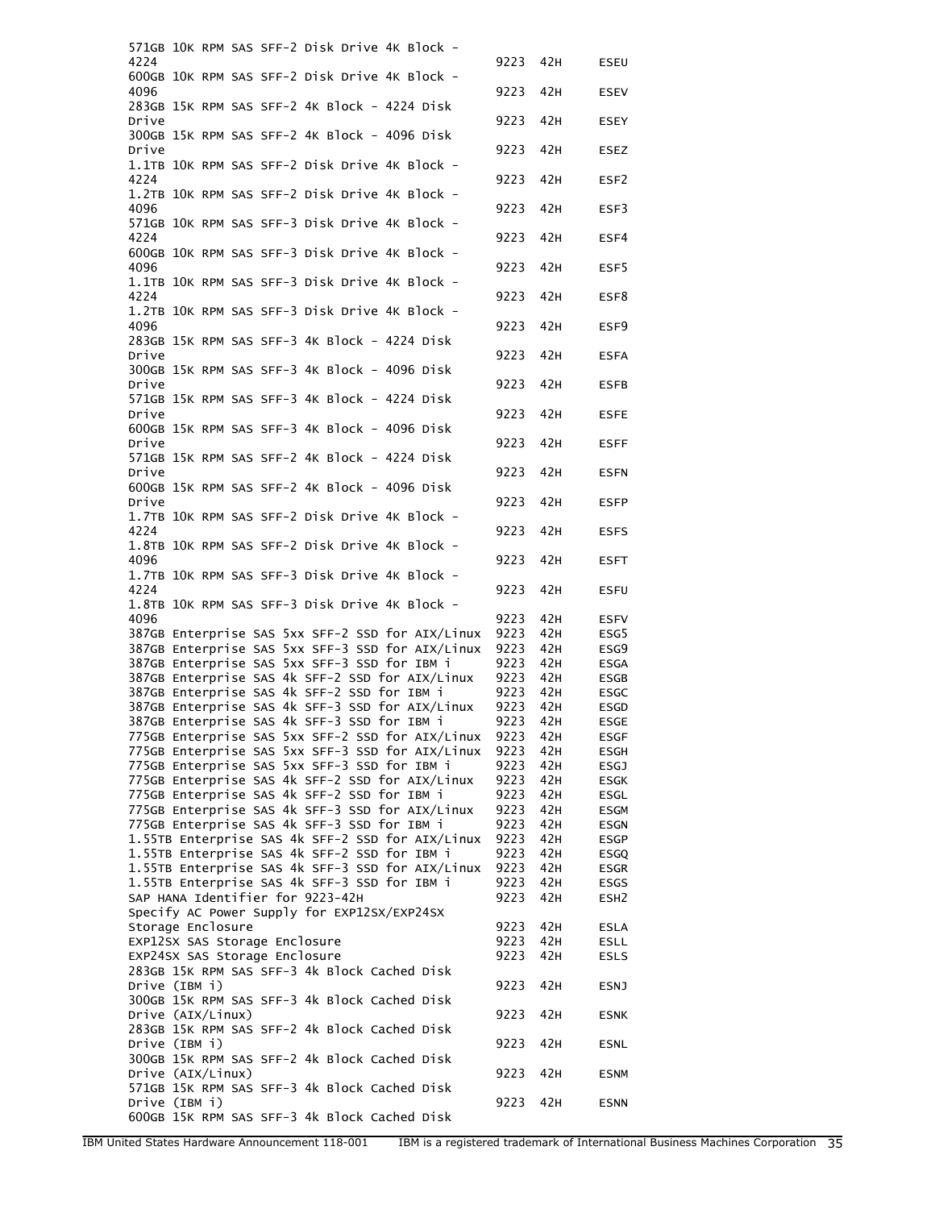| | | | |
|---|---|---|---|
| 571GB 10K RPM SAS SFF-2 Disk Drive 4K Block - 4224 | 9223 | 42H | ESEU |
| 600GB 10K RPM SAS SFF-2 Disk Drive 4K Block - 4096 | 9223 | 42H | ESEV |
| 283GB 15K RPM SAS SFF-2 4K Block - 4224 Disk Drive | 9223 | 42H | ESEY |
| 300GB 15K RPM SAS SFF-2 4K Block - 4096 Disk Drive | 9223 | 42H | ESEZ |
| 1.1TB 10K RPM SAS SFF-2 Disk Drive 4K Block - 4224 | 9223 | 42H | ESF2 |
| 1.2TB 10K RPM SAS SFF-2 Disk Drive 4K Block - 4096 | 9223 | 42H | ESF3 |
| 571GB 10K RPM SAS SFF-3 Disk Drive 4K Block - 4224 | 9223 | 42H | ESF4 |
| 600GB 10K RPM SAS SFF-3 Disk Drive 4K Block - 4096 | 9223 | 42H | ESF5 |
| 1.1TB 10K RPM SAS SFF-3 Disk Drive 4K Block - 4224 | 9223 | 42H | ESF8 |
| 1.2TB 10K RPM SAS SFF-3 Disk Drive 4K Block - 4096 | 9223 | 42H | ESF9 |
| 283GB 15K RPM SAS SFF-3 4K Block - 4224 Disk Drive | 9223 | 42H | ESFA |
| 300GB 15K RPM SAS SFF-3 4K Block - 4096 Disk Drive | 9223 | 42H | ESFB |
| 571GB 15K RPM SAS SFF-3 4K Block - 4224 Disk Drive | 9223 | 42H | ESFE |
| 600GB 15K RPM SAS SFF-3 4K Block - 4096 Disk Drive | 9223 | 42H | ESFF |
| 571GB 15K RPM SAS SFF-2 4K Block - 4224 Disk Drive | 9223 | 42H | ESFN |
| 600GB 15K RPM SAS SFF-2 4K Block - 4096 Disk Drive | 9223 | 42H | ESFP |
| 1.7TB 10K RPM SAS SFF-2 Disk Drive 4K Block - 4224 | 9223 | 42H | ESFS |
| 1.8TB 10K RPM SAS SFF-2 Disk Drive 4K Block - 4096 | 9223 | 42H | ESFT |
| 1.7TB 10K RPM SAS SFF-3 Disk Drive 4K Block - 4224 | 9223 | 42H | ESFU |
| 1.8TB 10K RPM SAS SFF-3 Disk Drive 4K Block - 4096 | 9223 | 42H | ESFV |
| 387GB Enterprise SAS 5xx SFF-2 SSD for AIX/Linux | 9223 | 42H | ESG5 |
| 387GB Enterprise SAS 5xx SFF-3 SSD for AIX/Linux | 9223 | 42H | ESG9 |
| 387GB Enterprise SAS 5xx SFF-3 SSD for IBM i | 9223 | 42H | ESGA |
| 387GB Enterprise SAS 4k SFF-2 SSD for AIX/Linux | 9223 | 42H | ESGB |
| 387GB Enterprise SAS 4k SFF-2 SSD for IBM i | 9223 | 42H | ESGC |
| 387GB Enterprise SAS 4k SFF-3 SSD for AIX/Linux | 9223 | 42H | ESGD |
| 387GB Enterprise SAS 4k SFF-3 SSD for IBM i | 9223 | 42H | ESGE |
| 775GB Enterprise SAS 5xx SFF-2 SSD for AIX/Linux | 9223 | 42H | ESGF |
| 775GB Enterprise SAS 5xx SFF-3 SSD for AIX/Linux | 9223 | 42H | ESGH |
| 775GB Enterprise SAS 5xx SFF-3 SSD for IBM i | 9223 | 42H | ESGJ |
| 775GB Enterprise SAS 4k SFF-2 SSD for AIX/Linux | 9223 | 42H | ESGK |
| 775GB Enterprise SAS 4k SFF-2 SSD for IBM i | 9223 | 42H | ESGL |
| 775GB Enterprise SAS 4k SFF-3 SSD for AIX/Linux | 9223 | 42H | ESGM |
| 775GB Enterprise SAS 4k SFF-3 SSD for IBM i | 9223 | 42H | ESGN |
| 1.55TB Enterprise SAS 4k SFF-2 SSD for AIX/Linux | 9223 | 42H | ESGP |
| 1.55TB Enterprise SAS 4k SFF-2 SSD for IBM i | 9223 | 42H | ESGQ |
| 1.55TB Enterprise SAS 4k SFF-3 SSD for AIX/Linux | 9223 | 42H | ESGR |
| 1.55TB Enterprise SAS 4k SFF-3 SSD for IBM i | 9223 | 42H | ESGS |
| SAP HANA Identifier for 9223-42H | 9223 | 42H | ESH2 |
| Specify AC Power Supply for EXP12SX/EXP24SX Storage Enclosure | 9223 | 42H | ESLA |
| EXP12SX SAS Storage Enclosure | 9223 | 42H | ESLL |
| EXP24SX SAS Storage Enclosure | 9223 | 42H | ESLS |
| 283GB 15K RPM SAS SFF-3 4k Block Cached Disk Drive (IBM i) | 9223 | 42H | ESNJ |
| 300GB 15K RPM SAS SFF-3 4k Block Cached Disk Drive (AIX/Linux) | 9223 | 42H | ESNK |
| 283GB 15K RPM SAS SFF-2 4k Block Cached Disk Drive (IBM i) | 9223 | 42H | ESNL |
| 300GB 15K RPM SAS SFF-2 4k Block Cached Disk Drive (AIX/Linux) | 9223 | 42H | ESNM |
| 571GB 15K RPM SAS SFF-3 4k Block Cached Disk Drive (IBM i) | 9223 | 42H | ESNN |
| 600GB 15K RPM SAS SFF-3 4k Block Cached Disk | | | |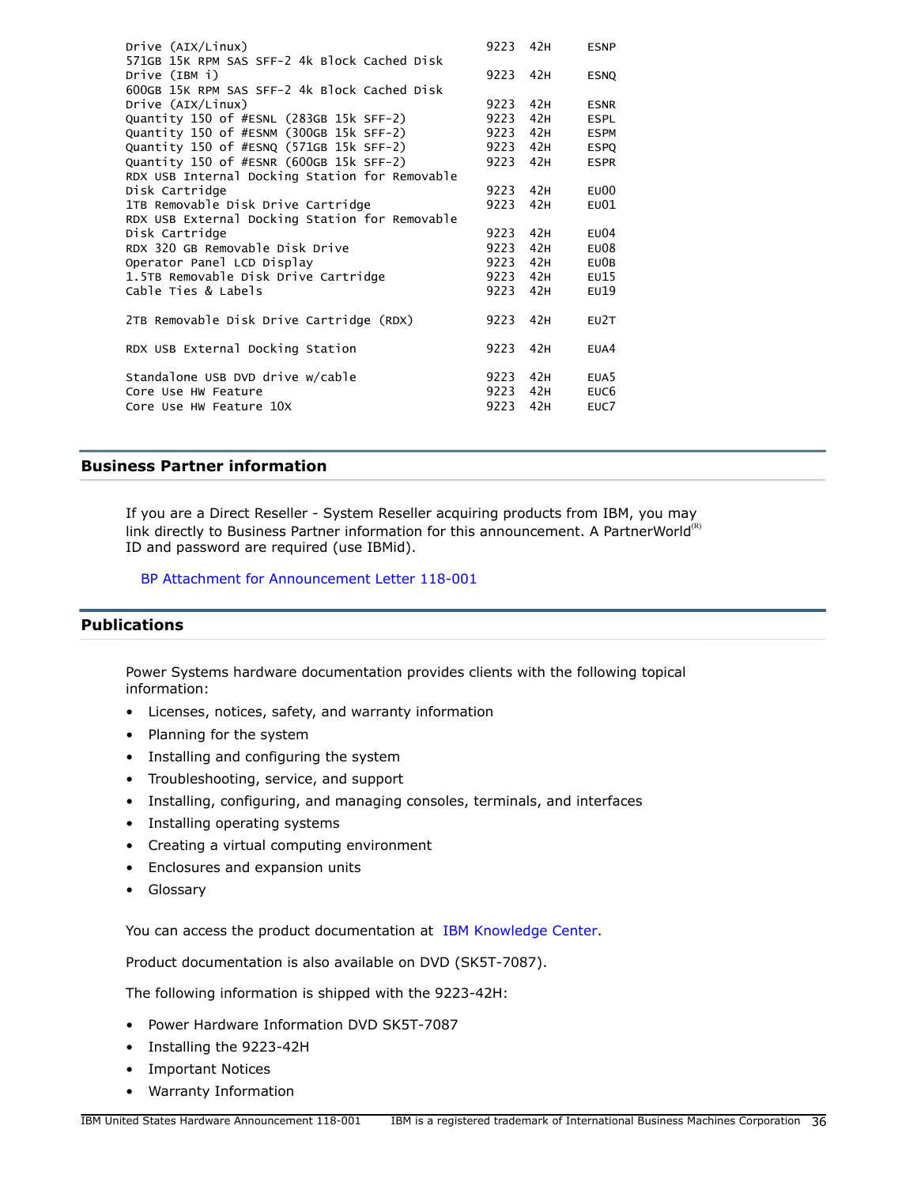| Description | Machine type | Model | Feature |
|---|---|---|---|
| Drive (AIX/Linux) | 9223 | 42H | ESNP |
| 571GB 15K RPM SAS SFF-2 4k Block Cached Disk Drive (IBM i) | 9223 | 42H | ESNQ |
| 600GB 15K RPM SAS SFF-2 4k Block Cached Disk Drive (AIX/Linux) | 9223 | 42H | ESNR |
| Quantity 150 of #ESNL (283GB 15k SFF-2) | 9223 | 42H | ESPL |
| Quantity 150 of #ESNM (300GB 15k SFF-2) | 9223 | 42H | ESPM |
| Quantity 150 of #ESNQ (571GB 15k SFF-2) | 9223 | 42H | ESPQ |
| Quantity 150 of #ESNR (600GB 15k SFF-2) | 9223 | 42H | ESPR |
| RDX USB Internal Docking Station for Removable Disk Cartridge | 9223 | 42H | EU00 |
| 1TB Removable Disk Drive Cartridge | 9223 | 42H | EU01 |
| RDX USB External Docking Station for Removable Disk Cartridge | 9223 | 42H | EU04 |
| RDX 320 GB Removable Disk Drive | 9223 | 42H | EU08 |
| Operator Panel LCD Display | 9223 | 42H | EU0B |
| 1.5TB Removable Disk Drive Cartridge | 9223 | 42H | EU15 |
| Cable Ties & Labels | 9223 | 42H | EU19 |
| 2TB Removable Disk Drive Cartridge (RDX) | 9223 | 42H | EU2T |
| RDX USB External Docking Station | 9223 | 42H | EUA4 |
| Standalone USB DVD drive w/cable | 9223 | 42H | EUA5 |
| Core Use HW Feature | 9223 | 42H | EUC6 |
| Core Use HW Feature 10X | 9223 | 42H | EUC7 |

## Business Partner information

If you are a Direct Reseller - System Reseller acquiring products from IBM, you may link directly to Business Partner information for this announcement. A PartnerWorld(R) ID and password are required (use IBMid).

BP Attachment for Announcement Letter 118-001

## Publications

Power Systems hardware documentation provides clients with the following topical information:

- Licenses, notices, safety, and warranty information
- Planning for the system
- Installing and configuring the system
- Troubleshooting, service, and support
- Installing, configuring, and managing consoles, terminals, and interfaces
- Installing operating systems
- Creating a virtual computing environment
- Enclosures and expansion units
- Glossary

You can access the product documentation at IBM Knowledge Center.

Product documentation is also available on DVD (SK5T-7087).

The following information is shipped with the 9223-42H:

- Power Hardware Information DVD SK5T-7087
- Installing the 9223-42H
- Important Notices
- Warranty Information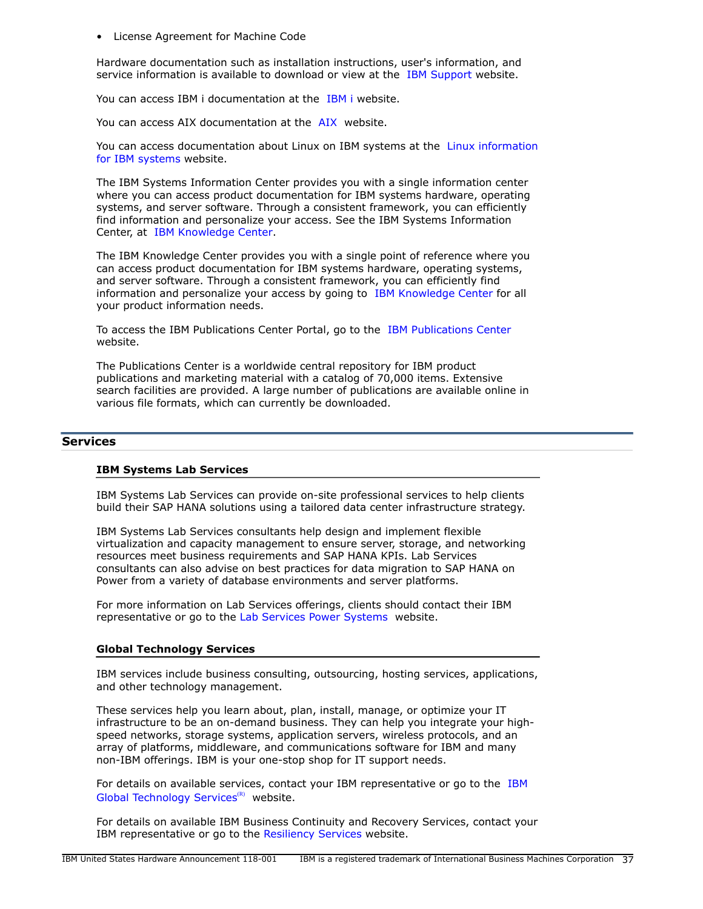- License Agreement for Machine Code

Hardware documentation such as installation instructions, user's information, and service information is available to download or view at the IBM Support website.

You can access IBM i documentation at the IBM i website.

You can access AIX documentation at the AIX website.

You can access documentation about Linux on IBM systems at the Linux information for IBM systems website.

The IBM Systems Information Center provides you with a single information center where you can access product documentation for IBM systems hardware, operating systems, and server software. Through a consistent framework, you can efficiently find information and personalize your access. See the IBM Systems Information Center, at IBM Knowledge Center.

The IBM Knowledge Center provides you with a single point of reference where you can access product documentation for IBM systems hardware, operating systems, and server software. Through a consistent framework, you can efficiently find information and personalize your access by going to IBM Knowledge Center for all your product information needs.

To access the IBM Publications Center Portal, go to the IBM Publications Center website.

The Publications Center is a worldwide central repository for IBM product publications and marketing material with a catalog of 70,000 items. Extensive search facilities are provided. A large number of publications are available online in various file formats, which can currently be downloaded.

## Services

### IBM Systems Lab Services

IBM Systems Lab Services can provide on-site professional services to help clients build their SAP HANA solutions using a tailored data center infrastructure strategy.

IBM Systems Lab Services consultants help design and implement flexible virtualization and capacity management to ensure server, storage, and networking resources meet business requirements and SAP HANA KPIs. Lab Services consultants can also advise on best practices for data migration to SAP HANA on Power from a variety of database environments and server platforms.

For more information on Lab Services offerings, clients should contact their IBM representative or go to the Lab Services Power Systems website.

### Global Technology Services

IBM services include business consulting, outsourcing, hosting services, applications, and other technology management.

These services help you learn about, plan, install, manage, or optimize your IT infrastructure to be an on-demand business. They can help you integrate your high-speed networks, storage systems, application servers, wireless protocols, and an array of platforms, middleware, and communications software for IBM and many non-IBM offerings. IBM is your one-stop shop for IT support needs.

For details on available services, contact your IBM representative or go to the IBM Global Technology Services(R) website.

For details on available IBM Business Continuity and Recovery Services, contact your IBM representative or go to the Resiliency Services website.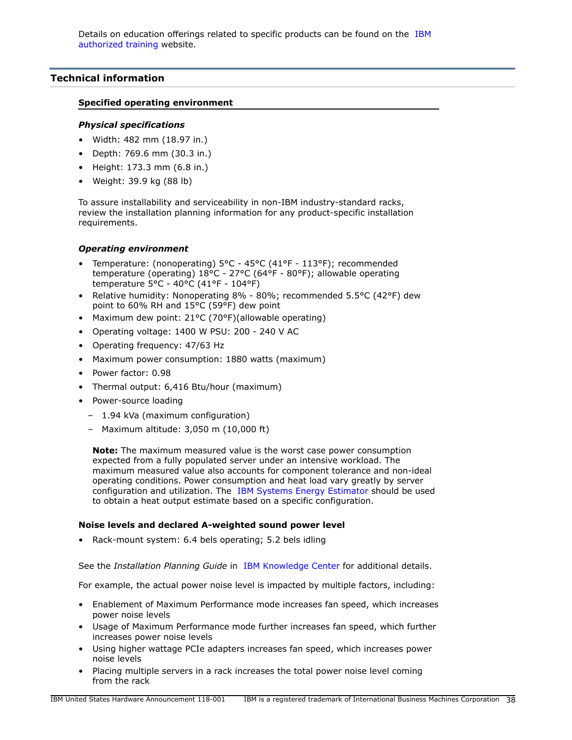Details on education offerings related to specific products can be found on the IBM authorized training website.

## Technical information

### Specified operating environment

#### *Physical specifications*

- Width: 482 mm (18.97 in.)
- Depth: 769.6 mm (30.3 in.)
- Height: 173.3 mm (6.8 in.)
- Weight: 39.9 kg (88 lb)

To assure installability and serviceability in non-IBM industry-standard racks, review the installation planning information for any product-specific installation requirements.

#### *Operating environment*

- Temperature: (nonoperating) 5°C - 45°C (41°F - 113°F); recommended temperature (operating) 18°C - 27°C (64°F - 80°F); allowable operating temperature 5°C - 40°C (41°F - 104°F)
- Relative humidity: Nonoperating 8% - 80%; recommended 5.5°C (42°F) dew point to 60% RH and 15°C (59°F) dew point
- Maximum dew point: 21°C (70°F)(allowable operating)
- Operating voltage: 1400 W PSU: 200 - 240 V AC
- Operating frequency: 47/63 Hz
- Maximum power consumption: 1880 watts (maximum)
- Power factor: 0.98
- Thermal output: 6,416 Btu/hour (maximum)
- Power-source loading
  - 1.94 kVa (maximum configuration)
  - Maximum altitude: 3,050 m (10,000 ft)

**Note:** The maximum measured value is the worst case power consumption expected from a fully populated server under an intensive workload. The maximum measured value also accounts for component tolerance and non-ideal operating conditions. Power consumption and heat load vary greatly by server configuration and utilization. The IBM Systems Energy Estimator should be used to obtain a heat output estimate based on a specific configuration.

### Noise levels and declared A-weighted sound power level

- Rack-mount system: 6.4 bels operating; 5.2 bels idling

See the *Installation Planning Guide* in IBM Knowledge Center for additional details.

For example, the actual power noise level is impacted by multiple factors, including:

- Enablement of Maximum Performance mode increases fan speed, which increases power noise levels
- Usage of Maximum Performance mode further increases fan speed, which further increases power noise levels
- Using higher wattage PCIe adapters increases fan speed, which increases power noise levels
- Placing multiple servers in a rack increases the total power noise level coming from the rack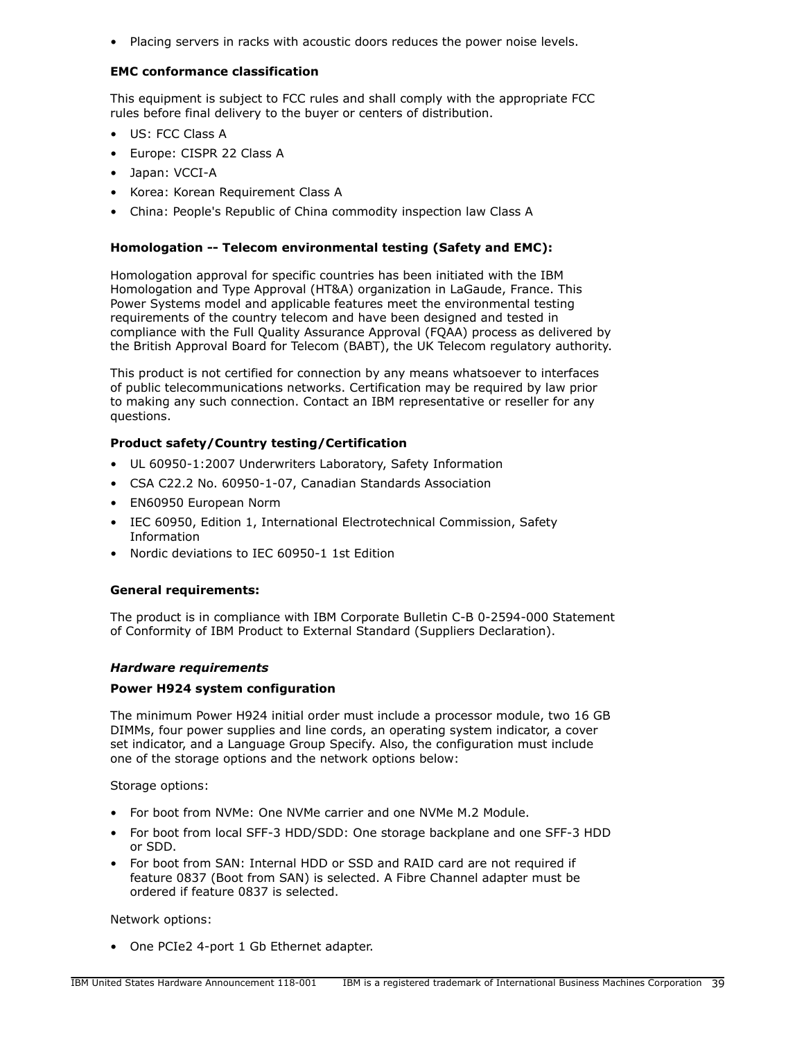- Placing servers in racks with acoustic doors reduces the power noise levels.

**EMC conformance classification**

This equipment is subject to FCC rules and shall comply with the appropriate FCC rules before final delivery to the buyer or centers of distribution.

- US: FCC Class A
- Europe: CISPR 22 Class A
- Japan: VCCI-A
- Korea: Korean Requirement Class A
- China: People's Republic of China commodity inspection law Class A

**Homologation -- Telecom environmental testing (Safety and EMC):**

Homologation approval for specific countries has been initiated with the IBM Homologation and Type Approval (HT&A) organization in LaGaude, France. This Power Systems model and applicable features meet the environmental testing requirements of the country telecom and have been designed and tested in compliance with the Full Quality Assurance Approval (FQAA) process as delivered by the British Approval Board for Telecom (BABT), the UK Telecom regulatory authority.

This product is not certified for connection by any means whatsoever to interfaces of public telecommunications networks. Certification may be required by law prior to making any such connection. Contact an IBM representative or reseller for any questions.

**Product safety/Country testing/Certification**

- UL 60950-1:2007 Underwriters Laboratory, Safety Information
- CSA C22.2 No. 60950-1-07, Canadian Standards Association
- EN60950 European Norm
- IEC 60950, Edition 1, International Electrotechnical Commission, Safety Information
- Nordic deviations to IEC 60950-1 1st Edition

**General requirements:**

The product is in compliance with IBM Corporate Bulletin C-B 0-2594-000 Statement of Conformity of IBM Product to External Standard (Suppliers Declaration).

***Hardware requirements***

**Power H924 system configuration**

The minimum Power H924 initial order must include a processor module, two 16 GB DIMMs, four power supplies and line cords, an operating system indicator, a cover set indicator, and a Language Group Specify. Also, the configuration must include one of the storage options and the network options below:

Storage options:

- For boot from NVMe: One NVMe carrier and one NVMe M.2 Module.
- For boot from local SFF-3 HDD/SDD: One storage backplane and one SFF-3 HDD or SDD.
- For boot from SAN: Internal HDD or SSD and RAID card are not required if feature 0837 (Boot from SAN) is selected. A Fibre Channel adapter must be ordered if feature 0837 is selected.

Network options:

- One PCIe2 4-port 1 Gb Ethernet adapter.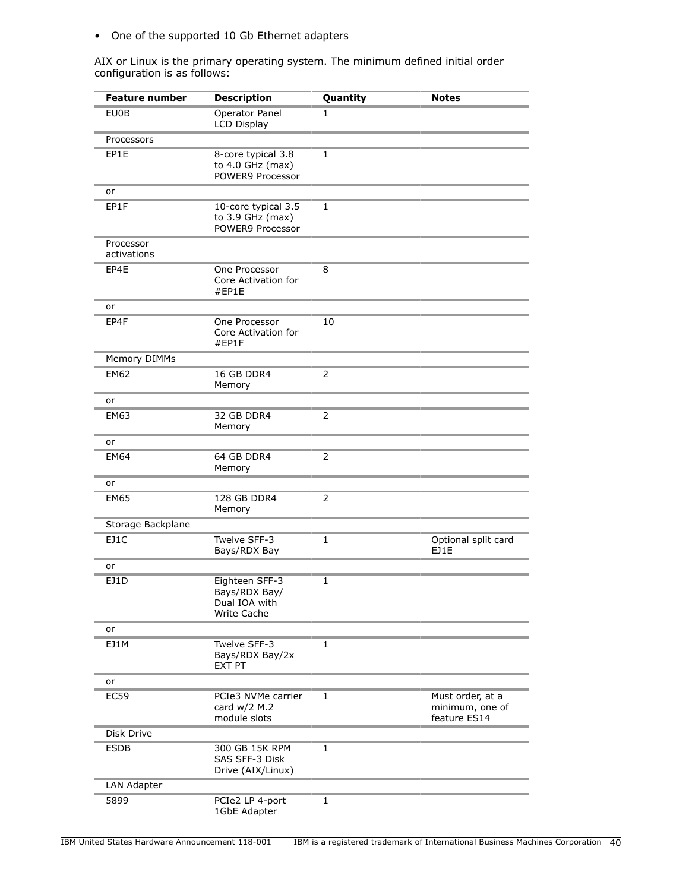- One of the supported 10 Gb Ethernet adapters

AIX or Linux is the primary operating system. The minimum defined initial order configuration is as follows:

| Feature number | Description | Quantity | Notes |
|---|---|---|---|
| EU0B | Operator Panel LCD Display | 1 | |
| Processors | | | |
| EP1E | 8-core typical 3.8 to 4.0 GHz (max) POWER9 Processor | 1 | |
| or | | | |
| EP1F | 10-core typical 3.5 to 3.9 GHz (max) POWER9 Processor | 1 | |
| Processor activations | | | |
| EP4E | One Processor Core Activation for #EP1E | 8 | |
| or | | | |
| EP4F | One Processor Core Activation for #EP1F | 10 | |
| Memory DIMMs | | | |
| EM62 | 16 GB DDR4 Memory | 2 | |
| or | | | |
| EM63 | 32 GB DDR4 Memory | 2 | |
| or | | | |
| EM64 | 64 GB DDR4 Memory | 2 | |
| or | | | |
| EM65 | 128 GB DDR4 Memory | 2 | |
| Storage Backplane | | | |
| EJ1C | Twelve SFF-3 Bays/RDX Bay | 1 | Optional split card EJ1E |
| or | | | |
| EJ1D | Eighteen SFF-3 Bays/RDX Bay/ Dual IOA with Write Cache | 1 | |
| or | | | |
| EJ1M | Twelve SFF-3 Bays/RDX Bay/2x EXT PT | 1 | |
| or | | | |
| EC59 | PCIe3 NVMe carrier card w/2 M.2 module slots | 1 | Must order, at a minimum, one of feature ES14 |
| Disk Drive | | | |
| ESDB | 300 GB 15K RPM SAS SFF-3 Disk Drive (AIX/Linux) | 1 | |
| LAN Adapter | | | |
| 5899 | PCIe2 LP 4-port 1GbE Adapter | 1 | |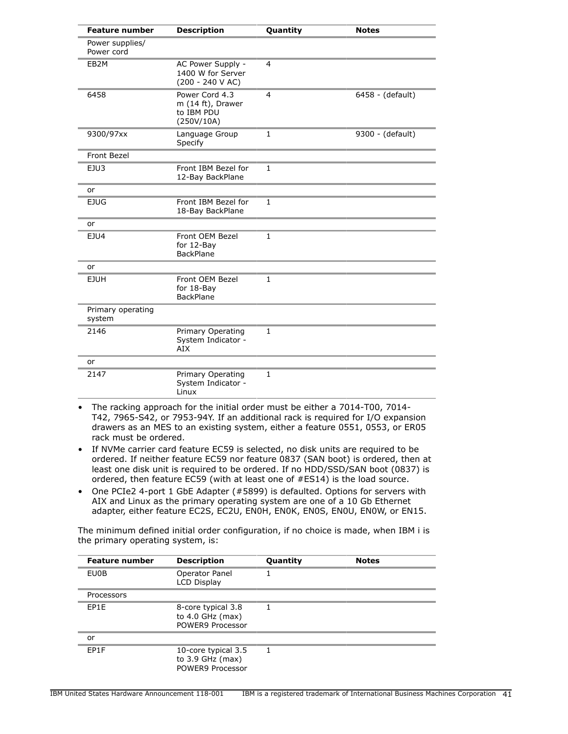| Feature number | Description | Quantity | Notes |
|---|---|---|---|
| Power supplies/ Power cord | | | |
| EB2M | AC Power Supply - 1400 W for Server (200 - 240 V AC) | 4 | |
| 6458 | Power Cord 4.3 m (14 ft), Drawer to IBM PDU (250V/10A) | 4 | 6458 - (default) |
| 9300/97xx | Language Group Specify | 1 | 9300 - (default) |
| Front Bezel | | | |
| EJU3 | Front IBM Bezel for 12-Bay BackPlane | 1 | |
| or | | | |
| EJUG | Front IBM Bezel for 18-Bay BackPlane | 1 | |
| or | | | |
| EJU4 | Front OEM Bezel for 12-Bay BackPlane | 1 | |
| or | | | |
| EJUH | Front OEM Bezel for 18-Bay BackPlane | 1 | |
| Primary operating system | | | |
| 2146 | Primary Operating System Indicator - AIX | 1 | |
| or | | | |
| 2147 | Primary Operating System Indicator - Linux | 1 | |

- The racking approach for the initial order must be either a 7014-T00, 7014-T42, 7965-S42, or 7953-94Y. If an additional rack is required for I/O expansion drawers as an MES to an existing system, either a feature 0551, 0553, or ER05 rack must be ordered.
- If NVMe carrier card feature EC59 is selected, no disk units are required to be ordered. If neither feature EC59 nor feature 0837 (SAN boot) is ordered, then at least one disk unit is required to be ordered. If no HDD/SSD/SAN boot (0837) is ordered, then feature EC59 (with at least one of #ES14) is the load source.
- One PCIe2 4-port 1 GbE Adapter (#5899) is defaulted. Options for servers with AIX and Linux as the primary operating system are one of a 10 Gb Ethernet adapter, either feature EC2S, EC2U, EN0H, EN0K, EN0S, EN0U, EN0W, or EN15.

The minimum defined initial order configuration, if no choice is made, when IBM i is the primary operating system, is:

| Feature number | Description | Quantity | Notes |
|---|---|---|---|
| EU0B | Operator Panel LCD Display | 1 | |
| Processors | | | |
| EP1E | 8-core typical 3.8 to 4.0 GHz (max) POWER9 Processor | 1 | |
| or | | | |
| EP1F | 10-core typical 3.5 to 3.9 GHz (max) POWER9 Processor | 1 | |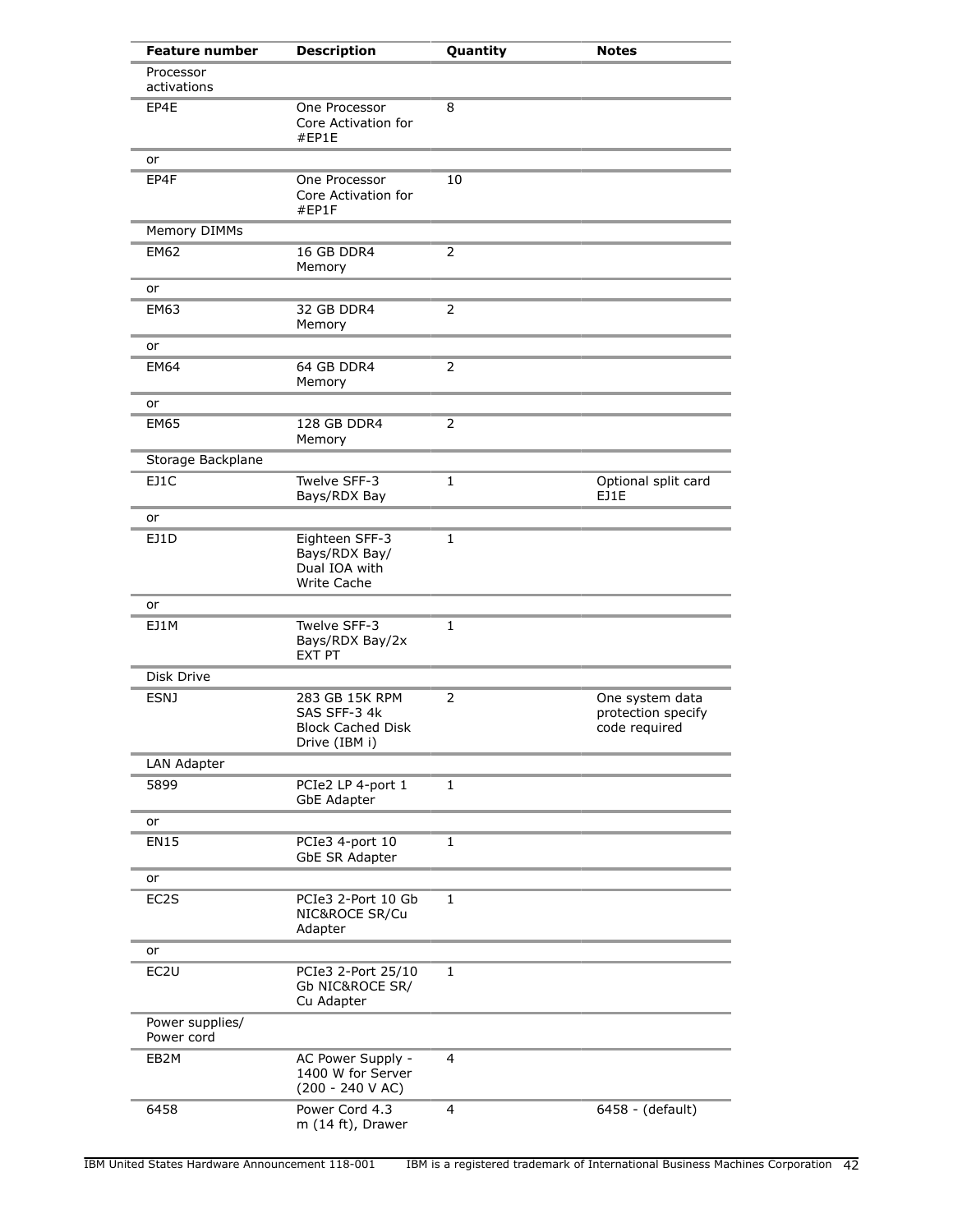| Feature number | Description | Quantity | Notes |
|---|---|---|---|
| Processor activations | | | |
| EP4E | One Processor Core Activation for #EP1E | 8 | |
| or | | | |
| EP4F | One Processor Core Activation for #EP1F | 10 | |
| Memory DIMMs | | | |
| EM62 | 16 GB DDR4 Memory | 2 | |
| or | | | |
| EM63 | 32 GB DDR4 Memory | 2 | |
| or | | | |
| EM64 | 64 GB DDR4 Memory | 2 | |
| or | | | |
| EM65 | 128 GB DDR4 Memory | 2 | |
| Storage Backplane | | | |
| EJ1C | Twelve SFF-3 Bays/RDX Bay | 1 | Optional split card EJ1E |
| or | | | |
| EJ1D | Eighteen SFF-3 Bays/RDX Bay/ Dual IOA with Write Cache | 1 | |
| or | | | |
| EJ1M | Twelve SFF-3 Bays/RDX Bay/2x EXT PT | 1 | |
| Disk Drive | | | |
| ESNJ | 283 GB 15K RPM SAS SFF-3 4k Block Cached Disk Drive (IBM i) | 2 | One system data protection specify code required |
| LAN Adapter | | | |
| 5899 | PCIe2 LP 4-port 1 GbE Adapter | 1 | |
| or | | | |
| EN15 | PCIe3 4-port 10 GbE SR Adapter | 1 | |
| or | | | |
| EC2S | PCIe3 2-Port 10 Gb NIC&ROCE SR/Cu Adapter | 1 | |
| or | | | |
| EC2U | PCIe3 2-Port 25/10 Gb NIC&ROCE SR/ Cu Adapter | 1 | |
| Power supplies/ Power cord | | | |
| EB2M | AC Power Supply - 1400 W for Server (200 - 240 V AC) | 4 | |
| 6458 | Power Cord 4.3 m (14 ft), Drawer | 4 | 6458 - (default) |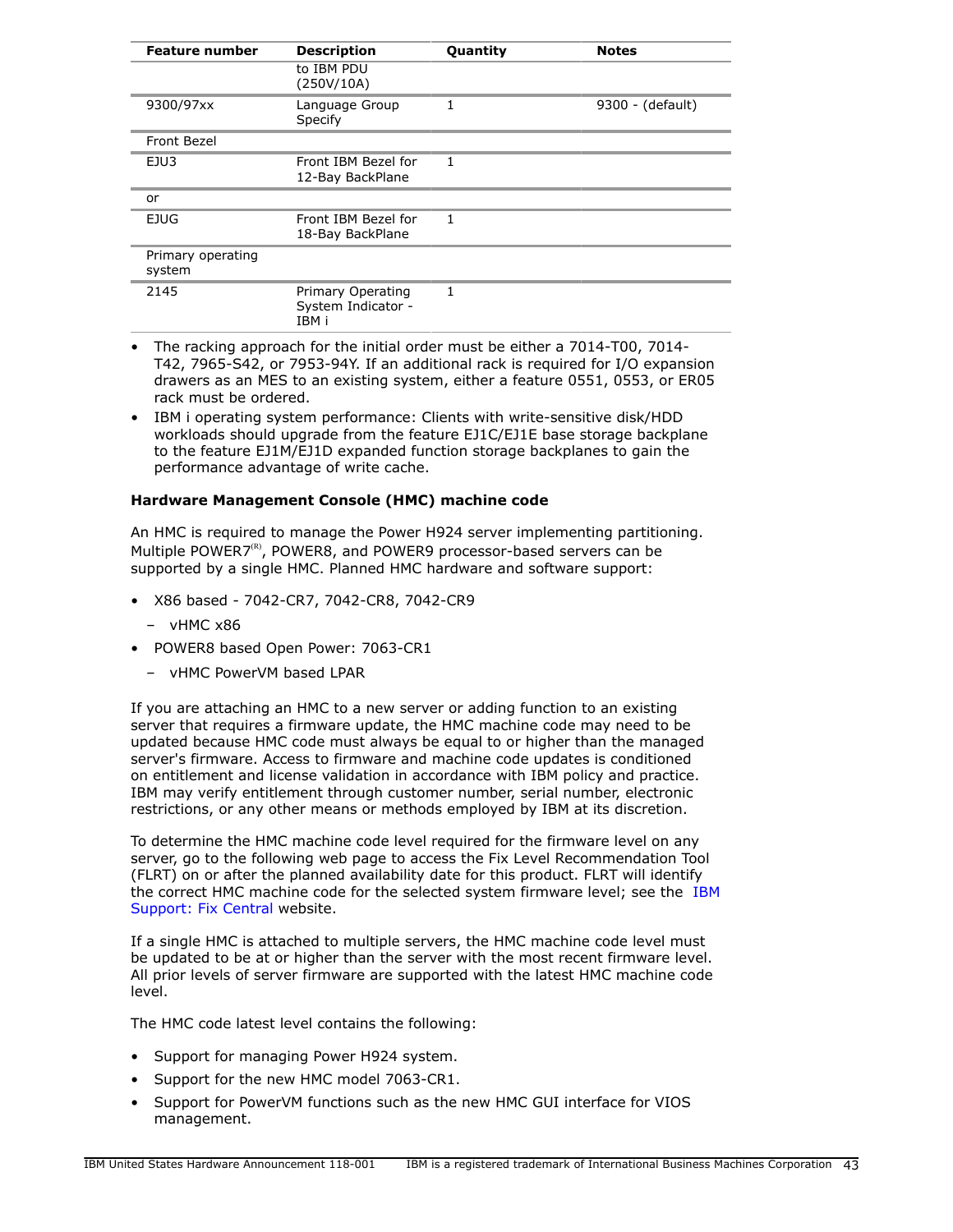| Feature number | Description | Quantity | Notes |
|---|---|---|---|
| | to IBM PDU (250V/10A) | | |
| 9300/97xx | Language Group Specify | 1 | 9300 - (default) |
| Front Bezel | | | |
| EJU3 | Front IBM Bezel for 12-Bay BackPlane | 1 | |
| or | | | |
| EJUG | Front IBM Bezel for 18-Bay BackPlane | 1 | |
| Primary operating system | | | |
| 2145 | Primary Operating System Indicator - IBM i | 1 | |

- The racking approach for the initial order must be either a 7014-T00, 7014-T42, 7965-S42, or 7953-94Y. If an additional rack is required for I/O expansion drawers as an MES to an existing system, either a feature 0551, 0553, or ER05 rack must be ordered.
- IBM i operating system performance: Clients with write-sensitive disk/HDD workloads should upgrade from the feature EJ1C/EJ1E base storage backplane to the feature EJ1M/EJ1D expanded function storage backplanes to gain the performance advantage of write cache.

**Hardware Management Console (HMC) machine code**

An HMC is required to manage the Power H924 server implementing partitioning. Multiple POWER7(R), POWER8, and POWER9 processor-based servers can be supported by a single HMC. Planned HMC hardware and software support:

- X86 based - 7042-CR7, 7042-CR8, 7042-CR9
  - vHMC x86
- POWER8 based Open Power: 7063-CR1
  - vHMC PowerVM based LPAR

If you are attaching an HMC to a new server or adding function to an existing server that requires a firmware update, the HMC machine code may need to be updated because HMC code must always be equal to or higher than the managed server's firmware. Access to firmware and machine code updates is conditioned on entitlement and license validation in accordance with IBM policy and practice. IBM may verify entitlement through customer number, serial number, electronic restrictions, or any other means or methods employed by IBM at its discretion.

To determine the HMC machine code level required for the firmware level on any server, go to the following web page to access the Fix Level Recommendation Tool (FLRT) on or after the planned availability date for this product. FLRT will identify the correct HMC machine code for the selected system firmware level; see the IBM Support: Fix Central website.

If a single HMC is attached to multiple servers, the HMC machine code level must be updated to be at or higher than the server with the most recent firmware level. All prior levels of server firmware are supported with the latest HMC machine code level.

The HMC code latest level contains the following:

- Support for managing Power H924 system.
- Support for the new HMC model 7063-CR1.
- Support for PowerVM functions such as the new HMC GUI interface for VIOS management.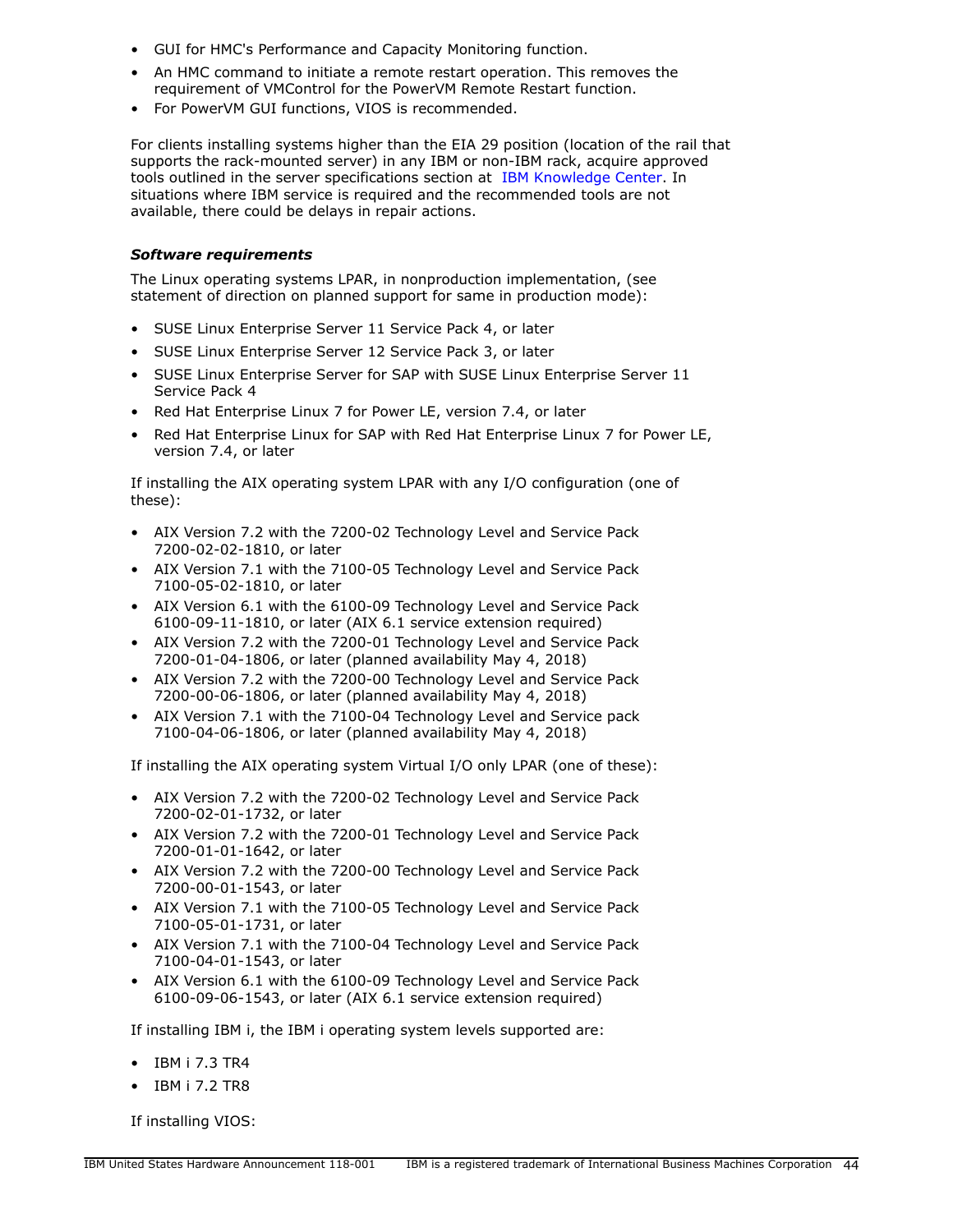- GUI for HMC's Performance and Capacity Monitoring function.
- An HMC command to initiate a remote restart operation. This removes the requirement of VMControl for the PowerVM Remote Restart function.
- For PowerVM GUI functions, VIOS is recommended.

For clients installing systems higher than the EIA 29 position (location of the rail that supports the rack-mounted server) in any IBM or non-IBM rack, acquire approved tools outlined in the server specifications section at IBM Knowledge Center. In situations where IBM service is required and the recommended tools are not available, there could be delays in repair actions.

***Software requirements***

The Linux operating systems LPAR, in nonproduction implementation, (see statement of direction on planned support for same in production mode):

- SUSE Linux Enterprise Server 11 Service Pack 4, or later
- SUSE Linux Enterprise Server 12 Service Pack 3, or later
- SUSE Linux Enterprise Server for SAP with SUSE Linux Enterprise Server 11 Service Pack 4
- Red Hat Enterprise Linux 7 for Power LE, version 7.4, or later
- Red Hat Enterprise Linux for SAP with Red Hat Enterprise Linux 7 for Power LE, version 7.4, or later

If installing the AIX operating system LPAR with any I/O configuration (one of these):

- AIX Version 7.2 with the 7200-02 Technology Level and Service Pack 7200-02-02-1810, or later
- AIX Version 7.1 with the 7100-05 Technology Level and Service Pack 7100-05-02-1810, or later
- AIX Version 6.1 with the 6100-09 Technology Level and Service Pack 6100-09-11-1810, or later (AIX 6.1 service extension required)
- AIX Version 7.2 with the 7200-01 Technology Level and Service Pack 7200-01-04-1806, or later (planned availability May 4, 2018)
- AIX Version 7.2 with the 7200-00 Technology Level and Service Pack 7200-00-06-1806, or later (planned availability May 4, 2018)
- AIX Version 7.1 with the 7100-04 Technology Level and Service pack 7100-04-06-1806, or later (planned availability May 4, 2018)

If installing the AIX operating system Virtual I/O only LPAR (one of these):

- AIX Version 7.2 with the 7200-02 Technology Level and Service Pack 7200-02-01-1732, or later
- AIX Version 7.2 with the 7200-01 Technology Level and Service Pack 7200-01-01-1642, or later
- AIX Version 7.2 with the 7200-00 Technology Level and Service Pack 7200-00-01-1543, or later
- AIX Version 7.1 with the 7100-05 Technology Level and Service Pack 7100-05-01-1731, or later
- AIX Version 7.1 with the 7100-04 Technology Level and Service Pack 7100-04-01-1543, or later
- AIX Version 6.1 with the 6100-09 Technology Level and Service Pack 6100-09-06-1543, or later (AIX 6.1 service extension required)

If installing IBM i, the IBM i operating system levels supported are:

- IBM i 7.3 TR4
- IBM i 7.2 TR8

If installing VIOS: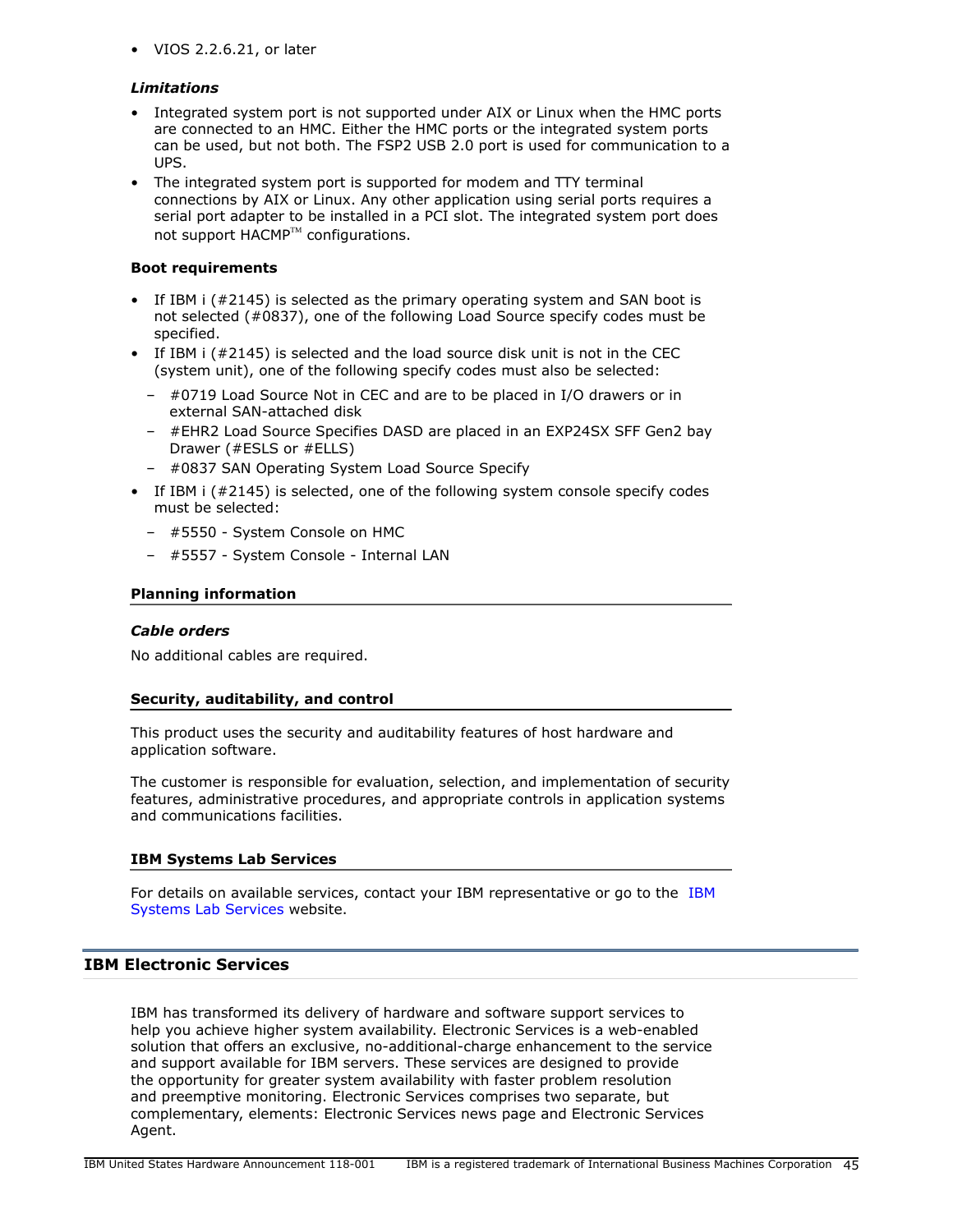- VIOS 2.2.6.21, or later

***Limitations***

- Integrated system port is not supported under AIX or Linux when the HMC ports are connected to an HMC. Either the HMC ports or the integrated system ports can be used, but not both. The FSP2 USB 2.0 port is used for communication to a UPS.
- The integrated system port is supported for modem and TTY terminal connections by AIX or Linux. Any other application using serial ports requires a serial port adapter to be installed in a PCI slot. The integrated system port does not support HACMP™ configurations.

**Boot requirements**

- If IBM i (#2145) is selected as the primary operating system and SAN boot is not selected (#0837), one of the following Load Source specify codes must be specified.
- If IBM i (#2145) is selected and the load source disk unit is not in the CEC (system unit), one of the following specify codes must also be selected:
  - #0719 Load Source Not in CEC and are to be placed in I/O drawers or in external SAN-attached disk
  - #EHR2 Load Source Specifies DASD are placed in an EXP24SX SFF Gen2 bay Drawer (#ESLS or #ELLS)
  - #0837 SAN Operating System Load Source Specify
- If IBM i (#2145) is selected, one of the following system console specify codes must be selected:
  - #5550 - System Console on HMC
  - #5557 - System Console - Internal LAN

### Planning information

***Cable orders***

No additional cables are required.

### Security, auditability, and control

This product uses the security and auditability features of host hardware and application software.

The customer is responsible for evaluation, selection, and implementation of security features, administrative procedures, and appropriate controls in application systems and communications facilities.

### IBM Systems Lab Services

For details on available services, contact your IBM representative or go to the IBM Systems Lab Services website.

## IBM Electronic Services

IBM has transformed its delivery of hardware and software support services to help you achieve higher system availability. Electronic Services is a web-enabled solution that offers an exclusive, no-additional-charge enhancement to the service and support available for IBM servers. These services are designed to provide the opportunity for greater system availability with faster problem resolution and preemptive monitoring. Electronic Services comprises two separate, but complementary, elements: Electronic Services news page and Electronic Services Agent.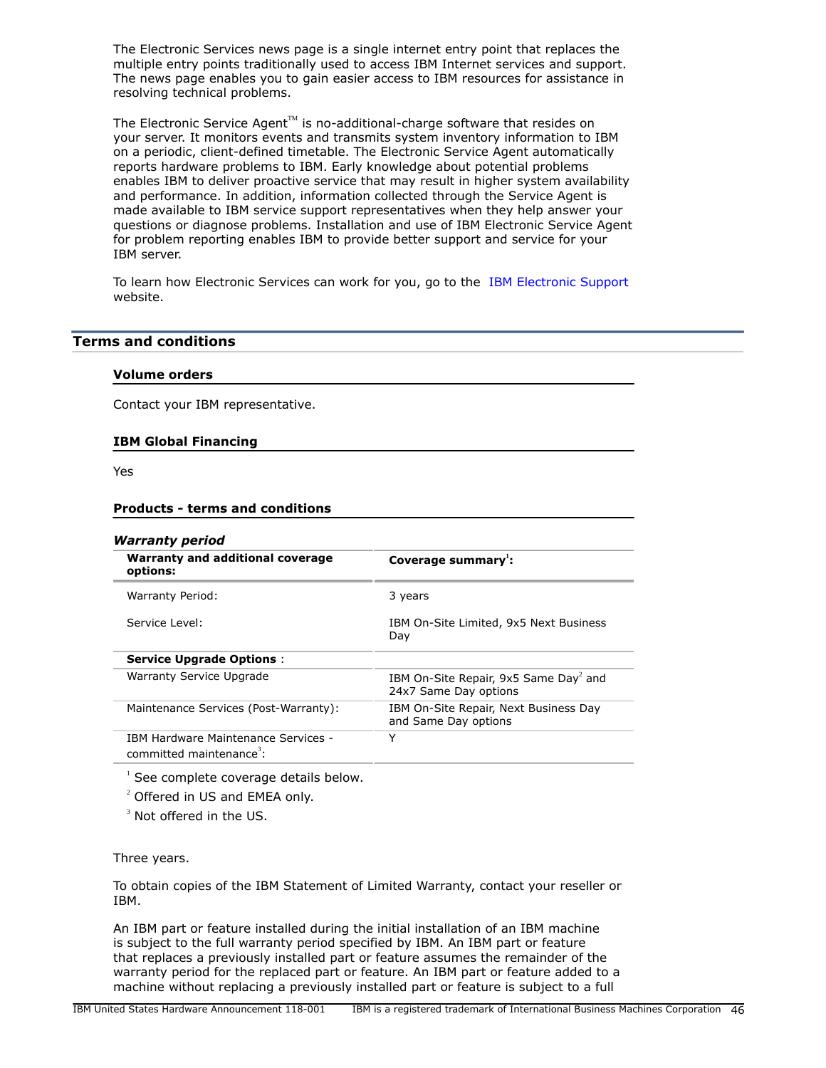The Electronic Services news page is a single internet entry point that replaces the multiple entry points traditionally used to access IBM Internet services and support. The news page enables you to gain easier access to IBM resources for assistance in resolving technical problems.

The Electronic Service Agent™ is no-additional-charge software that resides on your server. It monitors events and transmits system inventory information to IBM on a periodic, client-defined timetable. The Electronic Service Agent automatically reports hardware problems to IBM. Early knowledge about potential problems enables IBM to deliver proactive service that may result in higher system availability and performance. In addition, information collected through the Service Agent is made available to IBM service support representatives when they help answer your questions or diagnose problems. Installation and use of IBM Electronic Service Agent for problem reporting enables IBM to provide better support and service for your IBM server.

To learn how Electronic Services can work for you, go to the IBM Electronic Support website.

## Terms and conditions

### Volume orders

Contact your IBM representative.

### IBM Global Financing

Yes

### Products - terms and conditions

#### *Warranty period*

| Warranty and additional coverage options: | Coverage summary[1]: |
|---|---|
| Warranty Period: | 3 years |
| Service Level: | IBM On-Site Limited, 9x5 Next Business Day |
| **Service Upgrade Options** : | |
| Warranty Service Upgrade | IBM On-Site Repair, 9x5 Same Day[2] and 24x7 Same Day options |
| Maintenance Services (Post-Warranty): | IBM On-Site Repair, Next Business Day and Same Day options |
| IBM Hardware Maintenance Services - committed maintenance[3]: | Y |

[1] See complete coverage details below.

[2] Offered in US and EMEA only.

[3] Not offered in the US.

Three years.

To obtain copies of the IBM Statement of Limited Warranty, contact your reseller or IBM.

An IBM part or feature installed during the initial installation of an IBM machine is subject to the full warranty period specified by IBM. An IBM part or feature that replaces a previously installed part or feature assumes the remainder of the warranty period for the replaced part or feature. An IBM part or feature added to a machine without replacing a previously installed part or feature is subject to a full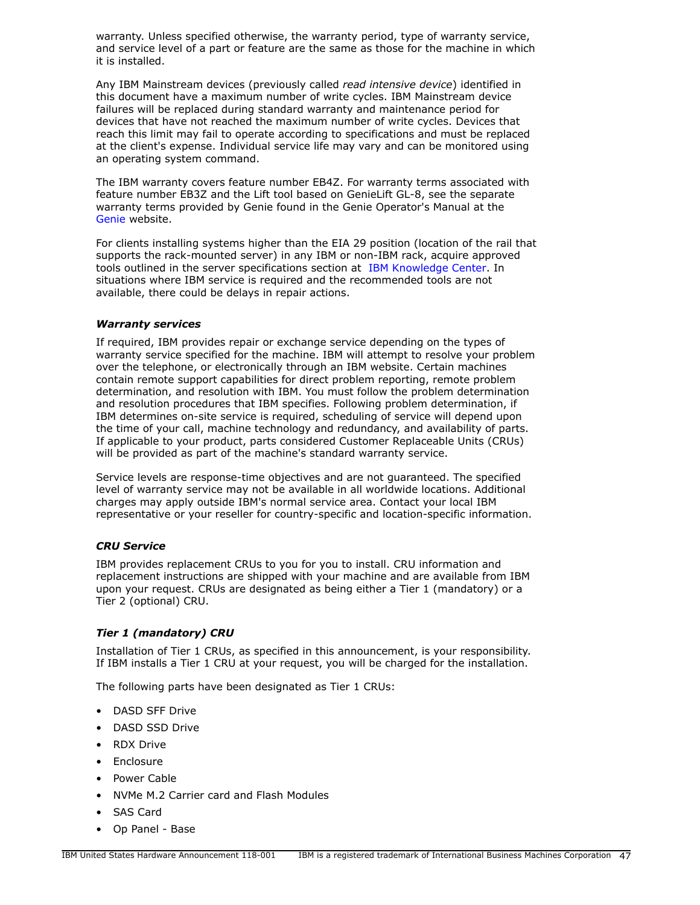warranty. Unless specified otherwise, the warranty period, type of warranty service, and service level of a part or feature are the same as those for the machine in which it is installed.

Any IBM Mainstream devices (previously called *read intensive device*) identified in this document have a maximum number of write cycles. IBM Mainstream device failures will be replaced during standard warranty and maintenance period for devices that have not reached the maximum number of write cycles. Devices that reach this limit may fail to operate according to specifications and must be replaced at the client's expense. Individual service life may vary and can be monitored using an operating system command.

The IBM warranty covers feature number EB4Z. For warranty terms associated with feature number EB3Z and the Lift tool based on GenieLift GL-8, see the separate warranty terms provided by Genie found in the Genie Operator's Manual at the Genie website.

For clients installing systems higher than the EIA 29 position (location of the rail that supports the rack-mounted server) in any IBM or non-IBM rack, acquire approved tools outlined in the server specifications section at IBM Knowledge Center. In situations where IBM service is required and the recommended tools are not available, there could be delays in repair actions.

***Warranty services***

If required, IBM provides repair or exchange service depending on the types of warranty service specified for the machine. IBM will attempt to resolve your problem over the telephone, or electronically through an IBM website. Certain machines contain remote support capabilities for direct problem reporting, remote problem determination, and resolution with IBM. You must follow the problem determination and resolution procedures that IBM specifies. Following problem determination, if IBM determines on-site service is required, scheduling of service will depend upon the time of your call, machine technology and redundancy, and availability of parts. If applicable to your product, parts considered Customer Replaceable Units (CRUs) will be provided as part of the machine's standard warranty service.

Service levels are response-time objectives and are not guaranteed. The specified level of warranty service may not be available in all worldwide locations. Additional charges may apply outside IBM's normal service area. Contact your local IBM representative or your reseller for country-specific and location-specific information.

***CRU Service***

IBM provides replacement CRUs to you for you to install. CRU information and replacement instructions are shipped with your machine and are available from IBM upon your request. CRUs are designated as being either a Tier 1 (mandatory) or a Tier 2 (optional) CRU.

***Tier 1 (mandatory) CRU***

Installation of Tier 1 CRUs, as specified in this announcement, is your responsibility. If IBM installs a Tier 1 CRU at your request, you will be charged for the installation.

The following parts have been designated as Tier 1 CRUs:

- DASD SFF Drive
- DASD SSD Drive
- RDX Drive
- Enclosure
- Power Cable
- NVMe M.2 Carrier card and Flash Modules
- SAS Card
- Op Panel - Base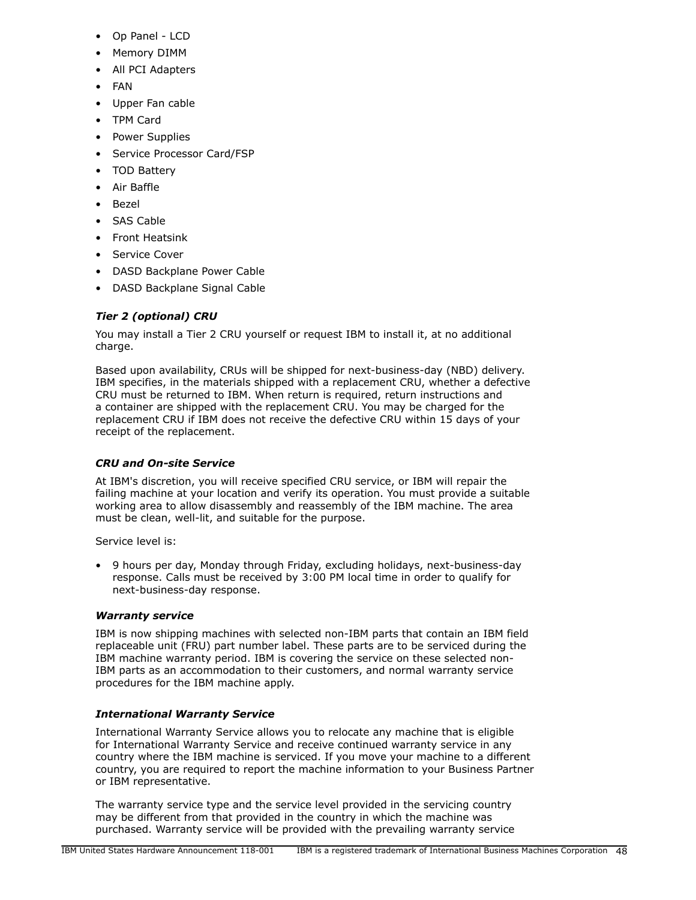- Op Panel - LCD
- Memory DIMM
- All PCI Adapters
- FAN
- Upper Fan cable
- TPM Card
- Power Supplies
- Service Processor Card/FSP
- TOD Battery
- Air Baffle
- Bezel
- SAS Cable
- Front Heatsink
- Service Cover
- DASD Backplane Power Cable
- DASD Backplane Signal Cable

### *Tier 2 (optional) CRU*

You may install a Tier 2 CRU yourself or request IBM to install it, at no additional charge.

Based upon availability, CRUs will be shipped for next-business-day (NBD) delivery. IBM specifies, in the materials shipped with a replacement CRU, whether a defective CRU must be returned to IBM. When return is required, return instructions and a container are shipped with the replacement CRU. You may be charged for the replacement CRU if IBM does not receive the defective CRU within 15 days of your receipt of the replacement.

### *CRU and On-site Service*

At IBM's discretion, you will receive specified CRU service, or IBM will repair the failing machine at your location and verify its operation. You must provide a suitable working area to allow disassembly and reassembly of the IBM machine. The area must be clean, well-lit, and suitable for the purpose.

Service level is:

- 9 hours per day, Monday through Friday, excluding holidays, next-business-day response. Calls must be received by 3:00 PM local time in order to qualify for next-business-day response.

### *Warranty service*

IBM is now shipping machines with selected non-IBM parts that contain an IBM field replaceable unit (FRU) part number label. These parts are to be serviced during the IBM machine warranty period. IBM is covering the service on these selected non-IBM parts as an accommodation to their customers, and normal warranty service procedures for the IBM machine apply.

### *International Warranty Service*

International Warranty Service allows you to relocate any machine that is eligible for International Warranty Service and receive continued warranty service in any country where the IBM machine is serviced. If you move your machine to a different country, you are required to report the machine information to your Business Partner or IBM representative.

The warranty service type and the service level provided in the servicing country may be different from that provided in the country in which the machine was purchased. Warranty service will be provided with the prevailing warranty service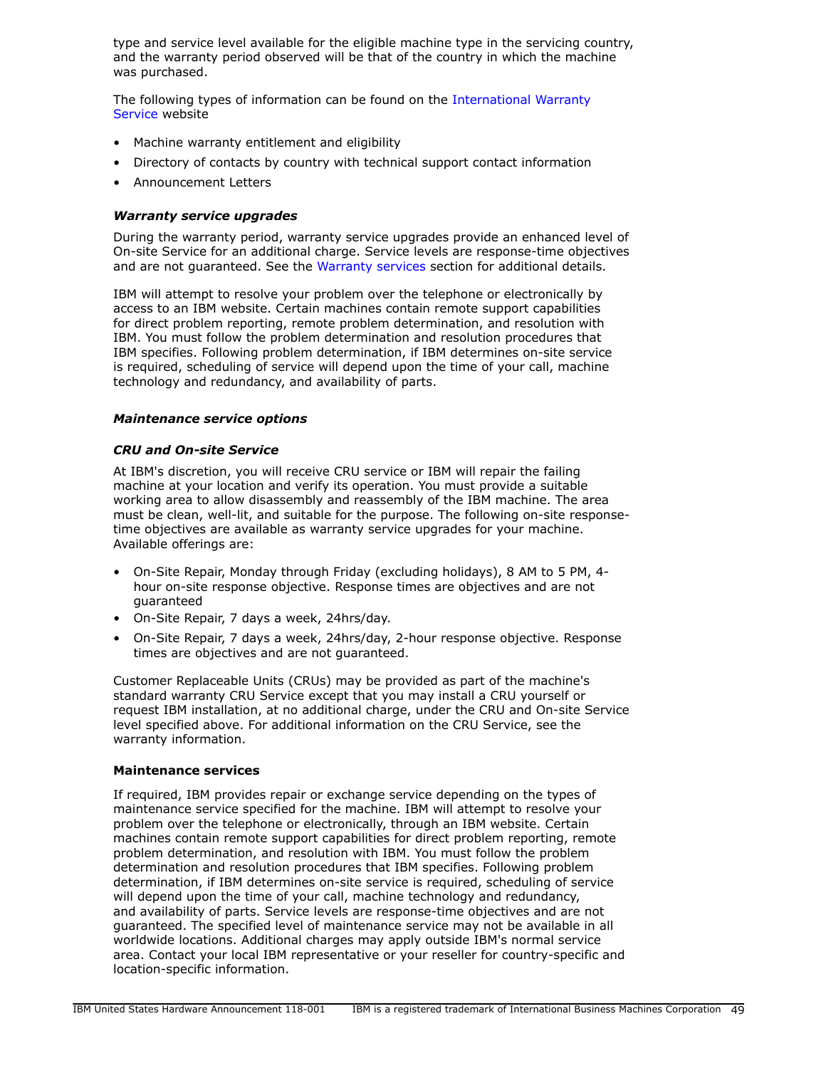type and service level available for the eligible machine type in the servicing country, and the warranty period observed will be that of the country in which the machine was purchased.

The following types of information can be found on the International Warranty Service website

- Machine warranty entitlement and eligibility
- Directory of contacts by country with technical support contact information
- Announcement Letters

### *Warranty service upgrades*

During the warranty period, warranty service upgrades provide an enhanced level of On-site Service for an additional charge. Service levels are response-time objectives and are not guaranteed. See the Warranty services section for additional details.

IBM will attempt to resolve your problem over the telephone or electronically by access to an IBM website. Certain machines contain remote support capabilities for direct problem reporting, remote problem determination, and resolution with IBM. You must follow the problem determination and resolution procedures that IBM specifies. Following problem determination, if IBM determines on-site service is required, scheduling of service will depend upon the time of your call, machine technology and redundancy, and availability of parts.

### *Maintenance service options*

### *CRU and On-site Service*

At IBM's discretion, you will receive CRU service or IBM will repair the failing machine at your location and verify its operation. You must provide a suitable working area to allow disassembly and reassembly of the IBM machine. The area must be clean, well-lit, and suitable for the purpose. The following on-site response-time objectives are available as warranty service upgrades for your machine. Available offerings are:

- On-Site Repair, Monday through Friday (excluding holidays), 8 AM to 5 PM, 4-hour on-site response objective. Response times are objectives and are not guaranteed
- On-Site Repair, 7 days a week, 24hrs/day.
- On-Site Repair, 7 days a week, 24hrs/day, 2-hour response objective. Response times are objectives and are not guaranteed.

Customer Replaceable Units (CRUs) may be provided as part of the machine's standard warranty CRU Service except that you may install a CRU yourself or request IBM installation, at no additional charge, under the CRU and On-site Service level specified above. For additional information on the CRU Service, see the warranty information.

### **Maintenance services**

If required, IBM provides repair or exchange service depending on the types of maintenance service specified for the machine. IBM will attempt to resolve your problem over the telephone or electronically, through an IBM website. Certain machines contain remote support capabilities for direct problem reporting, remote problem determination, and resolution with IBM. You must follow the problem determination and resolution procedures that IBM specifies. Following problem determination, if IBM determines on-site service is required, scheduling of service will depend upon the time of your call, machine technology and redundancy, and availability of parts. Service levels are response-time objectives and are not guaranteed. The specified level of maintenance service may not be available in all worldwide locations. Additional charges may apply outside IBM's normal service area. Contact your local IBM representative or your reseller for country-specific and location-specific information.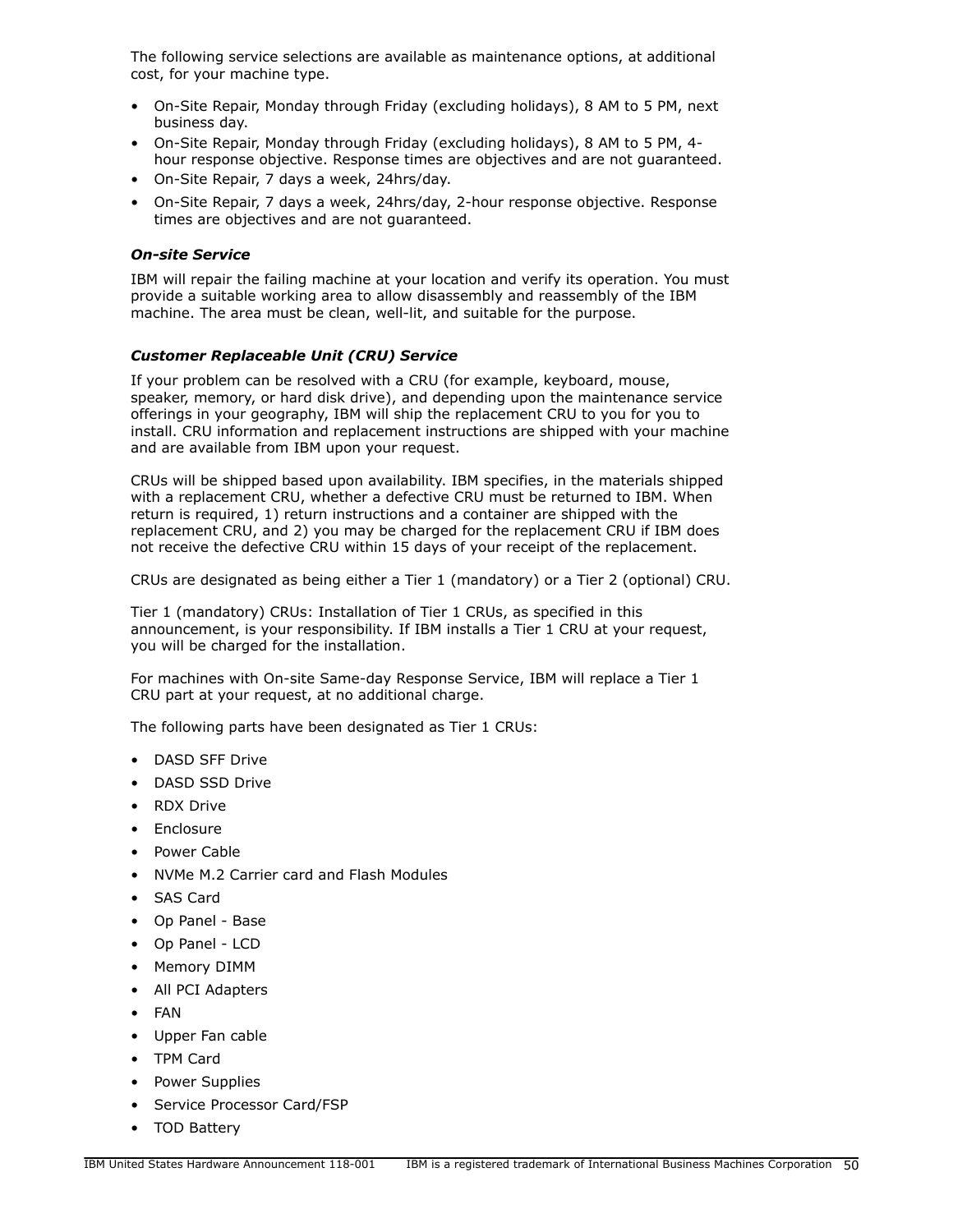The following service selections are available as maintenance options, at additional cost, for your machine type.

- On-Site Repair, Monday through Friday (excluding holidays), 8 AM to 5 PM, next business day.
- On-Site Repair, Monday through Friday (excluding holidays), 8 AM to 5 PM, 4-hour response objective. Response times are objectives and are not guaranteed.
- On-Site Repair, 7 days a week, 24hrs/day.
- On-Site Repair, 7 days a week, 24hrs/day, 2-hour response objective. Response times are objectives and are not guaranteed.

***On-site Service***

IBM will repair the failing machine at your location and verify its operation. You must provide a suitable working area to allow disassembly and reassembly of the IBM machine. The area must be clean, well-lit, and suitable for the purpose.

***Customer Replaceable Unit (CRU) Service***

If your problem can be resolved with a CRU (for example, keyboard, mouse, speaker, memory, or hard disk drive), and depending upon the maintenance service offerings in your geography, IBM will ship the replacement CRU to you for you to install. CRU information and replacement instructions are shipped with your machine and are available from IBM upon your request.

CRUs will be shipped based upon availability. IBM specifies, in the materials shipped with a replacement CRU, whether a defective CRU must be returned to IBM. When return is required, 1) return instructions and a container are shipped with the replacement CRU, and 2) you may be charged for the replacement CRU if IBM does not receive the defective CRU within 15 days of your receipt of the replacement.

CRUs are designated as being either a Tier 1 (mandatory) or a Tier 2 (optional) CRU.

Tier 1 (mandatory) CRUs: Installation of Tier 1 CRUs, as specified in this announcement, is your responsibility. If IBM installs a Tier 1 CRU at your request, you will be charged for the installation.

For machines with On-site Same-day Response Service, IBM will replace a Tier 1 CRU part at your request, at no additional charge.

The following parts have been designated as Tier 1 CRUs:

- DASD SFF Drive
- DASD SSD Drive
- RDX Drive
- Enclosure
- Power Cable
- NVMe M.2 Carrier card and Flash Modules
- SAS Card
- Op Panel - Base
- Op Panel - LCD
- Memory DIMM
- All PCI Adapters
- FAN
- Upper Fan cable
- TPM Card
- Power Supplies
- Service Processor Card/FSP
- TOD Battery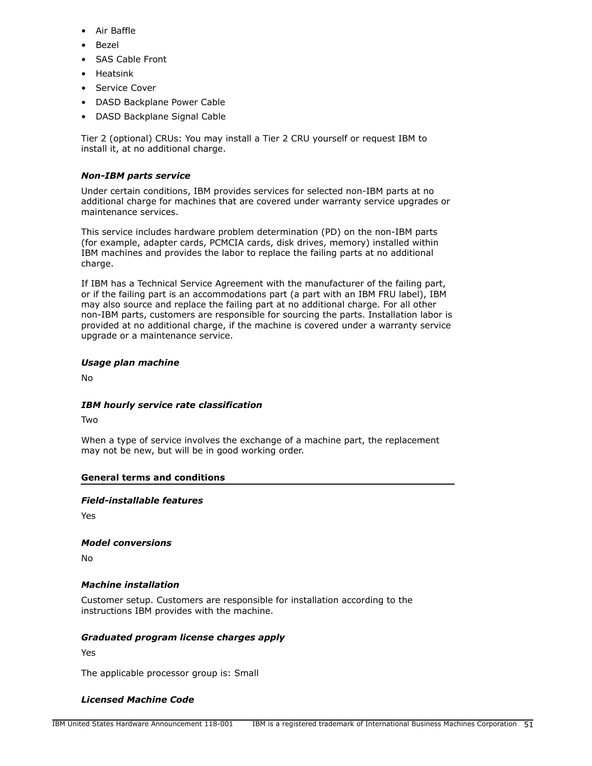- Air Baffle
- Bezel
- SAS Cable Front
- Heatsink
- Service Cover
- DASD Backplane Power Cable
- DASD Backplane Signal Cable

Tier 2 (optional) CRUs: You may install a Tier 2 CRU yourself or request IBM to install it, at no additional charge.

***Non-IBM parts service***

Under certain conditions, IBM provides services for selected non-IBM parts at no additional charge for machines that are covered under warranty service upgrades or maintenance services.

This service includes hardware problem determination (PD) on the non-IBM parts (for example, adapter cards, PCMCIA cards, disk drives, memory) installed within IBM machines and provides the labor to replace the failing parts at no additional charge.

If IBM has a Technical Service Agreement with the manufacturer of the failing part, or if the failing part is an accommodations part (a part with an IBM FRU label), IBM may also source and replace the failing part at no additional charge. For all other non-IBM parts, customers are responsible for sourcing the parts. Installation labor is provided at no additional charge, if the machine is covered under a warranty service upgrade or a maintenance service.

***Usage plan machine***

No

***IBM hourly service rate classification***

Two

When a type of service involves the exchange of a machine part, the replacement may not be new, but will be in good working order.

## General terms and conditions

***Field-installable features***

Yes

***Model conversions***

No

***Machine installation***

Customer setup. Customers are responsible for installation according to the instructions IBM provides with the machine.

***Graduated program license charges apply***

Yes

The applicable processor group is: Small

***Licensed Machine Code***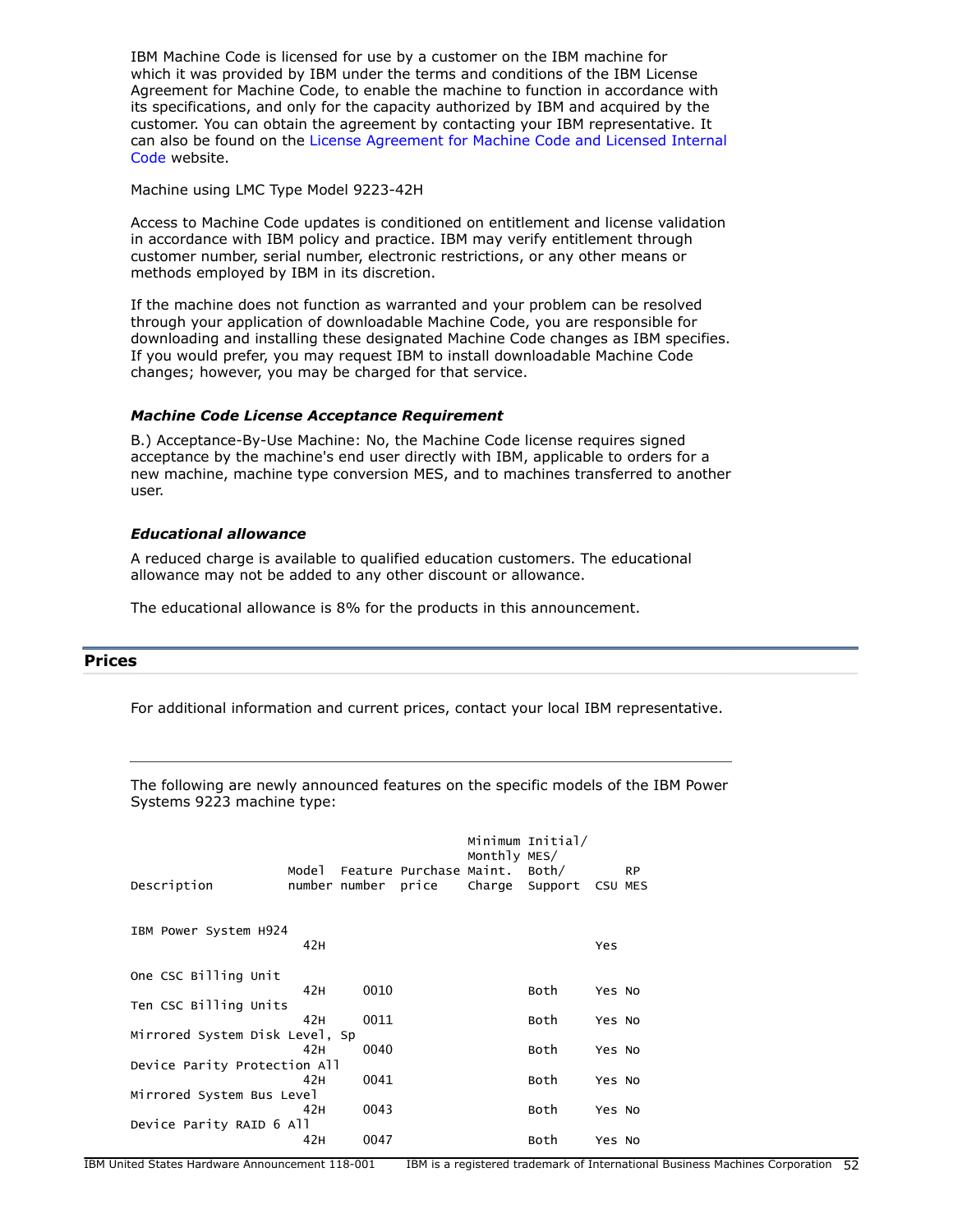IBM Machine Code is licensed for use by a customer on the IBM machine for which it was provided by IBM under the terms and conditions of the IBM License Agreement for Machine Code, to enable the machine to function in accordance with its specifications, and only for the capacity authorized by IBM and acquired by the customer. You can obtain the agreement by contacting your IBM representative. It can also be found on the License Agreement for Machine Code and Licensed Internal Code website.

Machine using LMC Type Model 9223-42H

Access to Machine Code updates is conditioned on entitlement and license validation in accordance with IBM policy and practice. IBM may verify entitlement through customer number, serial number, electronic restrictions, or any other means or methods employed by IBM in its discretion.

If the machine does not function as warranted and your problem can be resolved through your application of downloadable Machine Code, you are responsible for downloading and installing these designated Machine Code changes as IBM specifies. If you would prefer, you may request IBM to install downloadable Machine Code changes; however, you may be charged for that service.

### *Machine Code License Acceptance Requirement*

B.) Acceptance-By-Use Machine: No, the Machine Code license requires signed acceptance by the machine's end user directly with IBM, applicable to orders for a new machine, machine type conversion MES, and to machines transferred to another user.

### *Educational allowance*

A reduced charge is available to qualified education customers. The educational allowance may not be added to any other discount or allowance.

The educational allowance is 8% for the products in this announcement.

## Prices

For additional information and current prices, contact your local IBM representative.

---

The following are newly announced features on the specific models of the IBM Power Systems 9223 machine type:

| Description | Model number | Feature number | Purchase price | Minimum Monthly Maint. Charge | Initial/ MES/ Both/ Support | CSU | RP MES |
|---|---|---|---|---|---|---|---|
| IBM Power System H924 | 42H | | | | | Yes | |
| One CSC Billing Unit | 42H | 0010 | | | Both | Yes | No |
| Ten CSC Billing Units | 42H | 0011 | | | Both | Yes | No |
| Mirrored System Disk Level, Sp | 42H | 0040 | | | Both | Yes | No |
| Device Parity Protection All | 42H | 0041 | | | Both | Yes | No |
| Mirrored System Bus Level | 42H | 0043 | | | Both | Yes | No |
| Device Parity RAID 6 All | 42H | 0047 | | | Both | Yes | No |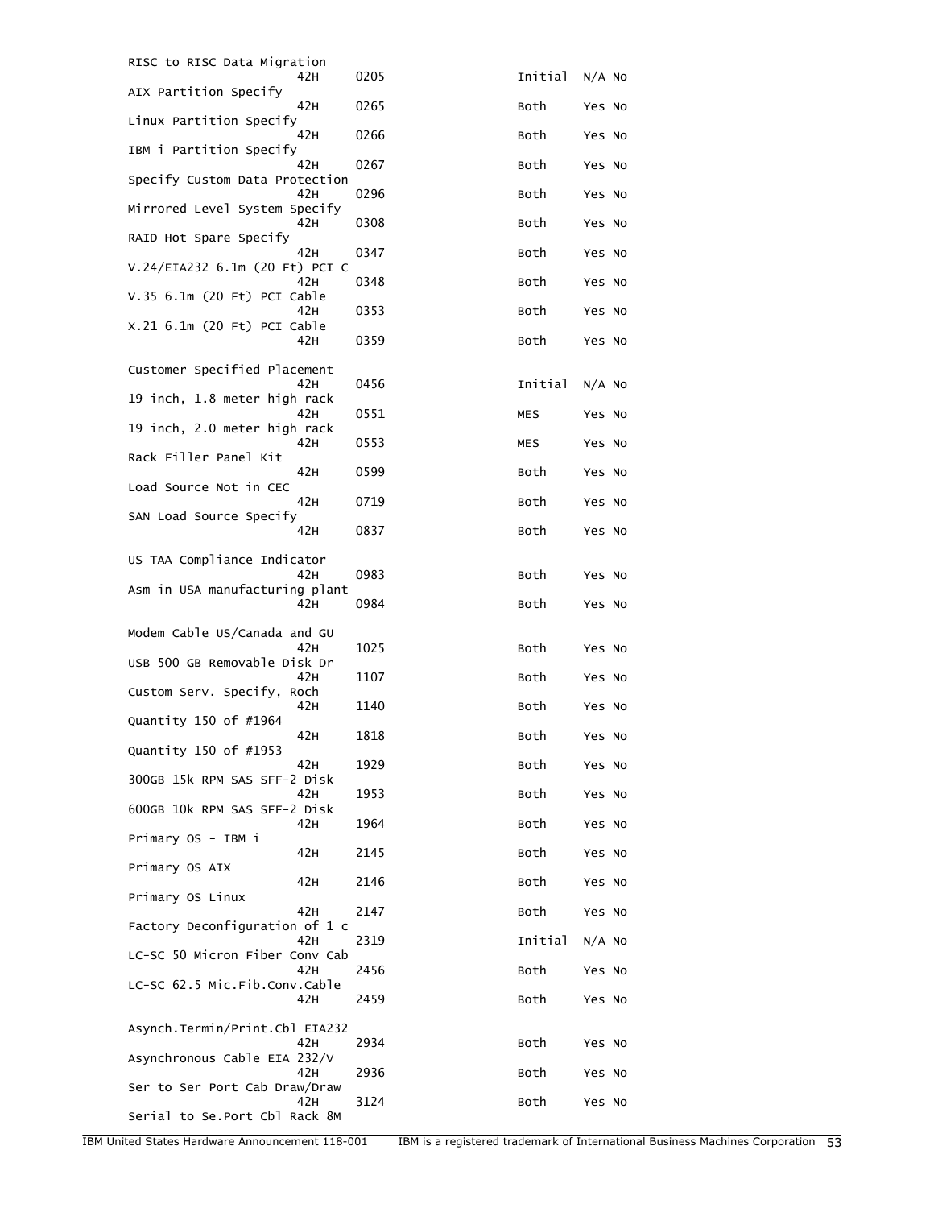| Description | Machine type | Feature | Initial/MES/Both | Returned parts | Removal |
|---|---|---|---|---|---|
| RISC to RISC Data Migration | 42H | 0205 | Initial | N/A | No |
| AIX Partition Specify | 42H | 0265 | Both | Yes | No |
| Linux Partition Specify | 42H | 0266 | Both | Yes | No |
| IBM i Partition Specify | 42H | 0267 | Both | Yes | No |
| Specify Custom Data Protection | 42H | 0296 | Both | Yes | No |
| Mirrored Level System Specify | 42H | 0308 | Both | Yes | No |
| RAID Hot Spare Specify | 42H | 0347 | Both | Yes | No |
| V.24/EIA232 6.1m (20 Ft) PCI C | 42H | 0348 | Both | Yes | No |
| V.35 6.1m (20 Ft) PCI Cable | 42H | 0353 | Both | Yes | No |
| X.21 6.1m (20 Ft) PCI Cable | 42H | 0359 | Both | Yes | No |
| Customer Specified Placement | 42H | 0456 | Initial | N/A | No |
| 19 inch, 1.8 meter high rack | 42H | 0551 | MES | Yes | No |
| 19 inch, 2.0 meter high rack | 42H | 0553 | MES | Yes | No |
| Rack Filler Panel Kit | 42H | 0599 | Both | Yes | No |
| Load Source Not in CEC | 42H | 0719 | Both | Yes | No |
| SAN Load Source Specify | 42H | 0837 | Both | Yes | No |
| US TAA Compliance Indicator | 42H | 0983 | Both | Yes | No |
| Asm in USA manufacturing plant | 42H | 0984 | Both | Yes | No |
| Modem Cable US/Canada and GU | 42H | 1025 | Both | Yes | No |
| USB 500 GB Removable Disk Dr | 42H | 1107 | Both | Yes | No |
| Custom Serv. Specify, Roch | 42H | 1140 | Both | Yes | No |
| Quantity 150 of #1964 | 42H | 1818 | Both | Yes | No |
| Quantity 150 of #1953 | 42H | 1929 | Both | Yes | No |
| 300GB 15k RPM SAS SFF-2 Disk | 42H | 1953 | Both | Yes | No |
| 600GB 10k RPM SAS SFF-2 Disk | 42H | 1964 | Both | Yes | No |
| Primary OS - IBM i | 42H | 2145 | Both | Yes | No |
| Primary OS AIX | 42H | 2146 | Both | Yes | No |
| Primary OS Linux | 42H | 2147 | Both | Yes | No |
| Factory Deconfiguration of 1 c | 42H | 2319 | Initial | N/A | No |
| LC-SC 50 Micron Fiber Conv Cab | 42H | 2456 | Both | Yes | No |
| LC-SC 62.5 Mic.Fib.Conv.Cable | 42H | 2459 | Both | Yes | No |
| Asynch.Termin/Print.Cbl EIA232 | 42H | 2934 | Both | Yes | No |
| Asynchronous Cable EIA 232/V | 42H | 2936 | Both | Yes | No |
| Ser to Ser Port Cab Draw/Draw | 42H | 3124 | Both | Yes | No |
| Serial to Se.Port Cbl Rack 8M | | | | | |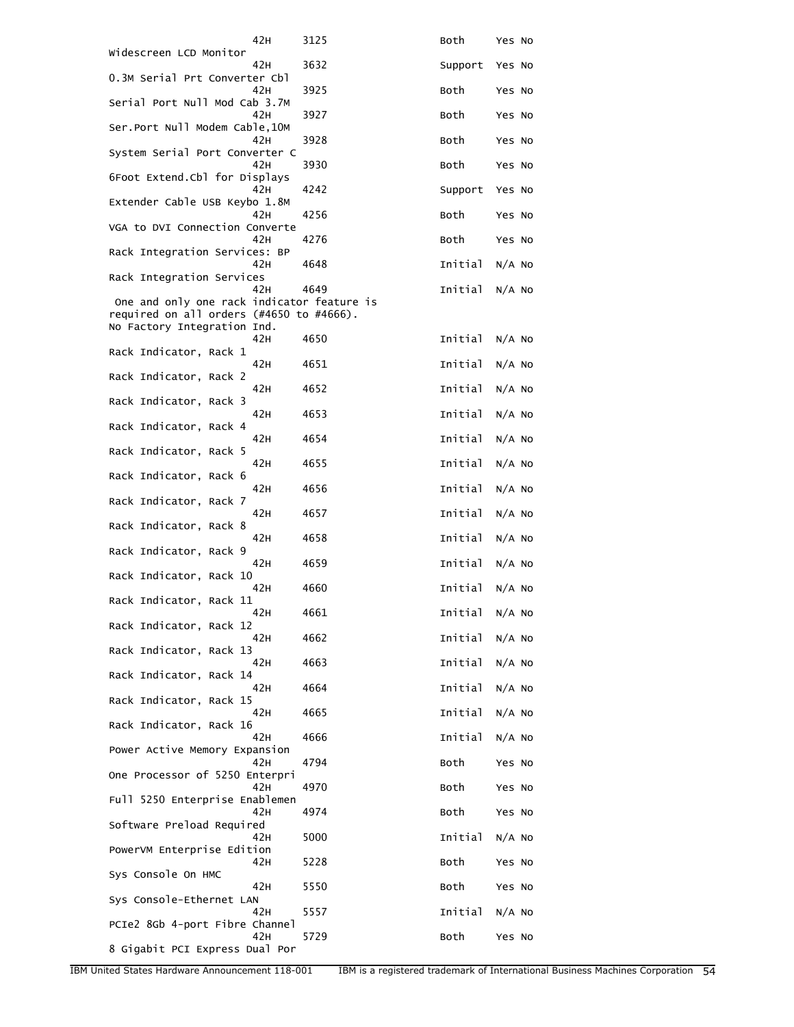```
                    42H     3125                    Both     Yes No
Widescreen LCD Monitor
                    42H     3632                    Support  Yes No
0.3M Serial Prt Converter Cbl
                    42H     3925                    Both     Yes No
Serial Port Null Mod Cab 3.7M
                    42H     3927                    Both     Yes No
Ser.Port Null Modem Cable,10M
                    42H     3928                    Both     Yes No
System Serial Port Converter C
                    42H     3930                    Both     Yes No
6Foot Extend.Cbl for Displays
                    42H     4242                    Support  Yes No
Extender Cable USB Keybo 1.8M
                    42H     4256                    Both     Yes No
VGA to DVI Connection Converte
                    42H     4276                    Both     Yes No
Rack Integration Services: BP
                    42H     4648                    Initial  N/A No
Rack Integration Services
                    42H     4649                    Initial  N/A No
 One and only one rack indicator feature is
required on all orders (#4650 to #4666).
No Factory Integration Ind.
                    42H     4650                    Initial  N/A No
Rack Indicator, Rack 1
                    42H     4651                    Initial  N/A No
Rack Indicator, Rack 2
                    42H     4652                    Initial  N/A No
Rack Indicator, Rack 3
                    42H     4653                    Initial  N/A No
Rack Indicator, Rack 4
                    42H     4654                    Initial  N/A No
Rack Indicator, Rack 5
                    42H     4655                    Initial  N/A No
Rack Indicator, Rack 6
                    42H     4656                    Initial  N/A No
Rack Indicator, Rack 7
                    42H     4657                    Initial  N/A No
Rack Indicator, Rack 8
                    42H     4658                    Initial  N/A No
Rack Indicator, Rack 9
                    42H     4659                    Initial  N/A No
Rack Indicator, Rack 10
                    42H     4660                    Initial  N/A No
Rack Indicator, Rack 11
                    42H     4661                    Initial  N/A No
Rack Indicator, Rack 12
                    42H     4662                    Initial  N/A No
Rack Indicator, Rack 13
                    42H     4663                    Initial  N/A No
Rack Indicator, Rack 14
                    42H     4664                    Initial  N/A No
Rack Indicator, Rack 15
                    42H     4665                    Initial  N/A No
Rack Indicator, Rack 16
                    42H     4666                    Initial  N/A No
Power Active Memory Expansion
                    42H     4794                    Both     Yes No
One Processor of 5250 Enterpri
                    42H     4970                    Both     Yes No
Full 5250 Enterprise Enablemen
                    42H     4974                    Both     Yes No
Software Preload Required
                    42H     5000                    Initial  N/A No
PowerVM Enterprise Edition
                    42H     5228                    Both     Yes No
Sys Console On HMC
                    42H     5550                    Both     Yes No
Sys Console-Ethernet LAN
                    42H     5557                    Initial  N/A No
PCIe2 8Gb 4-port Fibre Channel
                    42H     5729                    Both     Yes No
8 Gigabit PCI Express Dual Por
```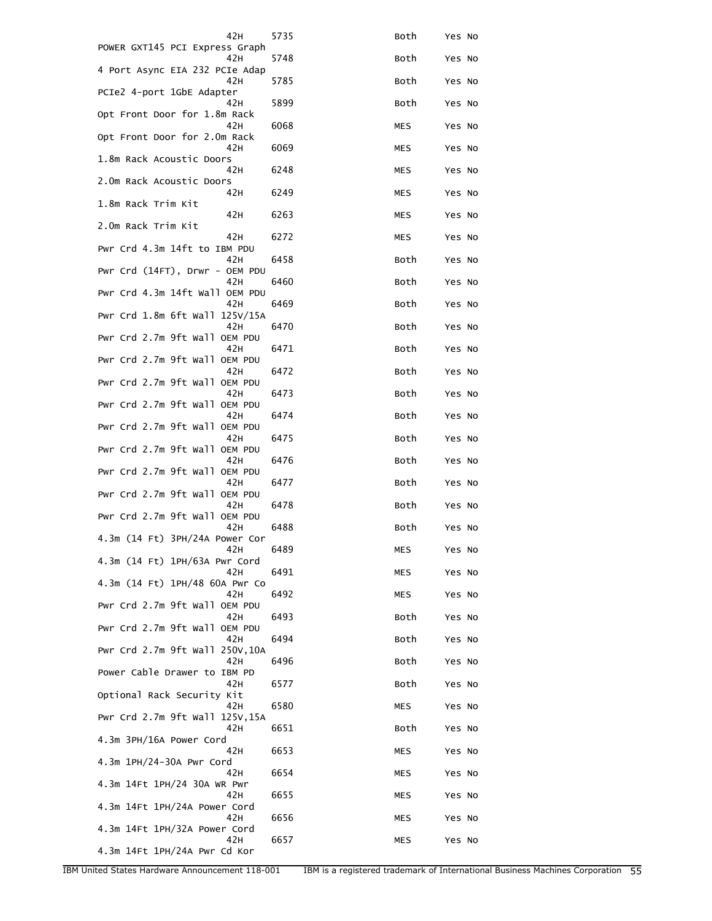```
                      42H     5735                    Both     Yes No
POWER GXT145 PCI Express Graph
                      42H     5748                    Both     Yes No
4 Port Async EIA 232 PCIe Adap
                      42H     5785                    Both     Yes No
PCIe2 4-port 1GbE Adapter
                      42H     5899                    Both     Yes No
Opt Front Door for 1.8m Rack
                      42H     6068                    MES      Yes No
Opt Front Door for 2.0m Rack
                      42H     6069                    MES      Yes No
1.8m Rack Acoustic Doors
                      42H     6248                    MES      Yes No
2.0m Rack Acoustic Doors
                      42H     6249                    MES      Yes No
1.8m Rack Trim Kit
                      42H     6263                    MES      Yes No
2.0m Rack Trim Kit
                      42H     6272                    MES      Yes No
Pwr Crd 4.3m 14ft to IBM PDU
                      42H     6458                    Both     Yes No
Pwr Crd (14FT), Drwr - OEM PDU
                      42H     6460                    Both     Yes No
Pwr Crd 4.3m 14ft Wall OEM PDU
                      42H     6469                    Both     Yes No
Pwr Crd 1.8m 6ft Wall 125V/15A
                      42H     6470                    Both     Yes No
Pwr Crd 2.7m 9ft Wall OEM PDU
                      42H     6471                    Both     Yes No
Pwr Crd 2.7m 9ft Wall OEM PDU
                      42H     6472                    Both     Yes No
Pwr Crd 2.7m 9ft Wall OEM PDU
                      42H     6473                    Both     Yes No
Pwr Crd 2.7m 9ft Wall OEM PDU
                      42H     6474                    Both     Yes No
Pwr Crd 2.7m 9ft Wall OEM PDU
                      42H     6475                    Both     Yes No
Pwr Crd 2.7m 9ft Wall OEM PDU
                      42H     6476                    Both     Yes No
Pwr Crd 2.7m 9ft Wall OEM PDU
                      42H     6477                    Both     Yes No
Pwr Crd 2.7m 9ft Wall OEM PDU
                      42H     6478                    Both     Yes No
Pwr Crd 2.7m 9ft Wall OEM PDU
                      42H     6488                    Both     Yes No
4.3m (14 Ft) 3PH/24A Power Cor
                      42H     6489                    MES      Yes No
4.3m (14 Ft) 1PH/63A Pwr Cord
                      42H     6491                    MES      Yes No
4.3m (14 Ft) 1PH/48 60A Pwr Co
                      42H     6492                    MES      Yes No
Pwr Crd 2.7m 9ft Wall OEM PDU
                      42H     6493                    Both     Yes No
Pwr Crd 2.7m 9ft Wall OEM PDU
                      42H     6494                    Both     Yes No
Pwr Crd 2.7m 9ft Wall 250V,10A
                      42H     6496                    Both     Yes No
Power Cable Drawer to IBM PD
                      42H     6577                    Both     Yes No
Optional Rack Security Kit
                      42H     6580                    MES      Yes No
Pwr Crd 2.7m 9ft Wall 125V,15A
                      42H     6651                    Both     Yes No
4.3m 3PH/16A Power Cord
                      42H     6653                    MES      Yes No
4.3m 1PH/24-30A Pwr Cord
                      42H     6654                    MES      Yes No
4.3m 14Ft 1PH/24 30A WR Pwr
                      42H     6655                    MES      Yes No
4.3m 14Ft 1PH/24A Power Cord
                      42H     6656                    MES      Yes No
4.3m 14Ft 1PH/32A Power Cord
                      42H     6657                    MES      Yes No
4.3m 14Ft 1PH/24A Pwr Cd Kor
```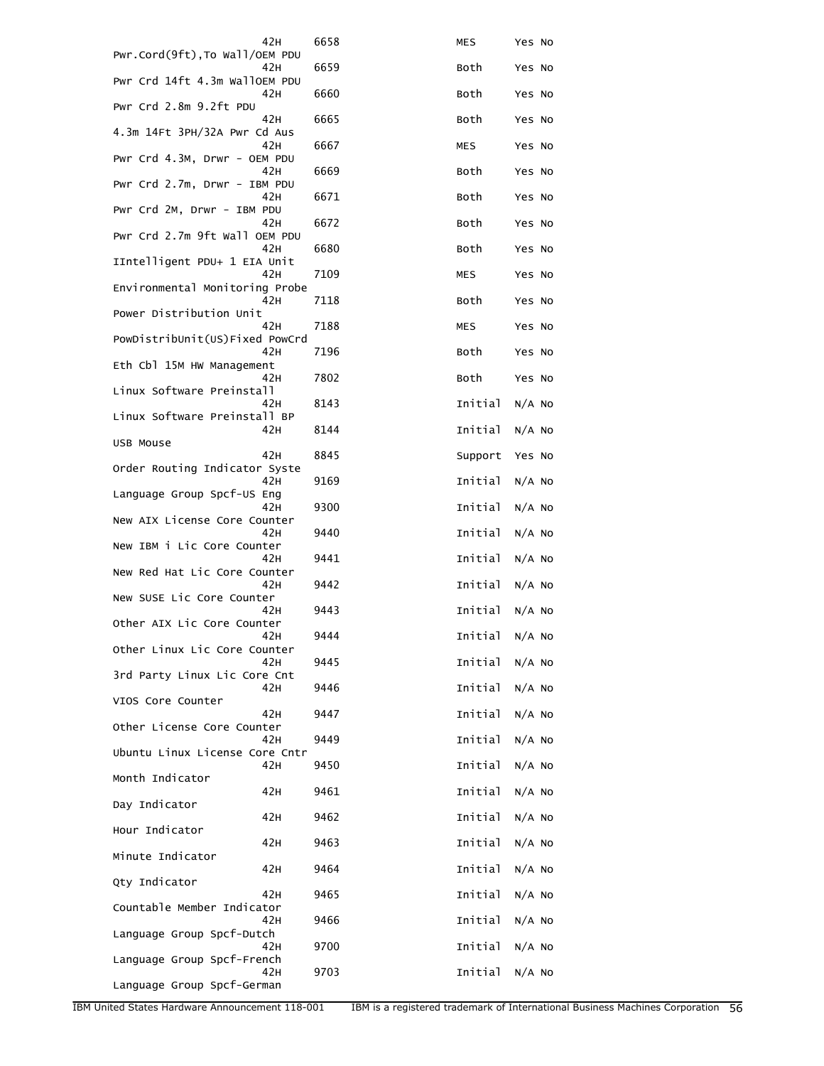| Description | Model | Feature | Initial/MES/Support | | |
|---|---|---|---|---|---|
| | 42H | 6658 | MES | Yes | No |
| Pwr.Cord(9ft),To Wall/OEM PDU | 42H | 6659 | Both | Yes | No |
| Pwr Crd 14ft 4.3m WallOEM PDU | 42H | 6660 | Both | Yes | No |
| Pwr Crd 2.8m 9.2ft PDU | 42H | 6665 | Both | Yes | No |
| 4.3m 14Ft 3PH/32A Pwr Cd Aus | 42H | 6667 | MES | Yes | No |
| Pwr Crd 4.3M, Drwr - OEM PDU | 42H | 6669 | Both | Yes | No |
| Pwr Crd 2.7m, Drwr - IBM PDU | 42H | 6671 | Both | Yes | No |
| Pwr Crd 2M, Drwr - IBM PDU | 42H | 6672 | Both | Yes | No |
| Pwr Crd 2.7m 9ft Wall OEM PDU | 42H | 6680 | Both | Yes | No |
| IIntelligent PDU+ 1 EIA Unit | 42H | 7109 | MES | Yes | No |
| Environmental Monitoring Probe | 42H | 7118 | Both | Yes | No |
| Power Distribution Unit | 42H | 7188 | MES | Yes | No |
| PowDistribUnit(US)Fixed PowCrd | 42H | 7196 | Both | Yes | No |
| Eth Cbl 15M HW Management | 42H | 7802 | Both | Yes | No |
| Linux Software Preinstall | 42H | 8143 | Initial | N/A | No |
| Linux Software Preinstall BP | 42H | 8144 | Initial | N/A | No |
| USB Mouse | 42H | 8845 | Support | Yes | No |
| Order Routing Indicator Syste | 42H | 9169 | Initial | N/A | No |
| Language Group Spcf-US Eng | 42H | 9300 | Initial | N/A | No |
| New AIX License Core Counter | 42H | 9440 | Initial | N/A | No |
| New IBM i Lic Core Counter | 42H | 9441 | Initial | N/A | No |
| New Red Hat Lic Core Counter | 42H | 9442 | Initial | N/A | No |
| New SUSE Lic Core Counter | 42H | 9443 | Initial | N/A | No |
| Other AIX Lic Core Counter | 42H | 9444 | Initial | N/A | No |
| Other Linux Lic Core Counter | 42H | 9445 | Initial | N/A | No |
| 3rd Party Linux Lic Core Cnt | 42H | 9446 | Initial | N/A | No |
| VIOS Core Counter | 42H | 9447 | Initial | N/A | No |
| Other License Core Counter | 42H | 9449 | Initial | N/A | No |
| Ubuntu Linux License Core Cntr | 42H | 9450 | Initial | N/A | No |
| Month Indicator | 42H | 9461 | Initial | N/A | No |
| Day Indicator | 42H | 9462 | Initial | N/A | No |
| Hour Indicator | 42H | 9463 | Initial | N/A | No |
| Minute Indicator | 42H | 9464 | Initial | N/A | No |
| Qty Indicator | 42H | 9465 | Initial | N/A | No |
| Countable Member Indicator | 42H | 9466 | Initial | N/A | No |
| Language Group Spcf-Dutch | 42H | 9700 | Initial | N/A | No |
| Language Group Spcf-French | 42H | 9703 | Initial | N/A | No |
| Language Group Spcf-German | | | | | |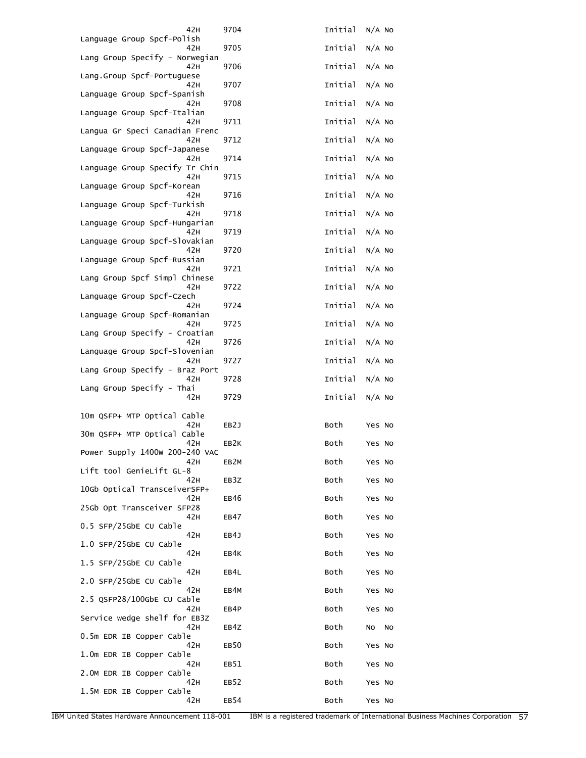| Description | Machine type | Feature number | Initial/MES/Both | CSU | Return parts MES |
|---|---|---|---|---|---|
| | 42H | 9704 | Initial | N/A | No |
| Language Group Spcf-Polish | 42H | 9705 | Initial | N/A | No |
| Lang Group Specify - Norwegian | 42H | 9706 | Initial | N/A | No |
| Lang.Group Spcf-Portuguese | 42H | 9707 | Initial | N/A | No |
| Language Group Spcf-Spanish | 42H | 9708 | Initial | N/A | No |
| Language Group Spcf-Italian | 42H | 9711 | Initial | N/A | No |
| Langua Gr Speci Canadian Frenc | 42H | 9712 | Initial | N/A | No |
| Language Group Spcf-Japanese | 42H | 9714 | Initial | N/A | No |
| Language Group Specify Tr Chin | 42H | 9715 | Initial | N/A | No |
| Language Group Spcf-Korean | 42H | 9716 | Initial | N/A | No |
| Language Group Spcf-Turkish | 42H | 9718 | Initial | N/A | No |
| Language Group Spcf-Hungarian | 42H | 9719 | Initial | N/A | No |
| Language Group Spcf-Slovakian | 42H | 9720 | Initial | N/A | No |
| Language Group Spcf-Russian | 42H | 9721 | Initial | N/A | No |
| Lang Group Spcf Simpl Chinese | 42H | 9722 | Initial | N/A | No |
| Language Group Spcf-Czech | 42H | 9724 | Initial | N/A | No |
| Language Group Spcf-Romanian | 42H | 9725 | Initial | N/A | No |
| Lang Group Specify - Croatian | 42H | 9726 | Initial | N/A | No |
| Language Group Spcf-Slovenian | 42H | 9727 | Initial | N/A | No |
| Lang Group Specify - Braz Port | 42H | 9728 | Initial | N/A | No |
| Lang Group Specify - Thai | 42H | 9729 | Initial | N/A | No |
| 10m QSFP+ MTP Optical Cable | 42H | EB2J | Both | Yes | No |
| 30m QSFP+ MTP Optical Cable | 42H | EB2K | Both | Yes | No |
| Power Supply 1400W 200-240 VAC | 42H | EB2M | Both | Yes | No |
| Lift tool GenieLift GL-8 | 42H | EB3Z | Both | Yes | No |
| 10Gb Optical TransceiverSFP+ | 42H | EB46 | Both | Yes | No |
| 25Gb Opt Transceiver SFP28 | 42H | EB47 | Both | Yes | No |
| 0.5 SFP/25GbE CU Cable | 42H | EB4J | Both | Yes | No |
| 1.0 SFP/25GbE CU Cable | 42H | EB4K | Both | Yes | No |
| 1.5 SFP/25GbE CU Cable | 42H | EB4L | Both | Yes | No |
| 2.0 SFP/25GbE CU Cable | 42H | EB4M | Both | Yes | No |
| 2.5 QSFP28/100GbE CU Cable | 42H | EB4P | Both | Yes | No |
| Service wedge shelf for EB3Z | 42H | EB4Z | Both | No | No |
| 0.5m EDR IB Copper Cable | 42H | EB50 | Both | Yes | No |
| 1.0m EDR IB Copper Cable | 42H | EB51 | Both | Yes | No |
| 2.0M EDR IB Copper Cable | 42H | EB52 | Both | Yes | No |
| 1.5M EDR IB Copper Cable | 42H | EB54 | Both | Yes | No |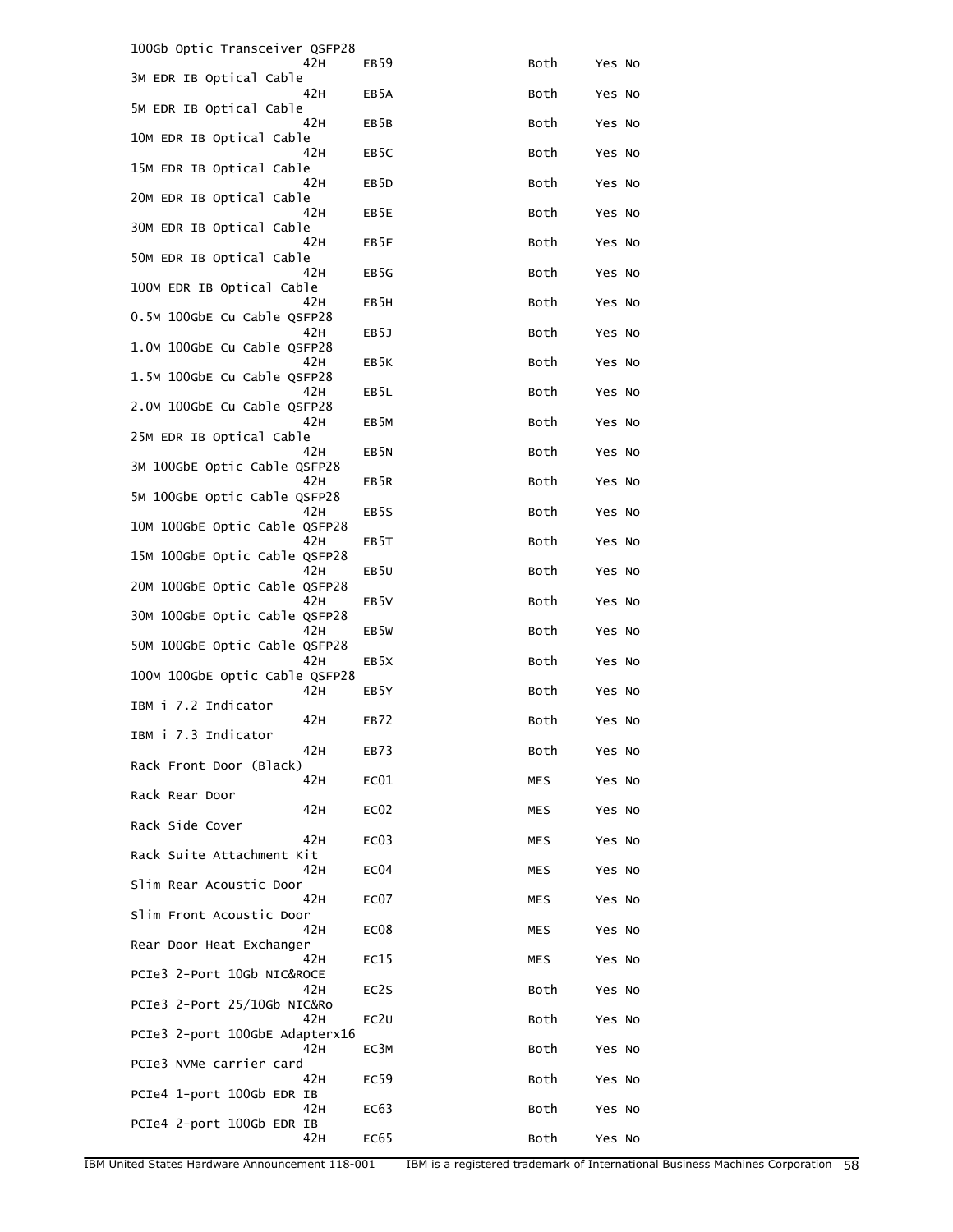| Description | Machine type | Feature | Initial/MES/Both | Returned | Conversion |
|---|---|---|---|---|---|
| 100Gb Optic Transceiver QSFP28 | 42H | EB59 | Both | Yes | No |
| 3M EDR IB Optical Cable | 42H | EB5A | Both | Yes | No |
| 5M EDR IB Optical Cable | 42H | EB5B | Both | Yes | No |
| 10M EDR IB Optical Cable | 42H | EB5C | Both | Yes | No |
| 15M EDR IB Optical Cable | 42H | EB5D | Both | Yes | No |
| 20M EDR IB Optical Cable | 42H | EB5E | Both | Yes | No |
| 30M EDR IB Optical Cable | 42H | EB5F | Both | Yes | No |
| 50M EDR IB Optical Cable | 42H | EB5G | Both | Yes | No |
| 100M EDR IB Optical Cable | 42H | EB5H | Both | Yes | No |
| 0.5M 100GbE Cu Cable QSFP28 | 42H | EB5J | Both | Yes | No |
| 1.0M 100GbE Cu Cable QSFP28 | 42H | EB5K | Both | Yes | No |
| 1.5M 100GbE Cu Cable QSFP28 | 42H | EB5L | Both | Yes | No |
| 2.0M 100GbE Cu Cable QSFP28 | 42H | EB5M | Both | Yes | No |
| 25M EDR IB Optical Cable | 42H | EB5N | Both | Yes | No |
| 3M 100GbE Optic Cable QSFP28 | 42H | EB5R | Both | Yes | No |
| 5M 100GbE Optic Cable QSFP28 | 42H | EB5S | Both | Yes | No |
| 10M 100GbE Optic Cable QSFP28 | 42H | EB5T | Both | Yes | No |
| 15M 100GbE Optic Cable QSFP28 | 42H | EB5U | Both | Yes | No |
| 20M 100GbE Optic Cable QSFP28 | 42H | EB5V | Both | Yes | No |
| 30M 100GbE Optic Cable QSFP28 | 42H | EB5W | Both | Yes | No |
| 50M 100GbE Optic Cable QSFP28 | 42H | EB5X | Both | Yes | No |
| 100M 100GbE Optic Cable QSFP28 | 42H | EB5Y | Both | Yes | No |
| IBM i 7.2 Indicator | 42H | EB72 | Both | Yes | No |
| IBM i 7.3 Indicator | 42H | EB73 | Both | Yes | No |
| Rack Front Door (Black) | 42H | EC01 | MES | Yes | No |
| Rack Rear Door | 42H | EC02 | MES | Yes | No |
| Rack Side Cover | 42H | EC03 | MES | Yes | No |
| Rack Suite Attachment Kit | 42H | EC04 | MES | Yes | No |
| Slim Rear Acoustic Door | 42H | EC07 | MES | Yes | No |
| Slim Front Acoustic Door | 42H | EC08 | MES | Yes | No |
| Rear Door Heat Exchanger | 42H | EC15 | MES | Yes | No |
| PCIe3 2-Port 10Gb NIC&ROCE | 42H | EC2S | Both | Yes | No |
| PCIe3 2-Port 25/10Gb NIC&Ro | 42H | EC2U | Both | Yes | No |
| PCIe3 2-port 100GbE Adapterx16 | 42H | EC3M | Both | Yes | No |
| PCIe3 NVMe carrier card | 42H | EC59 | Both | Yes | No |
| PCIe4 1-port 100Gb EDR IB | 42H | EC63 | Both | Yes | No |
| PCIe4 2-port 100Gb EDR IB | 42H | EC65 | Both | Yes | No |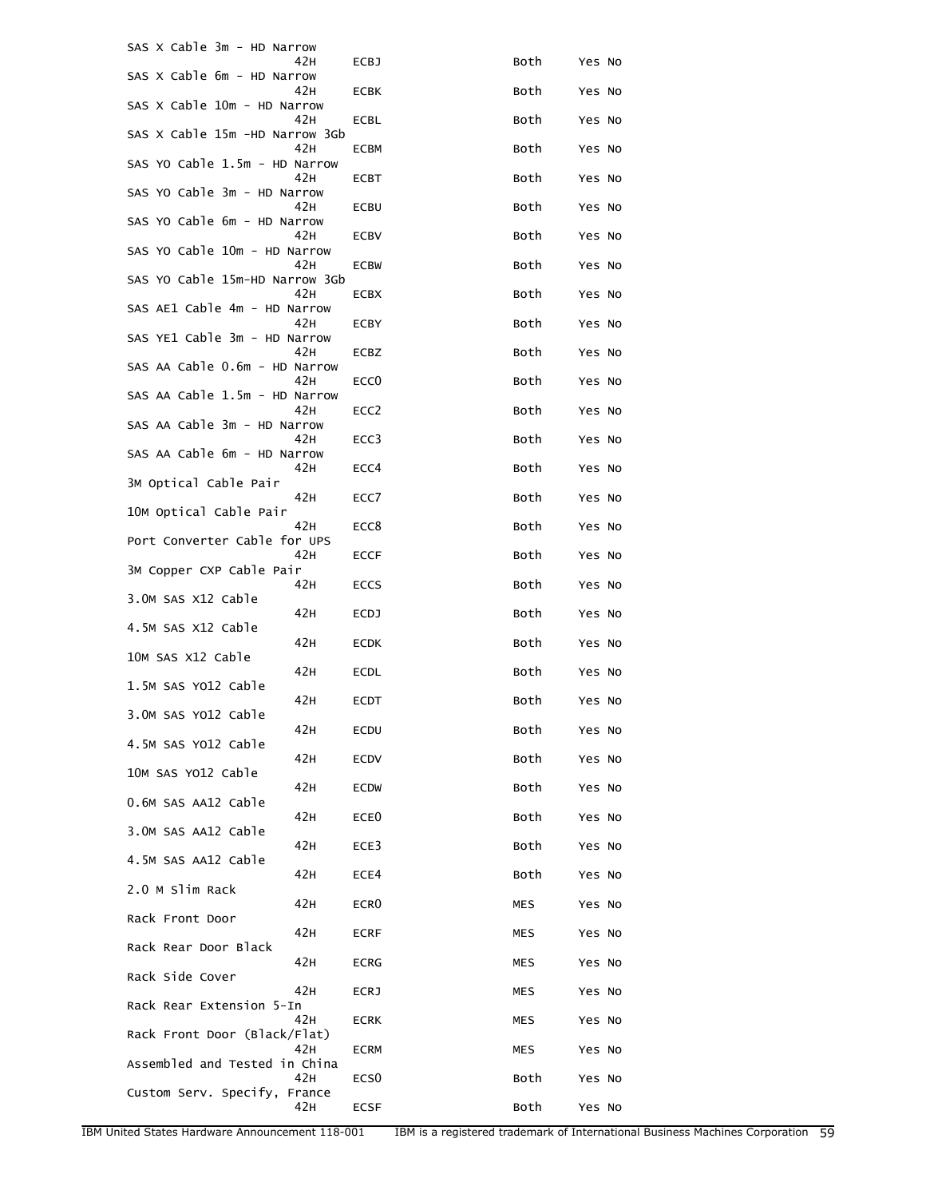| Description | Model | Feature | Initial/MES/Both | CSU | Removal |
|---|---|---|---|---|---|
| SAS X Cable 3m - HD Narrow | 42H | ECBJ | Both | Yes | No |
| SAS X Cable 6m - HD Narrow | 42H | ECBK | Both | Yes | No |
| SAS X Cable 10m - HD Narrow | 42H | ECBL | Both | Yes | No |
| SAS X Cable 15m -HD Narrow 3Gb | 42H | ECBM | Both | Yes | No |
| SAS YO Cable 1.5m - HD Narrow | 42H | ECBT | Both | Yes | No |
| SAS YO Cable 3m - HD Narrow | 42H | ECBU | Both | Yes | No |
| SAS YO Cable 6m - HD Narrow | 42H | ECBV | Both | Yes | No |
| SAS YO Cable 10m - HD Narrow | 42H | ECBW | Both | Yes | No |
| SAS YO Cable 15m-HD Narrow 3Gb | 42H | ECBX | Both | Yes | No |
| SAS AE1 Cable 4m - HD Narrow | 42H | ECBY | Both | Yes | No |
| SAS YE1 Cable 3m - HD Narrow | 42H | ECBZ | Both | Yes | No |
| SAS AA Cable 0.6m - HD Narrow | 42H | ECC0 | Both | Yes | No |
| SAS AA Cable 1.5m - HD Narrow | 42H | ECC2 | Both | Yes | No |
| SAS AA Cable 3m - HD Narrow | 42H | ECC3 | Both | Yes | No |
| SAS AA Cable 6m - HD Narrow | 42H | ECC4 | Both | Yes | No |
| 3M Optical Cable Pair | 42H | ECC7 | Both | Yes | No |
| 10M Optical Cable Pair | 42H | ECC8 | Both | Yes | No |
| Port Converter Cable for UPS | 42H | ECCF | Both | Yes | No |
| 3M Copper CXP Cable Pair | 42H | ECCS | Both | Yes | No |
| 3.0M SAS X12 Cable | 42H | ECDJ | Both | Yes | No |
| 4.5M SAS X12 Cable | 42H | ECDK | Both | Yes | No |
| 10M SAS X12 Cable | 42H | ECDL | Both | Yes | No |
| 1.5M SAS YO12 Cable | 42H | ECDT | Both | Yes | No |
| 3.0M SAS YO12 Cable | 42H | ECDU | Both | Yes | No |
| 4.5M SAS YO12 Cable | 42H | ECDV | Both | Yes | No |
| 10M SAS YO12 Cable | 42H | ECDW | Both | Yes | No |
| 0.6M SAS AA12 Cable | 42H | ECE0 | Both | Yes | No |
| 3.0M SAS AA12 Cable | 42H | ECE3 | Both | Yes | No |
| 4.5M SAS AA12 Cable | 42H | ECE4 | Both | Yes | No |
| 2.0 M Slim Rack | 42H | ECR0 | MES | Yes | No |
| Rack Front Door | 42H | ECRF | MES | Yes | No |
| Rack Rear Door Black | 42H | ECRG | MES | Yes | No |
| Rack Side Cover | 42H | ECRJ | MES | Yes | No |
| Rack Rear Extension 5-In | 42H | ECRK | MES | Yes | No |
| Rack Front Door (Black/Flat) | 42H | ECRM | MES | Yes | No |
| Assembled and Tested in China | 42H | ECS0 | Both | Yes | No |
| Custom Serv. Specify, France | 42H | ECSF | Both | Yes | No |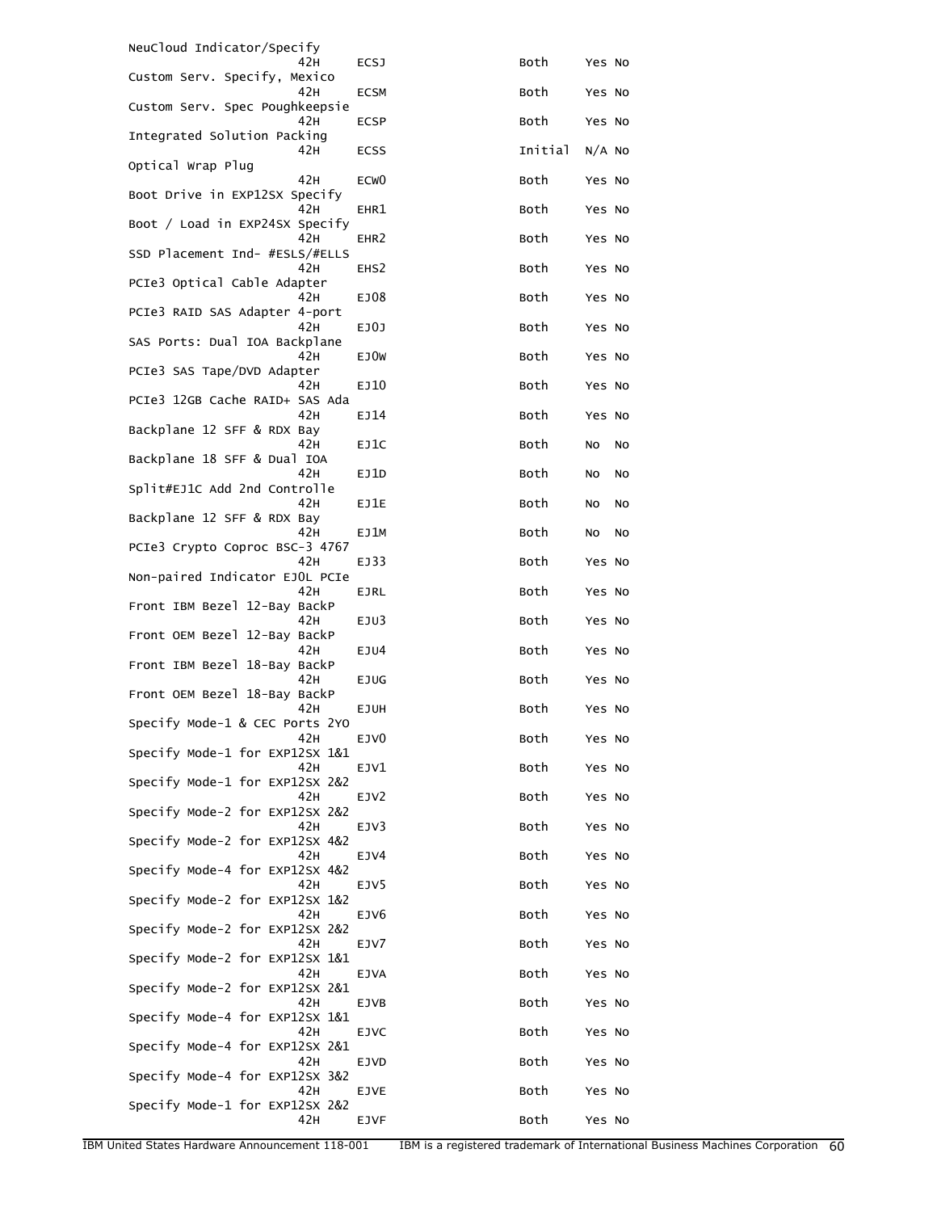```
NeuCloud Indicator/Specify
                    42H      ECSJ                    Both     Yes No
Custom Serv. Specify, Mexico
                    42H      ECSM                    Both     Yes No
Custom Serv. Spec Poughkeepsie
                    42H      ECSP                    Both     Yes No
Integrated Solution Packing
                    42H      ECSS                    Initial  N/A No
Optical Wrap Plug
                    42H      ECW0                    Both     Yes No
Boot Drive in EXP12SX Specify
                    42H      EHR1                    Both     Yes No
Boot / Load in EXP24SX Specify
                    42H      EHR2                    Both     Yes No
SSD Placement Ind- #ESLS/#ELLS
                    42H      EHS2                    Both     Yes No
PCIe3 Optical Cable Adapter
                    42H      EJ08                    Both     Yes No
PCIe3 RAID SAS Adapter 4-port
                    42H      EJ0J                    Both     Yes No
SAS Ports: Dual IOA Backplane
                    42H      EJ0W                    Both     Yes No
PCIe3 SAS Tape/DVD Adapter
                    42H      EJ10                    Both     Yes No
PCIe3 12GB Cache RAID+ SAS Ada
                    42H      EJ14                    Both     Yes No
Backplane 12 SFF & RDX Bay
                    42H      EJ1C                    Both     No  No
Backplane 18 SFF & Dual IOA
                    42H      EJ1D                    Both     No  No
Split#EJ1C Add 2nd Controlle
                    42H      EJ1E                    Both     No  No
Backplane 12 SFF & RDX Bay
                    42H      EJ1M                    Both     No  No
PCIe3 Crypto Coproc BSC-3 4767
                    42H      EJ33                    Both     Yes No
Non-paired Indicator EJ0L PCIe
                    42H      EJRL                    Both     Yes No
Front IBM Bezel 12-Bay BackP
                    42H      EJU3                    Both     Yes No
Front OEM Bezel 12-Bay BackP
                    42H      EJU4                    Both     Yes No
Front IBM Bezel 18-Bay BackP
                    42H      EJUG                    Both     Yes No
Front OEM Bezel 18-Bay BackP
                    42H      EJUH                    Both     Yes No
Specify Mode-1 & CEC Ports 2YO
                    42H      EJV0                    Both     Yes No
Specify Mode-1 for EXP12SX 1&1
                    42H      EJV1                    Both     Yes No
Specify Mode-1 for EXP12SX 2&2
                    42H      EJV2                    Both     Yes No
Specify Mode-2 for EXP12SX 2&2
                    42H      EJV3                    Both     Yes No
Specify Mode-2 for EXP12SX 4&2
                    42H      EJV4                    Both     Yes No
Specify Mode-4 for EXP12SX 4&2
                    42H      EJV5                    Both     Yes No
Specify Mode-2 for EXP12SX 1&2
                    42H      EJV6                    Both     Yes No
Specify Mode-2 for EXP12SX 2&2
                    42H      EJV7                    Both     Yes No
Specify Mode-2 for EXP12SX 1&1
                    42H      EJVA                    Both     Yes No
Specify Mode-2 for EXP12SX 2&1
                    42H      EJVB                    Both     Yes No
Specify Mode-4 for EXP12SX 1&1
                    42H      EJVC                    Both     Yes No
Specify Mode-4 for EXP12SX 2&1
                    42H      EJVD                    Both     Yes No
Specify Mode-4 for EXP12SX 3&2
                    42H      EJVE                    Both     Yes No
Specify Mode-1 for EXP12SX 2&2
                    42H      EJVF                    Both     Yes No
```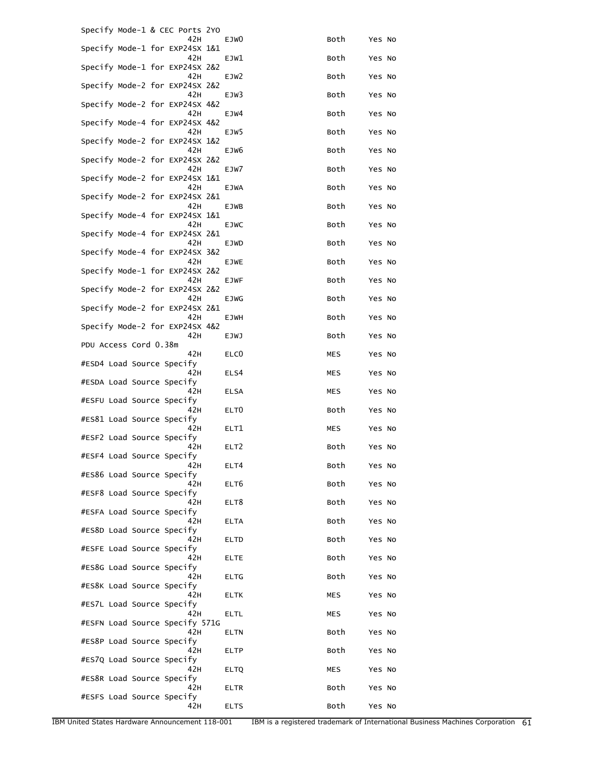| Description | Machine type-model | Feature | Initial/MES/Both/Support | CSU | Return parts MES |
|---|---|---|---|---|---|
| Specify Mode-1 & CEC Ports 2YO | 42H | EJW0 | Both | Yes | No |
| Specify Mode-1 for EXP24SX 1&1 | 42H | EJW1 | Both | Yes | No |
| Specify Mode-1 for EXP24SX 2&2 | 42H | EJW2 | Both | Yes | No |
| Specify Mode-2 for EXP24SX 2&2 | 42H | EJW3 | Both | Yes | No |
| Specify Mode-2 for EXP24SX 4&2 | 42H | EJW4 | Both | Yes | No |
| Specify Mode-4 for EXP24SX 4&2 | 42H | EJW5 | Both | Yes | No |
| Specify Mode-2 for EXP24SX 1&2 | 42H | EJW6 | Both | Yes | No |
| Specify Mode-2 for EXP24SX 2&2 | 42H | EJW7 | Both | Yes | No |
| Specify Mode-2 for EXP24SX 1&1 | 42H | EJWA | Both | Yes | No |
| Specify Mode-2 for EXP24SX 2&1 | 42H | EJWB | Both | Yes | No |
| Specify Mode-4 for EXP24SX 1&1 | 42H | EJWC | Both | Yes | No |
| Specify Mode-4 for EXP24SX 2&1 | 42H | EJWD | Both | Yes | No |
| Specify Mode-4 for EXP24SX 3&2 | 42H | EJWE | Both | Yes | No |
| Specify Mode-1 for EXP24SX 2&2 | 42H | EJWF | Both | Yes | No |
| Specify Mode-2 for EXP24SX 2&2 | 42H | EJWG | Both | Yes | No |
| Specify Mode-2 for EXP24SX 2&1 | 42H | EJWH | Both | Yes | No |
| Specify Mode-2 for EXP24SX 4&2 | 42H | EJWJ | Both | Yes | No |
| PDU Access Cord 0.38m | 42H | ELC0 | MES | Yes | No |
| #ESD4 Load Source Specify | 42H | ELS4 | MES | Yes | No |
| #ESDA Load Source Specify | 42H | ELSA | MES | Yes | No |
| #ESFU Load Source Specify | 42H | ELT0 | Both | Yes | No |
| #ES81 Load Source Specify | 42H | ELT1 | MES | Yes | No |
| #ESF2 Load Source Specify | 42H | ELT2 | Both | Yes | No |
| #ESF4 Load Source Specify | 42H | ELT4 | Both | Yes | No |
| #ES86 Load Source Specify | 42H | ELT6 | Both | Yes | No |
| #ESF8 Load Source Specify | 42H | ELT8 | Both | Yes | No |
| #ESFA Load Source Specify | 42H | ELTA | Both | Yes | No |
| #ES8D Load Source Specify | 42H | ELTD | Both | Yes | No |
| #ESFE Load Source Specify | 42H | ELTE | Both | Yes | No |
| #ES8G Load Source Specify | 42H | ELTG | Both | Yes | No |
| #ES8K Load Source Specify | 42H | ELTK | MES | Yes | No |
| #ES7L Load Source Specify | 42H | ELTL | MES | Yes | No |
| #ESFN Load Source Specify 571G | 42H | ELTN | Both | Yes | No |
| #ES8P Load Source Specify | 42H | ELTP | Both | Yes | No |
| #ES7Q Load Source Specify | 42H | ELTQ | MES | Yes | No |
| #ES8R Load Source Specify | 42H | ELTR | Both | Yes | No |
| #ESFS Load Source Specify | 42H | ELTS | Both | Yes | No |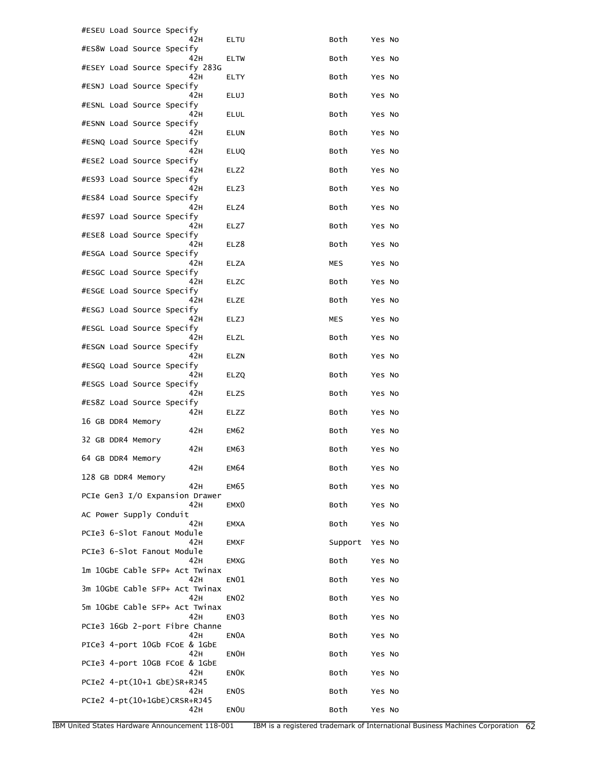| Description | Machine type | Feature | Status | | |
|---|---|---|---|---|---|
| #ESEU Load Source Specify | 42H | ELTU | Both | Yes | No |
| #ES8W Load Source Specify | 42H | ELTW | Both | Yes | No |
| #ESEY Load Source Specify 283G | 42H | ELTY | Both | Yes | No |
| #ESNJ Load Source Specify | 42H | ELUJ | Both | Yes | No |
| #ESNL Load Source Specify | 42H | ELUL | Both | Yes | No |
| #ESNN Load Source Specify | 42H | ELUN | Both | Yes | No |
| #ESNQ Load Source Specify | 42H | ELUQ | Both | Yes | No |
| #ESE2 Load Source Specify | 42H | ELZ2 | Both | Yes | No |
| #ES93 Load Source Specify | 42H | ELZ3 | Both | Yes | No |
| #ES84 Load Source Specify | 42H | ELZ4 | Both | Yes | No |
| #ES97 Load Source Specify | 42H | ELZ7 | Both | Yes | No |
| #ESE8 Load Source Specify | 42H | ELZ8 | Both | Yes | No |
| #ESGA Load Source Specify | 42H | ELZA | MES | Yes | No |
| #ESGC Load Source Specify | 42H | ELZC | Both | Yes | No |
| #ESGE Load Source Specify | 42H | ELZE | Both | Yes | No |
| #ESGJ Load Source Specify | 42H | ELZJ | MES | Yes | No |
| #ESGL Load Source Specify | 42H | ELZL | Both | Yes | No |
| #ESGN Load Source Specify | 42H | ELZN | Both | Yes | No |
| #ESGQ Load Source Specify | 42H | ELZQ | Both | Yes | No |
| #ESGS Load Source Specify | 42H | ELZS | Both | Yes | No |
| #ES8Z Load Source Specify | 42H | ELZZ | Both | Yes | No |
| 16 GB DDR4 Memory | 42H | EM62 | Both | Yes | No |
| 32 GB DDR4 Memory | 42H | EM63 | Both | Yes | No |
| 64 GB DDR4 Memory | 42H | EM64 | Both | Yes | No |
| 128 GB DDR4 Memory | 42H | EM65 | Both | Yes | No |
| PCIe Gen3 I/O Expansion Drawer | 42H | EMX0 | Both | Yes | No |
| AC Power Supply Conduit | 42H | EMXA | Both | Yes | No |
| PCIe3 6-Slot Fanout Module | 42H | EMXF | Support | Yes | No |
| PCIe3 6-Slot Fanout Module | 42H | EMXG | Both | Yes | No |
| 1m 10GbE Cable SFP+ Act Twinax | 42H | EN01 | Both | Yes | No |
| 3m 10GbE Cable SFP+ Act Twinax | 42H | EN02 | Both | Yes | No |
| 5m 10GbE Cable SFP+ Act Twinax | 42H | EN03 | Both | Yes | No |
| PCIe3 16Gb 2-port Fibre Channe | 42H | EN0A | Both | Yes | No |
| PICe3 4-port 10Gb FCoE & 1GbE | 42H | EN0H | Both | Yes | No |
| PCIe3 4-port 10GB FCoE & 1GbE | 42H | EN0K | Both | Yes | No |
| PCIe2 4-pt(10+1 GbE)SR+RJ45 | 42H | EN0S | Both | Yes | No |
| PCIe2 4-pt(10+1GbE)CRSR+RJ45 | 42H | EN0U | Both | Yes | No |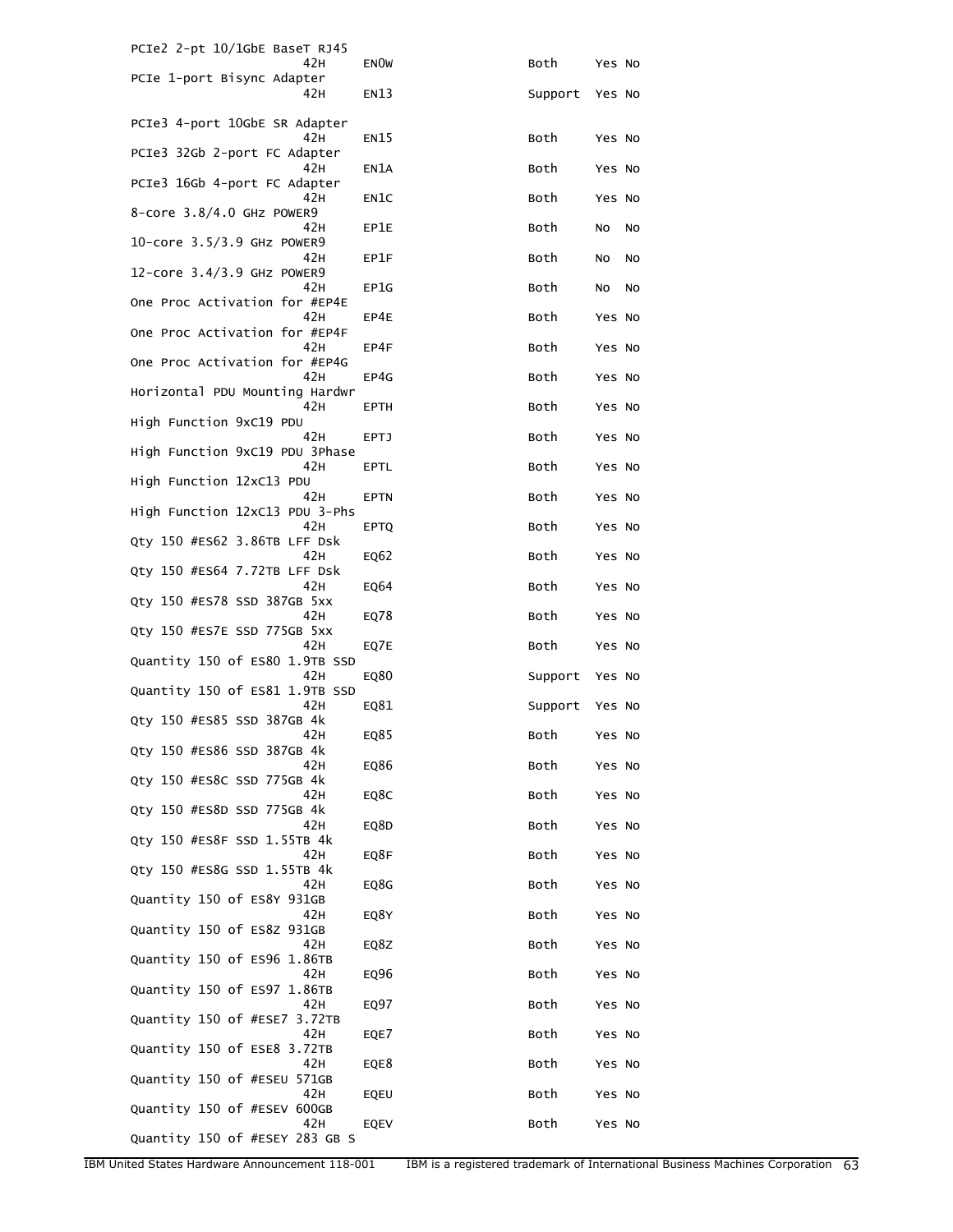```
PCIe2 2-pt 10/1GbE BaseT RJ45
                       42H      EN0W                 Both     Yes No
PCIe 1-port Bisync Adapter
                       42H      EN13                 Support  Yes No

PCIe3 4-port 10GbE SR Adapter
                       42H      EN15                 Both     Yes No
PCIe3 32Gb 2-port FC Adapter
                       42H      EN1A                 Both     Yes No
PCIe3 16Gb 4-port FC Adapter
                       42H      EN1C                 Both     Yes No
8-core 3.8/4.0 GHz POWER9
                       42H      EP1E                 Both     No  No
10-core 3.5/3.9 GHz POWER9
                       42H      EP1F                 Both     No  No
12-core 3.4/3.9 GHz POWER9
                       42H      EP1G                 Both     No  No
One Proc Activation for #EP4E
                       42H      EP4E                 Both     Yes No
One Proc Activation for #EP4F
                       42H      EP4F                 Both     Yes No
One Proc Activation for #EP4G
                       42H      EP4G                 Both     Yes No
Horizontal PDU Mounting Hardwr
                       42H      EPTH                 Both     Yes No
High Function 9xC19 PDU
                       42H      EPTJ                 Both     Yes No
High Function 9xC19 PDU 3Phase
                       42H      EPTL                 Both     Yes No
High Function 12xC13 PDU
                       42H      EPTN                 Both     Yes No
High Function 12xC13 PDU 3-Phs
                       42H      EPTQ                 Both     Yes No
Qty 150 #ES62 3.86TB LFF Dsk
                       42H      EQ62                 Both     Yes No
Qty 150 #ES64 7.72TB LFF Dsk
                       42H      EQ64                 Both     Yes No
Qty 150 #ES78 SSD 387GB 5xx
                       42H      EQ78                 Both     Yes No
Qty 150 #ES7E SSD 775GB 5xx
                       42H      EQ7E                 Both     Yes No
Quantity 150 of ES80 1.9TB SSD
                       42H      EQ80                 Support  Yes No
Quantity 150 of ES81 1.9TB SSD
                       42H      EQ81                 Support  Yes No
Qty 150 #ES85 SSD 387GB 4k
                       42H      EQ85                 Both     Yes No
Qty 150 #ES86 SSD 387GB 4k
                       42H      EQ86                 Both     Yes No
Qty 150 #ES8C SSD 775GB 4k
                       42H      EQ8C                 Both     Yes No
Qty 150 #ES8D SSD 775GB 4k
                       42H      EQ8D                 Both     Yes No
Qty 150 #ES8F SSD 1.55TB 4k
                       42H      EQ8F                 Both     Yes No
Qty 150 #ES8G SSD 1.55TB 4k
                       42H      EQ8G                 Both     Yes No
Quantity 150 of ES8Y 931GB
                       42H      EQ8Y                 Both     Yes No
Quantity 150 of ES8Z 931GB
                       42H      EQ8Z                 Both     Yes No
Quantity 150 of ES96 1.86TB
                       42H      EQ96                 Both     Yes No
Quantity 150 of ES97 1.86TB
                       42H      EQ97                 Both     Yes No
Quantity 150 of #ESE7 3.72TB
                       42H      EQE7                 Both     Yes No
Quantity 150 of ESE8 3.72TB
                       42H      EQE8                 Both     Yes No
Quantity 150 of #ESEU 571GB
                       42H      EQEU                 Both     Yes No
Quantity 150 of #ESEV 600GB
                       42H      EQEV                 Both     Yes No
Quantity 150 of #ESEY 283 GB S
```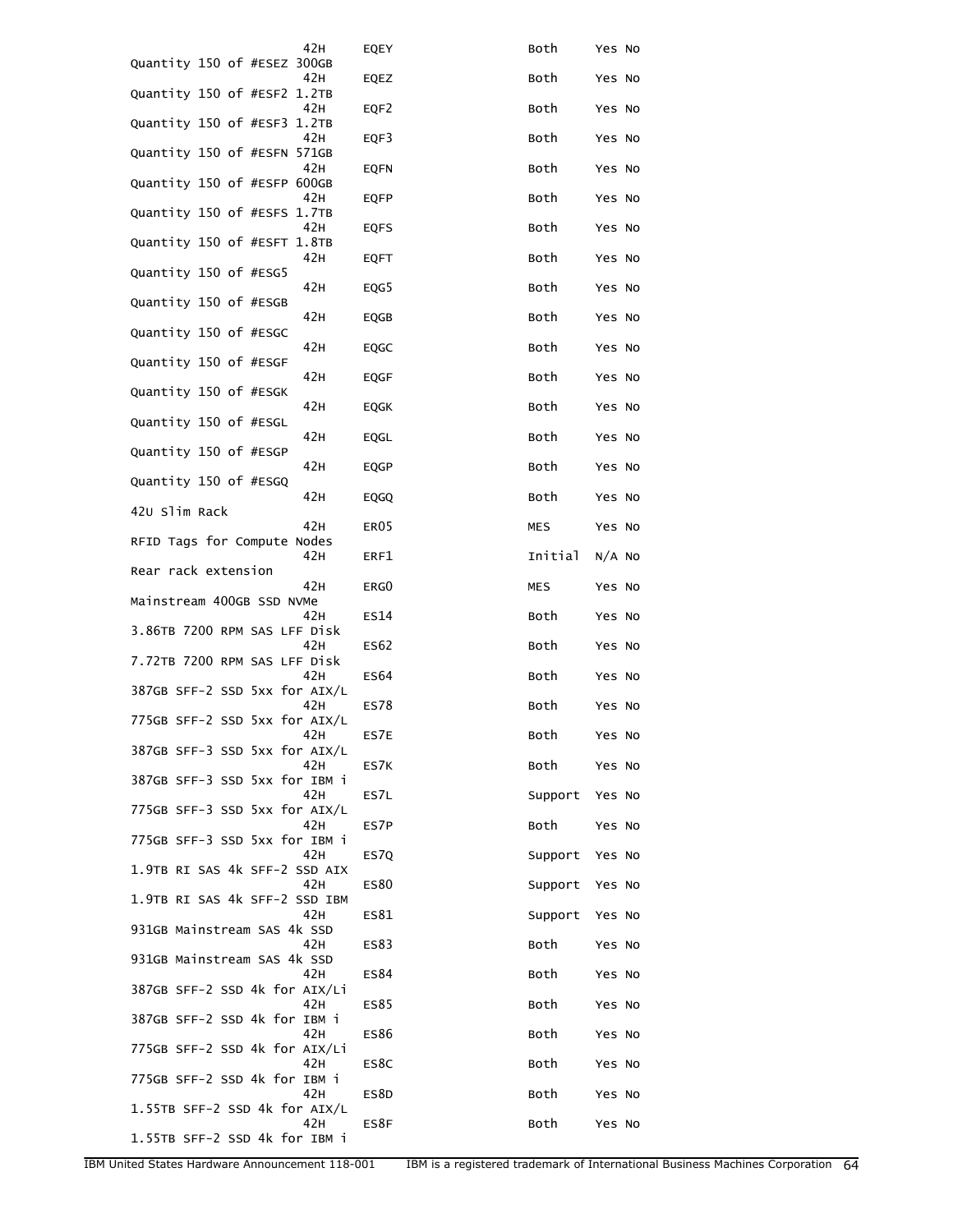| Description | Machine type | Feature | Initial/MES/Both/Support | CSU | Return parts |
|---|---|---|---|---|---|
| | 42H | EQEY | Both | Yes | No |
| Quantity 150 of #ESEZ 300GB | 42H | EQEZ | Both | Yes | No |
| Quantity 150 of #ESF2 1.2TB | 42H | EQF2 | Both | Yes | No |
| Quantity 150 of #ESF3 1.2TB | 42H | EQF3 | Both | Yes | No |
| Quantity 150 of #ESFN 571GB | 42H | EQFN | Both | Yes | No |
| Quantity 150 of #ESFP 600GB | 42H | EQFP | Both | Yes | No |
| Quantity 150 of #ESFS 1.7TB | 42H | EQFS | Both | Yes | No |
| Quantity 150 of #ESFT 1.8TB | 42H | EQFT | Both | Yes | No |
| Quantity 150 of #ESG5 | 42H | EQG5 | Both | Yes | No |
| Quantity 150 of #ESGB | 42H | EQGB | Both | Yes | No |
| Quantity 150 of #ESGC | 42H | EQGC | Both | Yes | No |
| Quantity 150 of #ESGF | 42H | EQGF | Both | Yes | No |
| Quantity 150 of #ESGK | 42H | EQGK | Both | Yes | No |
| Quantity 150 of #ESGL | 42H | EQGL | Both | Yes | No |
| Quantity 150 of #ESGP | 42H | EQGP | Both | Yes | No |
| Quantity 150 of #ESGQ | 42H | EQGQ | Both | Yes | No |
| 42U Slim Rack | 42H | ER05 | MES | Yes | No |
| RFID Tags for Compute Nodes | 42H | ERF1 | Initial | N/A | No |
| Rear rack extension | 42H | ERG0 | MES | Yes | No |
| Mainstream 400GB SSD NVMe | 42H | ES14 | Both | Yes | No |
| 3.86TB 7200 RPM SAS LFF Disk | 42H | ES62 | Both | Yes | No |
| 7.72TB 7200 RPM SAS LFF Disk | 42H | ES64 | Both | Yes | No |
| 387GB SFF-2 SSD 5xx for AIX/L | 42H | ES78 | Both | Yes | No |
| 775GB SFF-2 SSD 5xx for AIX/L | 42H | ES7E | Both | Yes | No |
| 387GB SFF-3 SSD 5xx for AIX/L | 42H | ES7K | Both | Yes | No |
| 387GB SFF-3 SSD 5xx for IBM i | 42H | ES7L | Support | Yes | No |
| 775GB SFF-3 SSD 5xx for AIX/L | 42H | ES7P | Both | Yes | No |
| 775GB SFF-3 SSD 5xx for IBM i | 42H | ES7Q | Support | Yes | No |
| 1.9TB RI SAS 4k SFF-2 SSD AIX | 42H | ES80 | Support | Yes | No |
| 1.9TB RI SAS 4k SFF-2 SSD IBM | 42H | ES81 | Support | Yes | No |
| 931GB Mainstream SAS 4k SSD | 42H | ES83 | Both | Yes | No |
| 931GB Mainstream SAS 4k SSD | 42H | ES84 | Both | Yes | No |
| 387GB SFF-2 SSD 4k for AIX/Li | 42H | ES85 | Both | Yes | No |
| 387GB SFF-2 SSD 4k for IBM i | 42H | ES86 | Both | Yes | No |
| 775GB SFF-2 SSD 4k for AIX/Li | 42H | ES8C | Both | Yes | No |
| 775GB SFF-2 SSD 4k for IBM i | 42H | ES8D | Both | Yes | No |
| 1.55TB SFF-2 SSD 4k for AIX/L | 42H | ES8F | Both | Yes | No |
| 1.55TB SFF-2 SSD 4k for IBM i | | | | | |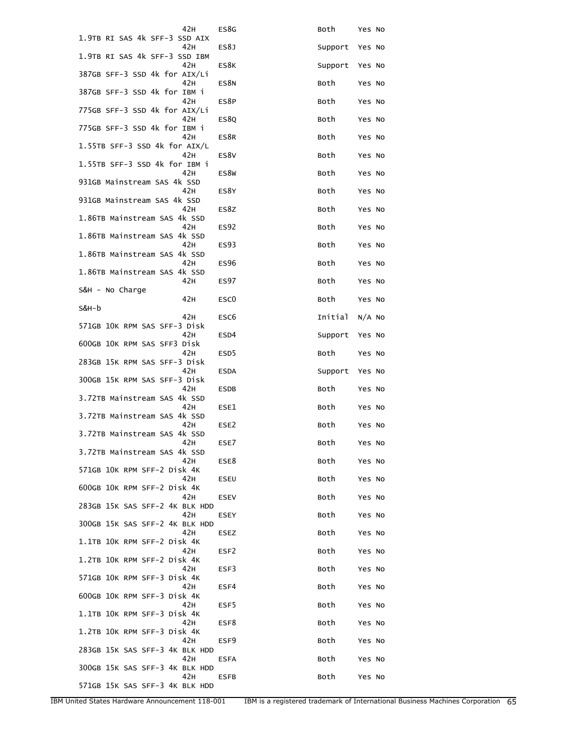| Description | Model | Feature | Initial/MES/Both/Support | | |
|---|---|---|---|---|---|
| | 42H | ES8G | Both | Yes | No |
| 1.9TB RI SAS 4k SFF-3 SSD AIX | 42H | ES8J | Support | Yes | No |
| 1.9TB RI SAS 4k SFF-3 SSD IBM | 42H | ES8K | Support | Yes | No |
| 387GB SFF-3 SSD 4k for AIX/Li | 42H | ES8N | Both | Yes | No |
| 387GB SFF-3 SSD 4k for IBM i | 42H | ES8P | Both | Yes | No |
| 775GB SFF-3 SSD 4k for AIX/Li | 42H | ES8Q | Both | Yes | No |
| 775GB SFF-3 SSD 4k for IBM i | 42H | ES8R | Both | Yes | No |
| 1.55TB SFF-3 SSD 4k for AIX/L | 42H | ES8V | Both | Yes | No |
| 1.55TB SFF-3 SSD 4k for IBM i | 42H | ES8W | Both | Yes | No |
| 931GB Mainstream SAS 4k SSD | 42H | ES8Y | Both | Yes | No |
| 931GB Mainstream SAS 4k SSD | 42H | ES8Z | Both | Yes | No |
| 1.86TB Mainstream SAS 4k SSD | 42H | ES92 | Both | Yes | No |
| 1.86TB Mainstream SAS 4k SSD | 42H | ES93 | Both | Yes | No |
| 1.86TB Mainstream SAS 4k SSD | 42H | ES96 | Both | Yes | No |
| 1.86TB Mainstream SAS 4k SSD | 42H | ES97 | Both | Yes | No |
| S&H - No Charge | 42H | ESC0 | Both | Yes | No |
| S&H-b | 42H | ESC6 | Initial | N/A | No |
| 571GB 10K RPM SAS SFF-3 Disk | 42H | ESD4 | Support | Yes | No |
| 600GB 10K RPM SAS SFF3 Disk | 42H | ESD5 | Both | Yes | No |
| 283GB 15K RPM SAS SFF-3 Disk | 42H | ESDA | Support | Yes | No |
| 300GB 15K RPM SAS SFF-3 Disk | 42H | ESDB | Both | Yes | No |
| 3.72TB Mainstream SAS 4k SSD | 42H | ESE1 | Both | Yes | No |
| 3.72TB Mainstream SAS 4k SSD | 42H | ESE2 | Both | Yes | No |
| 3.72TB Mainstream SAS 4k SSD | 42H | ESE7 | Both | Yes | No |
| 3.72TB Mainstream SAS 4k SSD | 42H | ESE8 | Both | Yes | No |
| 571GB 10K RPM SFF-2 Disk 4K | 42H | ESEU | Both | Yes | No |
| 600GB 10K RPM SFF-2 Disk 4K | 42H | ESEV | Both | Yes | No |
| 283GB 15K SAS SFF-2 4K BLK HDD | 42H | ESEY | Both | Yes | No |
| 300GB 15K SAS SFF-2 4K BLK HDD | 42H | ESEZ | Both | Yes | No |
| 1.1TB 10K RPM SFF-2 Disk 4K | 42H | ESF2 | Both | Yes | No |
| 1.2TB 10K RPM SFF-2 Disk 4K | 42H | ESF3 | Both | Yes | No |
| 571GB 10K RPM SFF-3 Disk 4K | 42H | ESF4 | Both | Yes | No |
| 600GB 10K RPM SFF-3 Disk 4K | 42H | ESF5 | Both | Yes | No |
| 1.1TB 10K RPM SFF-3 Disk 4K | 42H | ESF8 | Both | Yes | No |
| 1.2TB 10K RPM SFF-3 Disk 4K | 42H | ESF9 | Both | Yes | No |
| 283GB 15K SAS SFF-3 4K BLK HDD | 42H | ESFA | Both | Yes | No |
| 300GB 15K SAS SFF-3 4K BLK HDD | 42H | ESFB | Both | Yes | No |
| 571GB 15K SAS SFF-3 4K BLK HDD | | | | | |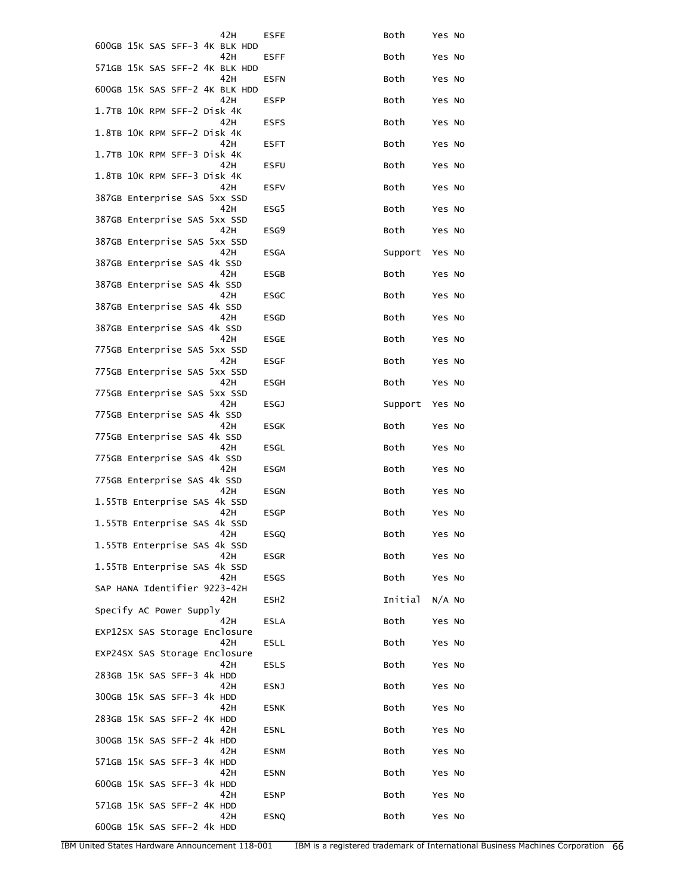| | | | | | |
|---|---|---|---|---|---|
| | 42H | ESFE | Both | Yes | No |
| 600GB 15K SAS SFF-3 4K BLK HDD | 42H | ESFF | Both | Yes | No |
| 571GB 15K SAS SFF-2 4K BLK HDD | 42H | ESFN | Both | Yes | No |
| 600GB 15K SAS SFF-2 4K BLK HDD | 42H | ESFP | Both | Yes | No |
| 1.7TB 10K RPM SFF-2 Disk 4K | 42H | ESFS | Both | Yes | No |
| 1.8TB 10K RPM SFF-2 Disk 4K | 42H | ESFT | Both | Yes | No |
| 1.7TB 10K RPM SFF-3 Disk 4K | 42H | ESFU | Both | Yes | No |
| 1.8TB 10K RPM SFF-3 Disk 4K | 42H | ESFV | Both | Yes | No |
| 387GB Enterprise SAS 5xx SSD | 42H | ESG5 | Both | Yes | No |
| 387GB Enterprise SAS 5xx SSD | 42H | ESG9 | Both | Yes | No |
| 387GB Enterprise SAS 5xx SSD | 42H | ESGA | Support | Yes | No |
| 387GB Enterprise SAS 4k SSD | 42H | ESGB | Both | Yes | No |
| 387GB Enterprise SAS 4k SSD | 42H | ESGC | Both | Yes | No |
| 387GB Enterprise SAS 4k SSD | 42H | ESGD | Both | Yes | No |
| 387GB Enterprise SAS 4k SSD | 42H | ESGE | Both | Yes | No |
| 775GB Enterprise SAS 5xx SSD | 42H | ESGF | Both | Yes | No |
| 775GB Enterprise SAS 5xx SSD | 42H | ESGH | Both | Yes | No |
| 775GB Enterprise SAS 5xx SSD | 42H | ESGJ | Support | Yes | No |
| 775GB Enterprise SAS 4k SSD | 42H | ESGK | Both | Yes | No |
| 775GB Enterprise SAS 4k SSD | 42H | ESGL | Both | Yes | No |
| 775GB Enterprise SAS 4k SSD | 42H | ESGM | Both | Yes | No |
| 775GB Enterprise SAS 4k SSD | 42H | ESGN | Both | Yes | No |
| 1.55TB Enterprise SAS 4k SSD | 42H | ESGP | Both | Yes | No |
| 1.55TB Enterprise SAS 4k SSD | 42H | ESGQ | Both | Yes | No |
| 1.55TB Enterprise SAS 4k SSD | 42H | ESGR | Both | Yes | No |
| 1.55TB Enterprise SAS 4k SSD | 42H | ESGS | Both | Yes | No |
| SAP HANA Identifier 9223-42H | 42H | ESH2 | Initial | N/A | No |
| Specify AC Power Supply | 42H | ESLA | Both | Yes | No |
| EXP12SX SAS Storage Enclosure | 42H | ESLL | Both | Yes | No |
| EXP24SX SAS Storage Enclosure | 42H | ESLS | Both | Yes | No |
| 283GB 15K SAS SFF-3 4k HDD | 42H | ESNJ | Both | Yes | No |
| 300GB 15K SAS SFF-3 4k HDD | 42H | ESNK | Both | Yes | No |
| 283GB 15K SAS SFF-2 4K HDD | 42H | ESNL | Both | Yes | No |
| 300GB 15K SAS SFF-2 4k HDD | 42H | ESNM | Both | Yes | No |
| 571GB 15K SAS SFF-3 4K HDD | 42H | ESNN | Both | Yes | No |
| 600GB 15K SAS SFF-3 4k HDD | 42H | ESNP | Both | Yes | No |
| 571GB 15K SAS SFF-2 4K HDD | 42H | ESNQ | Both | Yes | No |
| 600GB 15K SAS SFF-2 4k HDD | | | | | |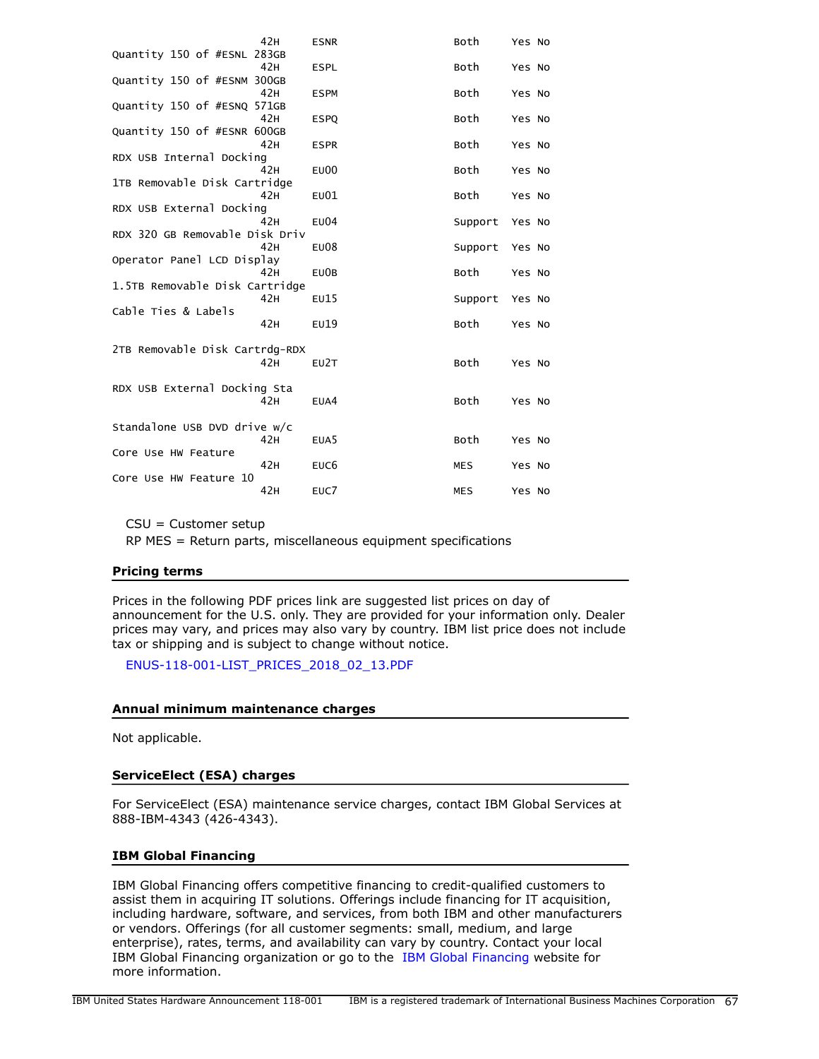| Description | Machine type | Feature number | Initial/MES/Both/Support | CSU | RP MES |
|---|---|---|---|---|---|
| | 42H | ESNR | Both | Yes | No |
| Quantity 150 of #ESNL 283GB | 42H | ESPL | Both | Yes | No |
| Quantity 150 of #ESNM 300GB | 42H | ESPM | Both | Yes | No |
| Quantity 150 of #ESNQ 571GB | 42H | ESPQ | Both | Yes | No |
| Quantity 150 of #ESNR 600GB | 42H | ESPR | Both | Yes | No |
| RDX USB Internal Docking | 42H | EU00 | Both | Yes | No |
| 1TB Removable Disk Cartridge | 42H | EU01 | Both | Yes | No |
| RDX USB External Docking | 42H | EU04 | Support | Yes | No |
| RDX 320 GB Removable Disk Driv | 42H | EU08 | Support | Yes | No |
| Operator Panel LCD Display | 42H | EU0B | Both | Yes | No |
| 1.5TB Removable Disk Cartridge | 42H | EU15 | Support | Yes | No |
| Cable Ties & Labels | 42H | EU19 | Both | Yes | No |
| 2TB Removable Disk Cartrdg-RDX | 42H | EU2T | Both | Yes | No |
| RDX USB External Docking Sta | 42H | EUA4 | Both | Yes | No |
| Standalone USB DVD drive w/c | 42H | EUA5 | Both | Yes | No |
| Core Use HW Feature | 42H | EUC6 | MES | Yes | No |
| Core Use HW Feature 10 | 42H | EUC7 | MES | Yes | No |

CSU = Customer setup

RP MES = Return parts, miscellaneous equipment specifications

## Pricing terms

Prices in the following PDF prices link are suggested list prices on day of announcement for the U.S. only. They are provided for your information only. Dealer prices may vary, and prices may also vary by country. IBM list price does not include tax or shipping and is subject to change without notice.

ENUS-118-001-LIST_PRICES_2018_02_13.PDF

## Annual minimum maintenance charges

Not applicable.

## ServiceElect (ESA) charges

For ServiceElect (ESA) maintenance service charges, contact IBM Global Services at 888-IBM-4343 (426-4343).

## IBM Global Financing

IBM Global Financing offers competitive financing to credit-qualified customers to assist them in acquiring IT solutions. Offerings include financing for IT acquisition, including hardware, software, and services, from both IBM and other manufacturers or vendors. Offerings (for all customer segments: small, medium, and large enterprise), rates, terms, and availability can vary by country. Contact your local IBM Global Financing organization or go to the IBM Global Financing website for more information.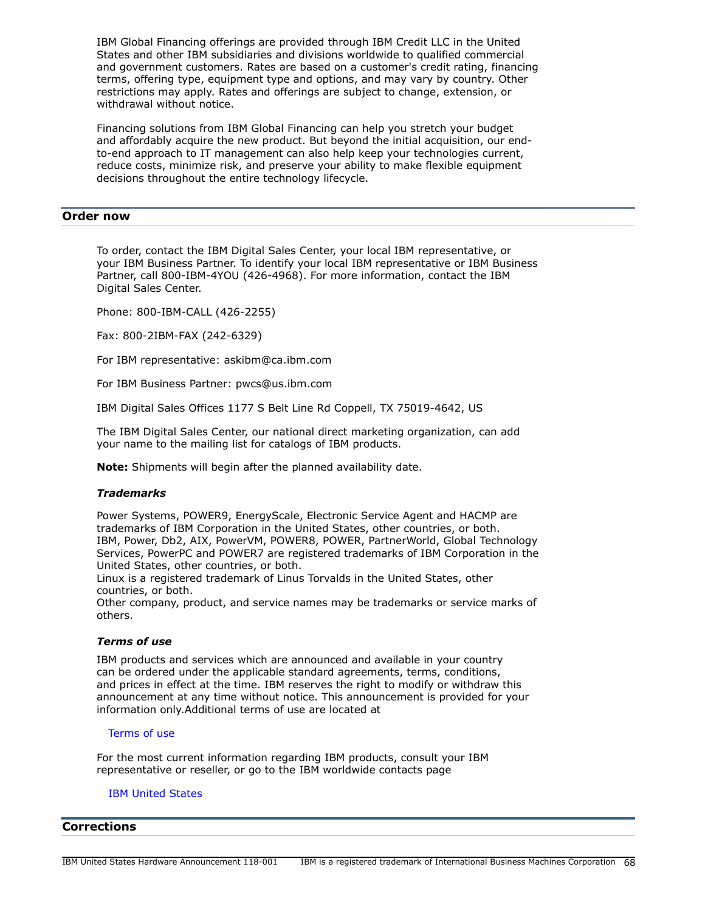IBM Global Financing offerings are provided through IBM Credit LLC in the United States and other IBM subsidiaries and divisions worldwide to qualified commercial and government customers. Rates are based on a customer's credit rating, financing terms, offering type, equipment type and options, and may vary by country. Other restrictions may apply. Rates and offerings are subject to change, extension, or withdrawal without notice.

Financing solutions from IBM Global Financing can help you stretch your budget and affordably acquire the new product. But beyond the initial acquisition, our end-to-end approach to IT management can also help keep your technologies current, reduce costs, minimize risk, and preserve your ability to make flexible equipment decisions throughout the entire technology lifecycle.

## Order now

To order, contact the IBM Digital Sales Center, your local IBM representative, or your IBM Business Partner. To identify your local IBM representative or IBM Business Partner, call 800-IBM-4YOU (426-4968). For more information, contact the IBM Digital Sales Center.

Phone: 800-IBM-CALL (426-2255)

Fax: 800-2IBM-FAX (242-6329)

For IBM representative: askibm@ca.ibm.com

For IBM Business Partner: pwcs@us.ibm.com

IBM Digital Sales Offices 1177 S Belt Line Rd Coppell, TX 75019-4642, US

The IBM Digital Sales Center, our national direct marketing organization, can add your name to the mailing list for catalogs of IBM products.

**Note:** Shipments will begin after the planned availability date.

### *Trademarks*

Power Systems, POWER9, EnergyScale, Electronic Service Agent and HACMP are trademarks of IBM Corporation in the United States, other countries, or both.
IBM, Power, Db2, AIX, PowerVM, POWER8, POWER, PartnerWorld, Global Technology Services, PowerPC and POWER7 are registered trademarks of IBM Corporation in the United States, other countries, or both.
Linux is a registered trademark of Linus Torvalds in the United States, other countries, or both.
Other company, product, and service names may be trademarks or service marks of others.

### *Terms of use*

IBM products and services which are announced and available in your country can be ordered under the applicable standard agreements, terms, conditions, and prices in effect at the time. IBM reserves the right to modify or withdraw this announcement at any time without notice. This announcement is provided for your information only.Additional terms of use are located at

Terms of use

For the most current information regarding IBM products, consult your IBM representative or reseller, or go to the IBM worldwide contacts page

IBM United States

## Corrections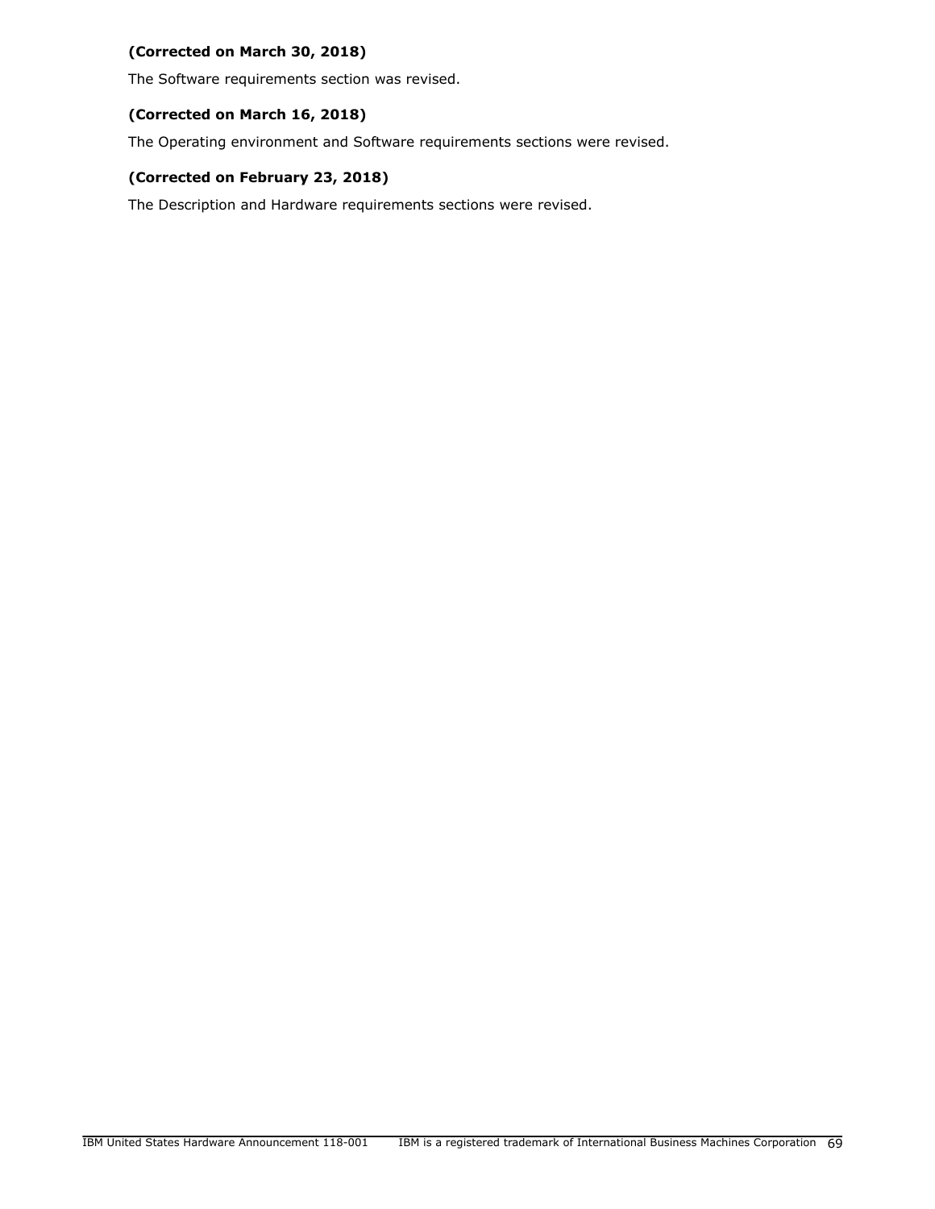**(Corrected on March 30, 2018)**

The Software requirements section was revised.

**(Corrected on March 16, 2018)**

The Operating environment and Software requirements sections were revised.

**(Corrected on February 23, 2018)**

The Description and Hardware requirements sections were revised.